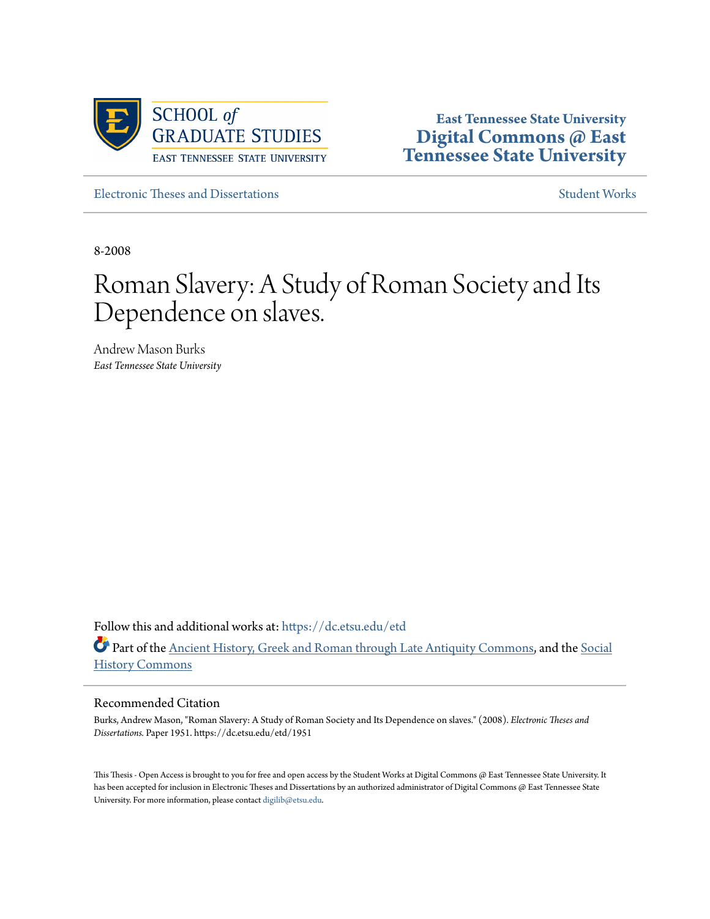School of Graduate Studies
East Tennessee State University

East Tennessee State University
**Digital Commons @ East Tennessee State University**

Electronic Theses and Dissertations — Student Works

8-2008

# Roman Slavery: A Study of Roman Society and Its Dependence on slaves.

Andrew Mason Burks
*East Tennessee State University*

Follow this and additional works at: https://dc.etsu.edu/etd

Part of the Ancient History, Greek and Roman through Late Antiquity Commons, and the Social History Commons

## Recommended Citation

Burks, Andrew Mason, "Roman Slavery: A Study of Roman Society and Its Dependence on slaves." (2008). *Electronic Theses and Dissertations.* Paper 1951. https://dc.etsu.edu/etd/1951

This Thesis - Open Access is brought to you for free and open access by the Student Works at Digital Commons @ East Tennessee State University. It has been accepted for inclusion in Electronic Theses and Dissertations by an authorized administrator of Digital Commons @ East Tennessee State University. For more information, please contact digilib@etsu.edu.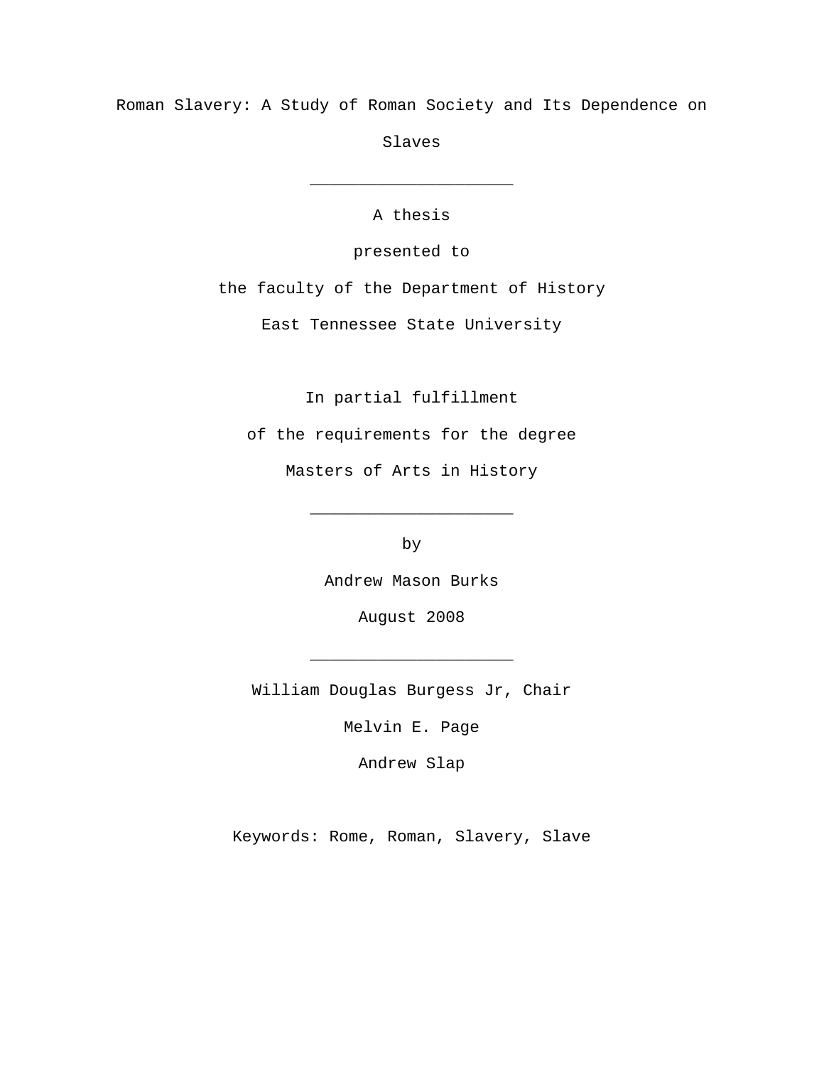# Roman Slavery: A Study of Roman Society and Its Dependence on Slaves

---

A thesis

presented to

the faculty of the Department of History

East Tennessee State University

In partial fulfillment

of the requirements for the degree

Masters of Arts in History

---

by

Andrew Mason Burks

August 2008

---

William Douglas Burgess Jr, Chair

Melvin E. Page

Andrew Slap

Keywords: Rome, Roman, Slavery, Slave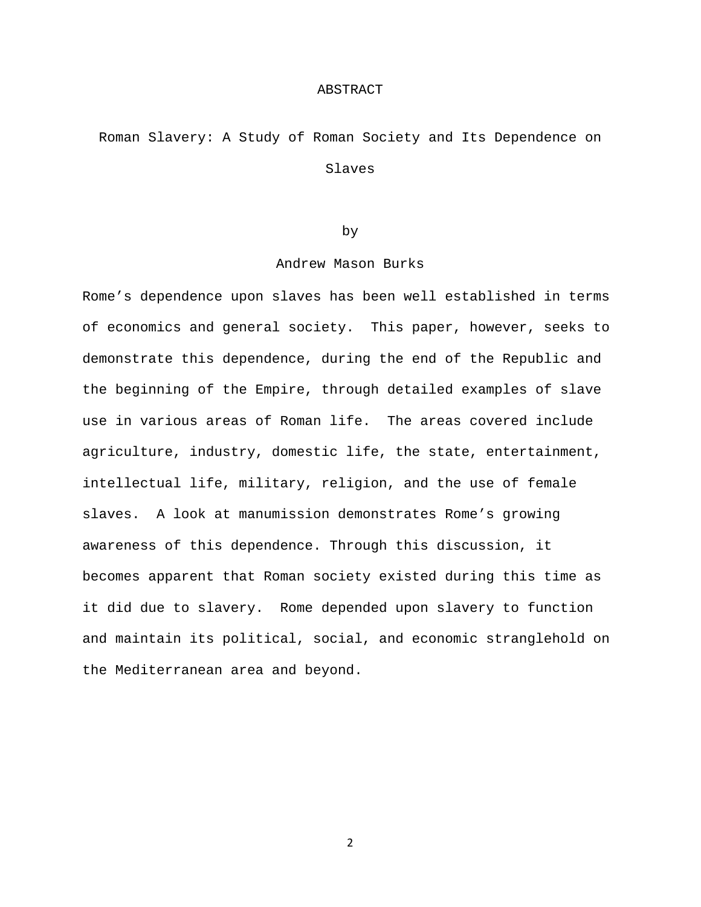# ABSTRACT

## Roman Slavery: A Study of Roman Society and Its Dependence on Slaves

by

Andrew Mason Burks

Rome's dependence upon slaves has been well established in terms of economics and general society. This paper, however, seeks to demonstrate this dependence, during the end of the Republic and the beginning of the Empire, through detailed examples of slave use in various areas of Roman life. The areas covered include agriculture, industry, domestic life, the state, entertainment, intellectual life, military, religion, and the use of female slaves. A look at manumission demonstrates Rome's growing awareness of this dependence. Through this discussion, it becomes apparent that Roman society existed during this time as it did due to slavery. Rome depended upon slavery to function and maintain its political, social, and economic stranglehold on the Mediterranean area and beyond.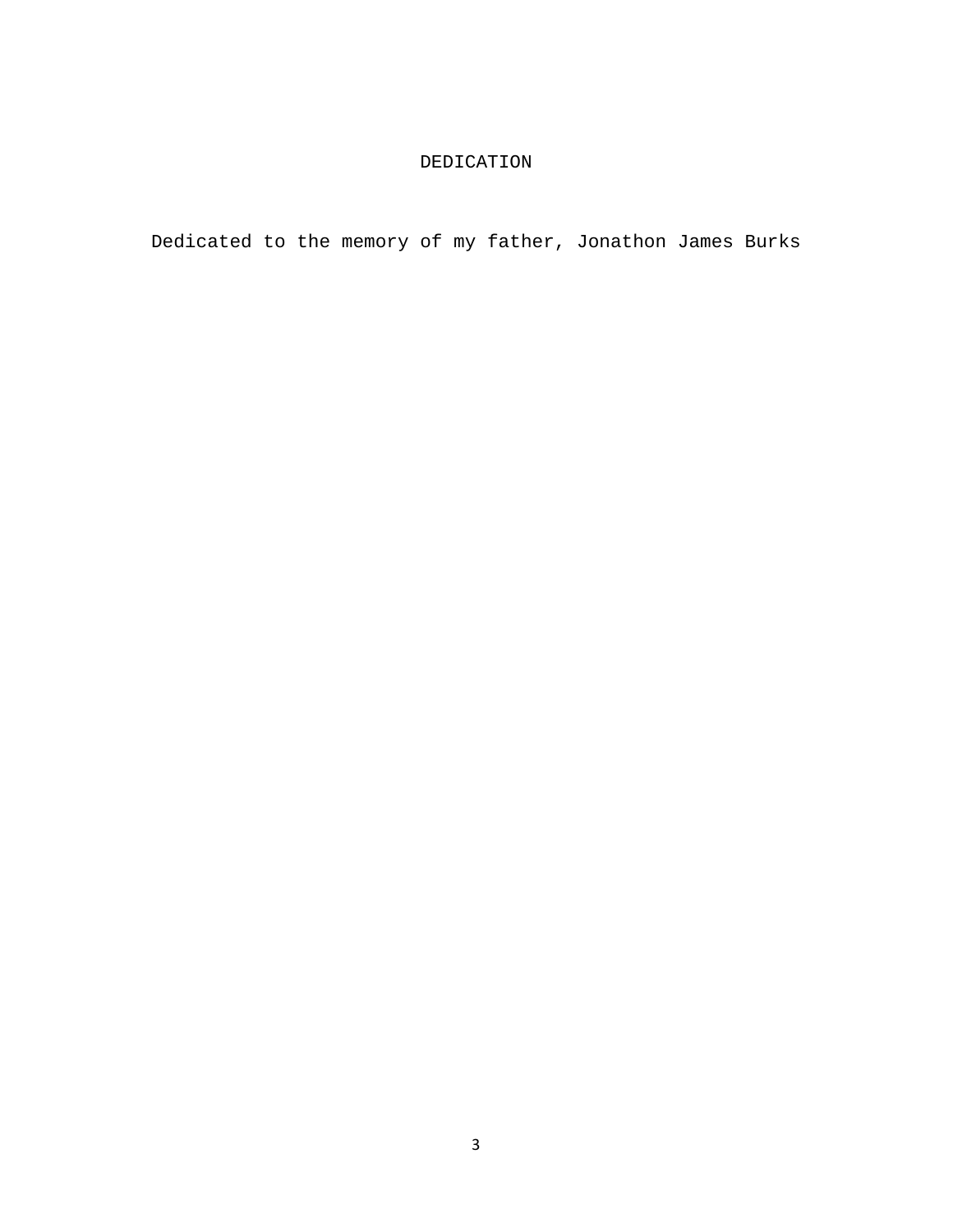# DEDICATION

Dedicated to the memory of my father, Jonathon James Burks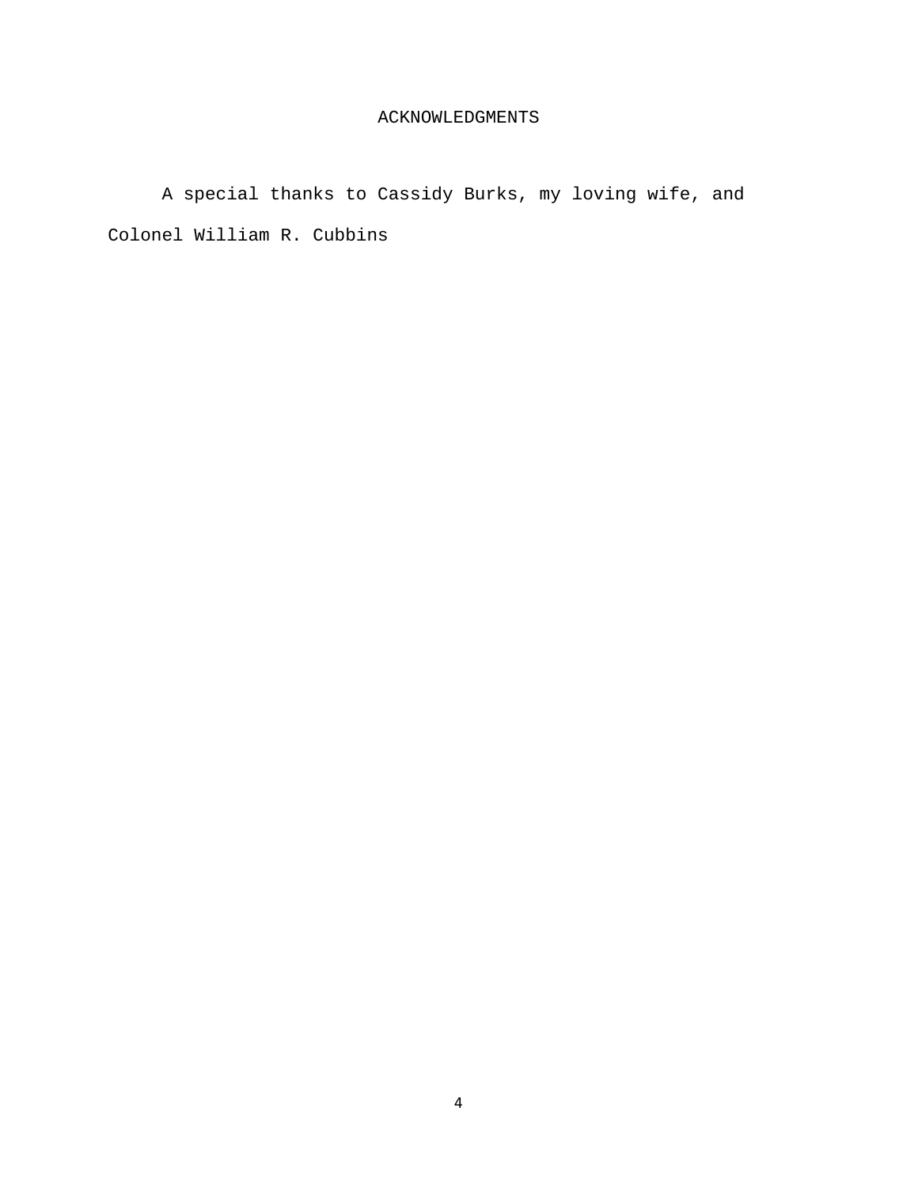# ACKNOWLEDGMENTS

A special thanks to Cassidy Burks, my loving wife, and Colonel William R. Cubbins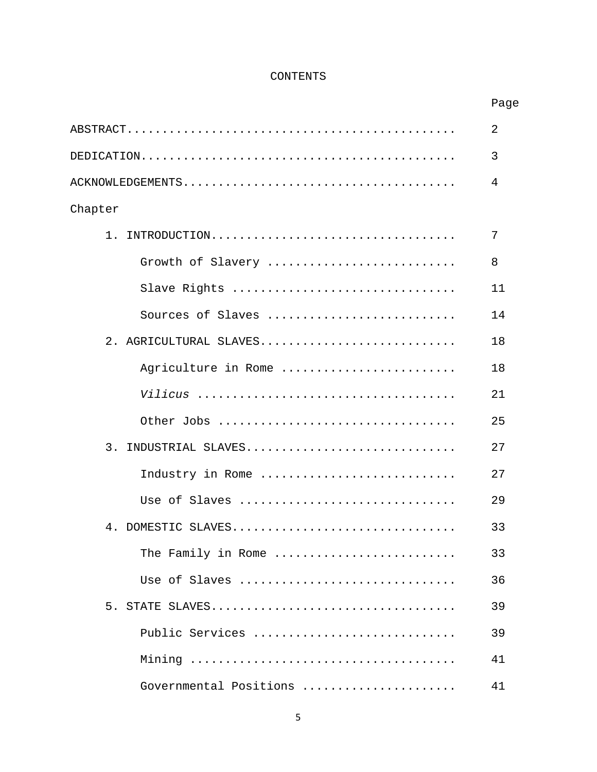# CONTENTS

| | Page |
|---|---|
| ABSTRACT | 2 |
| DEDICATION | 3 |
| ACKNOWLEDGEMENTS | 4 |
| Chapter | |
| 1. INTRODUCTION | 7 |
| Growth of Slavery | 8 |
| Slave Rights | 11 |
| Sources of Slaves | 14 |
| 2. AGRICULTURAL SLAVES | 18 |
| Agriculture in Rome | 18 |
| *Vilicus* | 21 |
| Other Jobs | 25 |
| 3. INDUSTRIAL SLAVES | 27 |
| Industry in Rome | 27 |
| Use of Slaves | 29 |
| 4. DOMESTIC SLAVES | 33 |
| The Family in Rome | 33 |
| Use of Slaves | 36 |
| 5. STATE SLAVES | 39 |
| Public Services | 39 |
| Mining | 41 |
| Governmental Positions | 41 |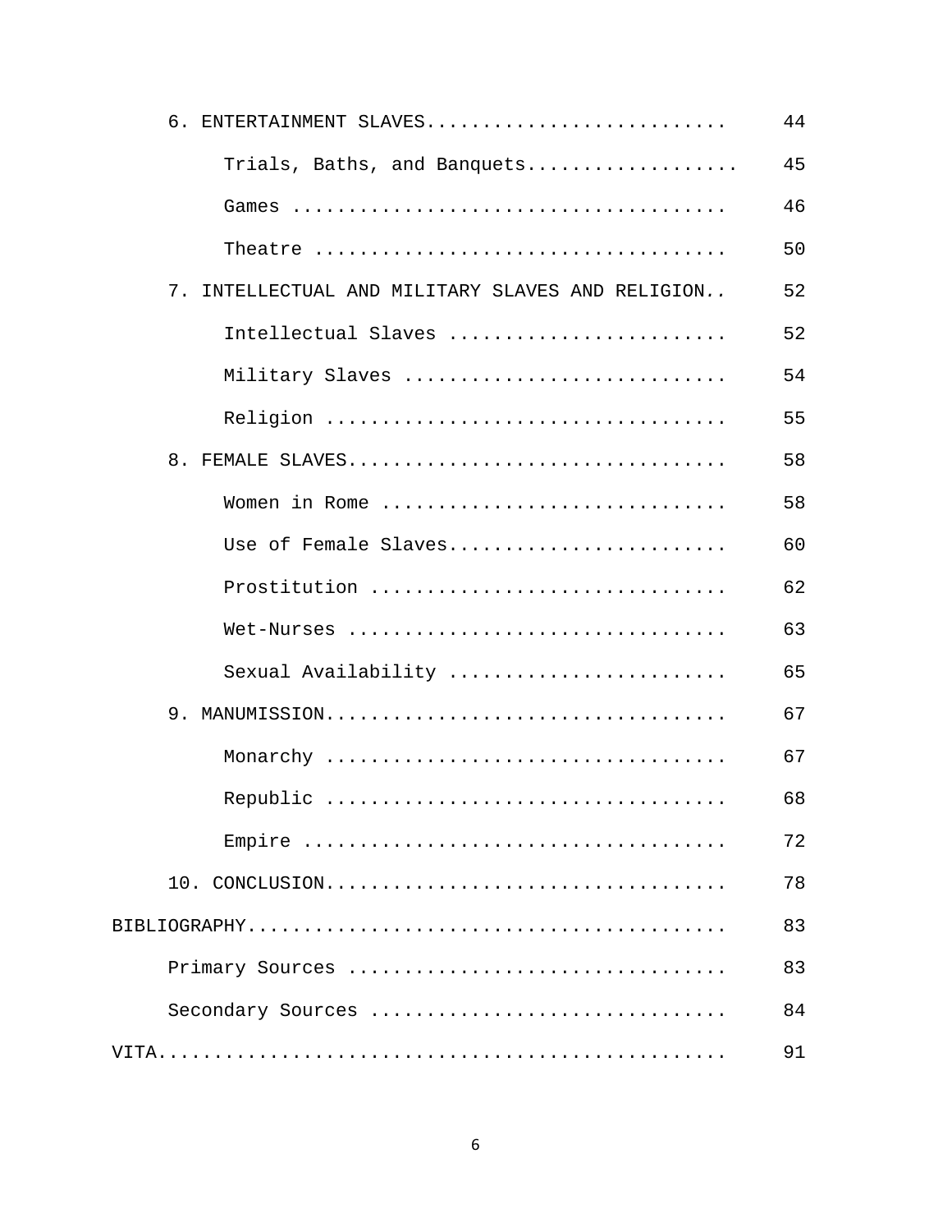6. ENTERTAINMENT SLAVES........................... 44

Trials, Baths, and Banquets.................. 45

Games ...................................... 46

Theatre .................................... 50

7. INTELLECTUAL AND MILITARY SLAVES AND RELIGION.. 52

Intellectual Slaves ........................ 52

Military Slaves ............................ 54

Religion ................................... 55

8. FEMALE SLAVES................................. 58

Women in Rome .............................. 58

Use of Female Slaves......................... 60

Prostitution ............................... 62

Wet-Nurses ................................. 63

Sexual Availability ........................ 65

9. MANUMISSION................................... 67

Monarchy ................................... 67

Republic ................................... 68

Empire ..................................... 72

10. CONCLUSION................................... 78

BIBLIOGRAPHY.......................................... 83

Primary Sources ................................. 83

Secondary Sources ............................... 84

VITA.................................................. 91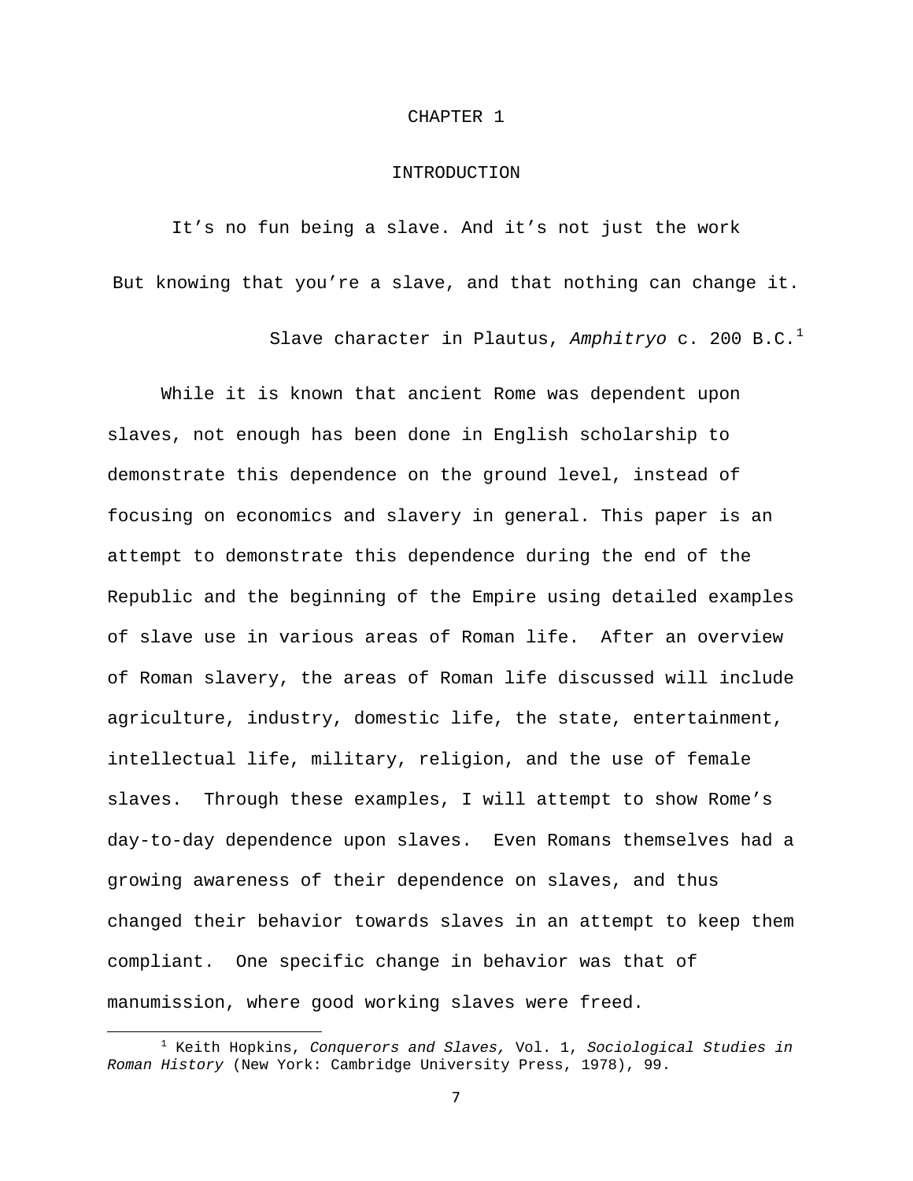# CHAPTER 1

## INTRODUCTION

It's no fun being a slave. And it's not just the work
But knowing that you're a slave, and that nothing can change it.

Slave character in Plautus, *Amphitryo* c. 200 B.C.[1]

While it is known that ancient Rome was dependent upon slaves, not enough has been done in English scholarship to demonstrate this dependence on the ground level, instead of focusing on economics and slavery in general. This paper is an attempt to demonstrate this dependence during the end of the Republic and the beginning of the Empire using detailed examples of slave use in various areas of Roman life. After an overview of Roman slavery, the areas of Roman life discussed will include agriculture, industry, domestic life, the state, entertainment, intellectual life, military, religion, and the use of female slaves. Through these examples, I will attempt to show Rome's day-to-day dependence upon slaves. Even Romans themselves had a growing awareness of their dependence on slaves, and thus changed their behavior towards slaves in an attempt to keep them compliant. One specific change in behavior was that of manumission, where good working slaves were freed.

---

[1] Keith Hopkins, *Conquerors and Slaves,* Vol. 1, *Sociological Studies in Roman History* (New York: Cambridge University Press, 1978), 99.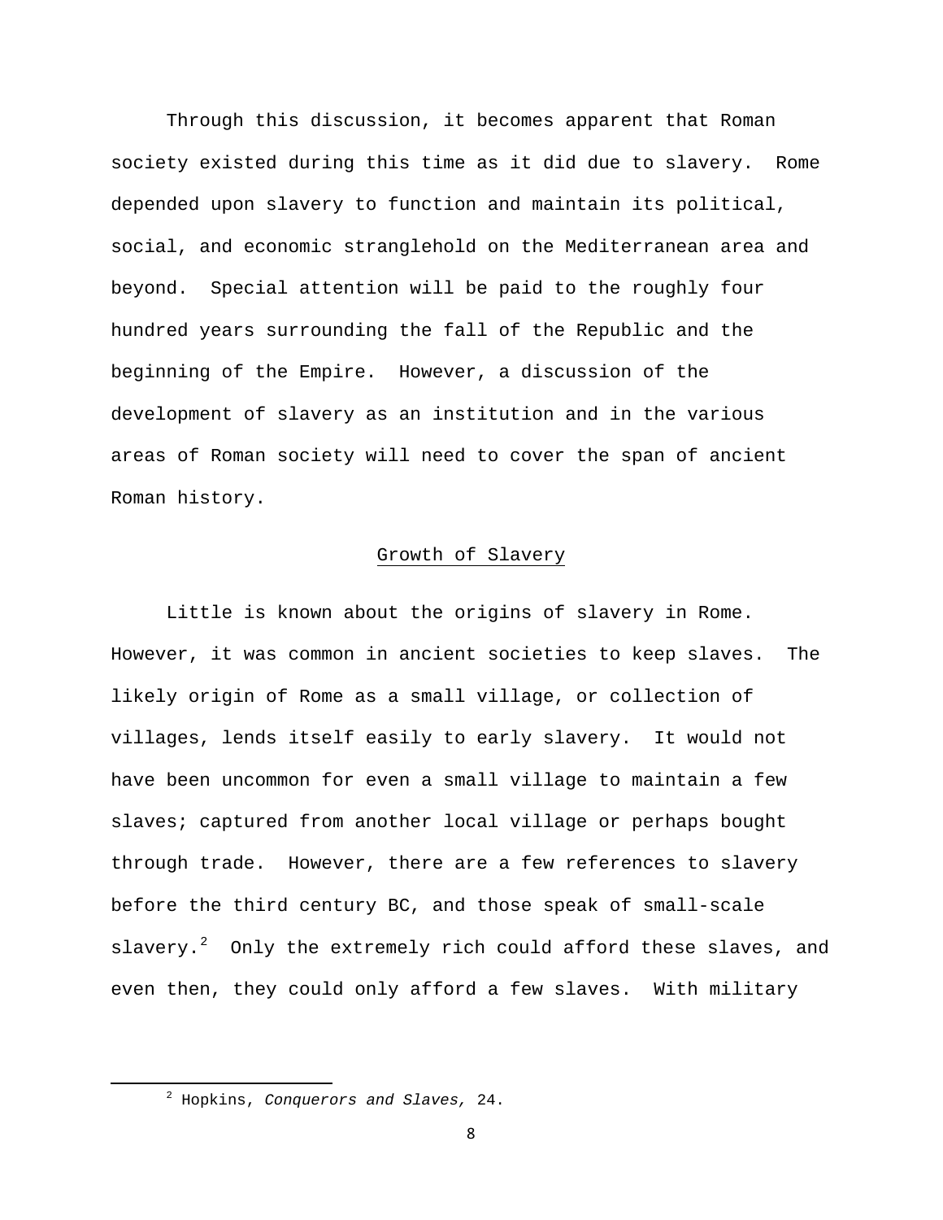Through this discussion, it becomes apparent that Roman society existed during this time as it did due to slavery. Rome depended upon slavery to function and maintain its political, social, and economic stranglehold on the Mediterranean area and beyond. Special attention will be paid to the roughly four hundred years surrounding the fall of the Republic and the beginning of the Empire. However, a discussion of the development of slavery as an institution and in the various areas of Roman society will need to cover the span of ancient Roman history.

## Growth of Slavery

Little is known about the origins of slavery in Rome. However, it was common in ancient societies to keep slaves. The likely origin of Rome as a small village, or collection of villages, lends itself easily to early slavery. It would not have been uncommon for even a small village to maintain a few slaves; captured from another local village or perhaps bought through trade. However, there are a few references to slavery before the third century BC, and those speak of small-scale slavery.[2] Only the extremely rich could afford these slaves, and even then, they could only afford a few slaves. With military

---

[2] Hopkins, *Conquerors and Slaves,* 24.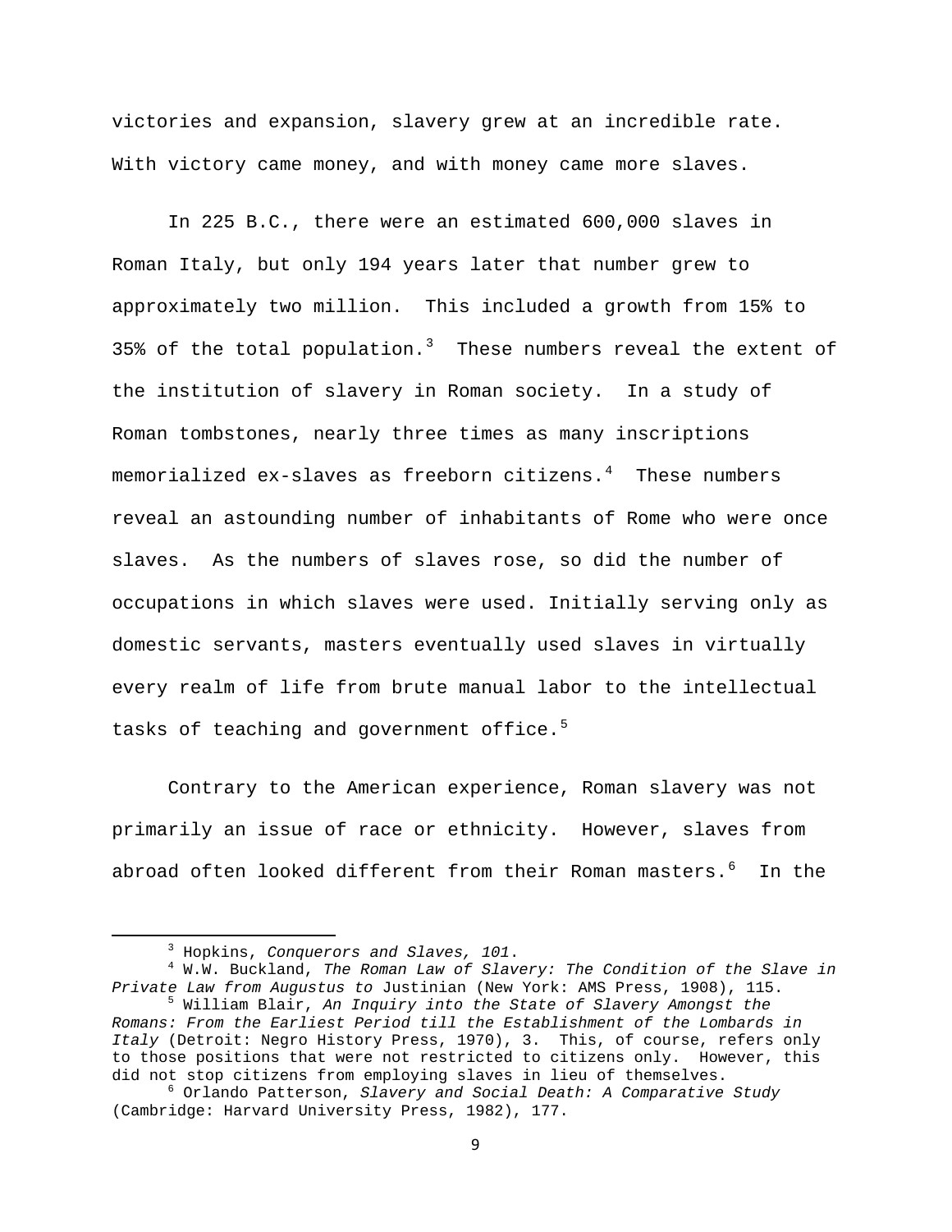victories and expansion, slavery grew at an incredible rate. With victory came money, and with money came more slaves.

In 225 B.C., there were an estimated 600,000 slaves in Roman Italy, but only 194 years later that number grew to approximately two million. This included a growth from 15% to 35% of the total population.[3] These numbers reveal the extent of the institution of slavery in Roman society. In a study of Roman tombstones, nearly three times as many inscriptions memorialized ex-slaves as freeborn citizens.[4] These numbers reveal an astounding number of inhabitants of Rome who were once slaves. As the numbers of slaves rose, so did the number of occupations in which slaves were used. Initially serving only as domestic servants, masters eventually used slaves in virtually every realm of life from brute manual labor to the intellectual tasks of teaching and government office.[5]

Contrary to the American experience, Roman slavery was not primarily an issue of race or ethnicity. However, slaves from abroad often looked different from their Roman masters.[6] In the

---

[3] Hopkins, *Conquerors and Slaves, 101*.

[4] W.W. Buckland, *The Roman Law of Slavery: The Condition of the Slave in Private Law from Augustus to* Justinian (New York: AMS Press, 1908), 115.

[5] William Blair, *An Inquiry into the State of Slavery Amongst the Romans: From the Earliest Period till the Establishment of the Lombards in Italy* (Detroit: Negro History Press, 1970), 3. This, of course, refers only to those positions that were not restricted to citizens only. However, this did not stop citizens from employing slaves in lieu of themselves.

[6] Orlando Patterson, *Slavery and Social Death: A Comparative Study* (Cambridge: Harvard University Press, 1982), 177.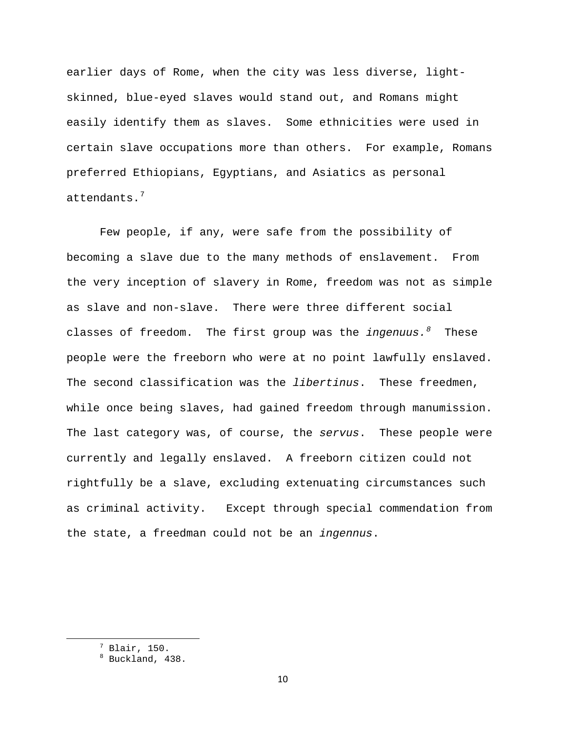earlier days of Rome, when the city was less diverse, light-skinned, blue-eyed slaves would stand out, and Romans might easily identify them as slaves. Some ethnicities were used in certain slave occupations more than others. For example, Romans preferred Ethiopians, Egyptians, and Asiatics as personal attendants.[7]

Few people, if any, were safe from the possibility of becoming a slave due to the many methods of enslavement. From the very inception of slavery in Rome, freedom was not as simple as slave and non-slave. There were three different social classes of freedom. The first group was the *ingenuus.*[8] These people were the freeborn who were at no point lawfully enslaved. The second classification was the *libertinus*. These freedmen, while once being slaves, had gained freedom through manumission. The last category was, of course, the *servus*. These people were currently and legally enslaved. A freeborn citizen could not rightfully be a slave, excluding extenuating circumstances such as criminal activity. Except through special commendation from the state, a freedman could not be an *ingennus*.

---

[7] Blair, 150.

[8] Buckland, 438.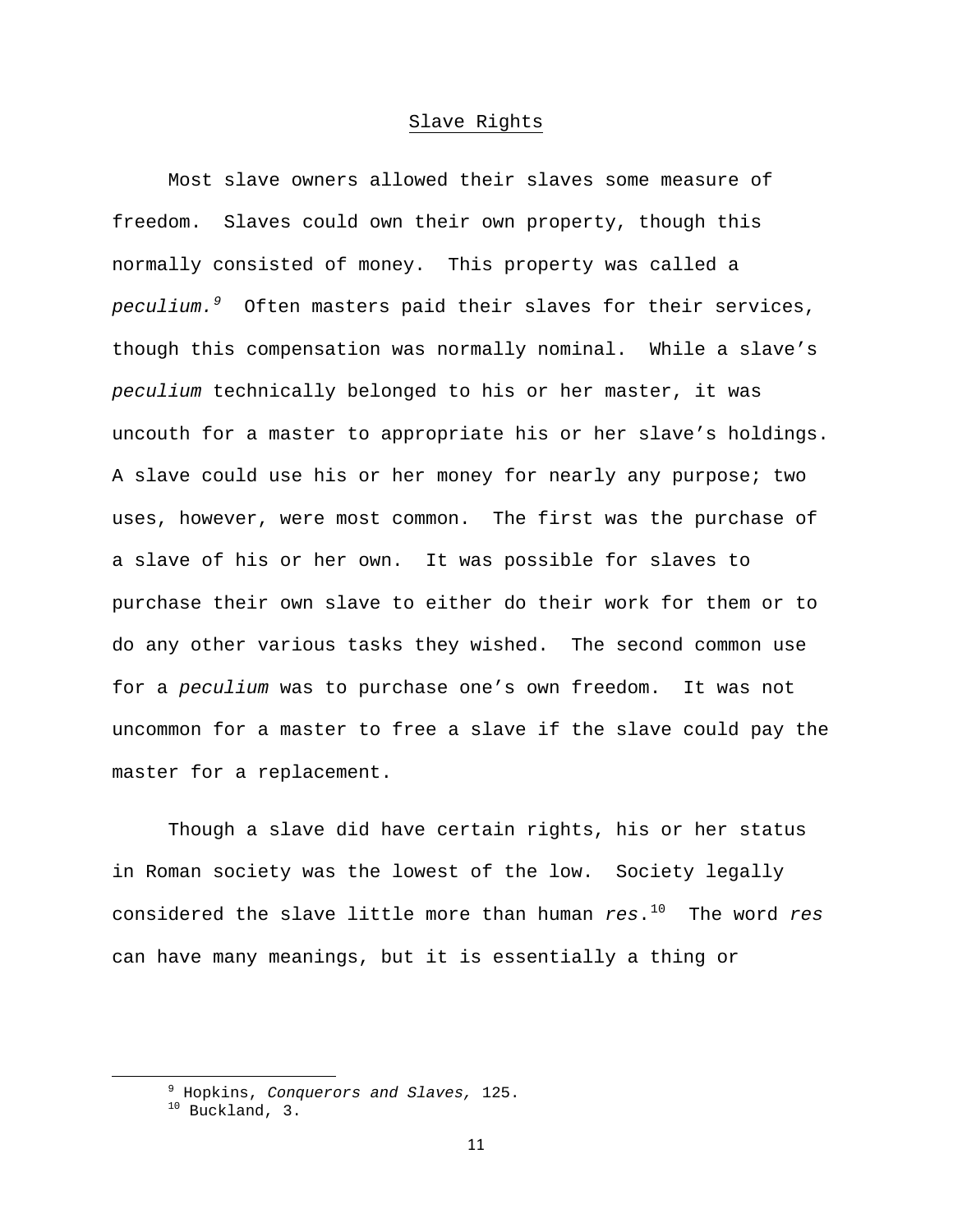## Slave Rights

Most slave owners allowed their slaves some measure of freedom. Slaves could own their own property, though this normally consisted of money. This property was called a *peculium.*[9] Often masters paid their slaves for their services, though this compensation was normally nominal. While a slave's *peculium* technically belonged to his or her master, it was uncouth for a master to appropriate his or her slave's holdings. A slave could use his or her money for nearly any purpose; two uses, however, were most common. The first was the purchase of a slave of his or her own. It was possible for slaves to purchase their own slave to either do their work for them or to do any other various tasks they wished. The second common use for a *peculium* was to purchase one's own freedom. It was not uncommon for a master to free a slave if the slave could pay the master for a replacement.

Though a slave did have certain rights, his or her status in Roman society was the lowest of the low. Society legally considered the slave little more than human *res*.[10] The word *res* can have many meanings, but it is essentially a thing or

---

[9] Hopkins, *Conquerors and Slaves,* 125.
[10] Buckland, 3.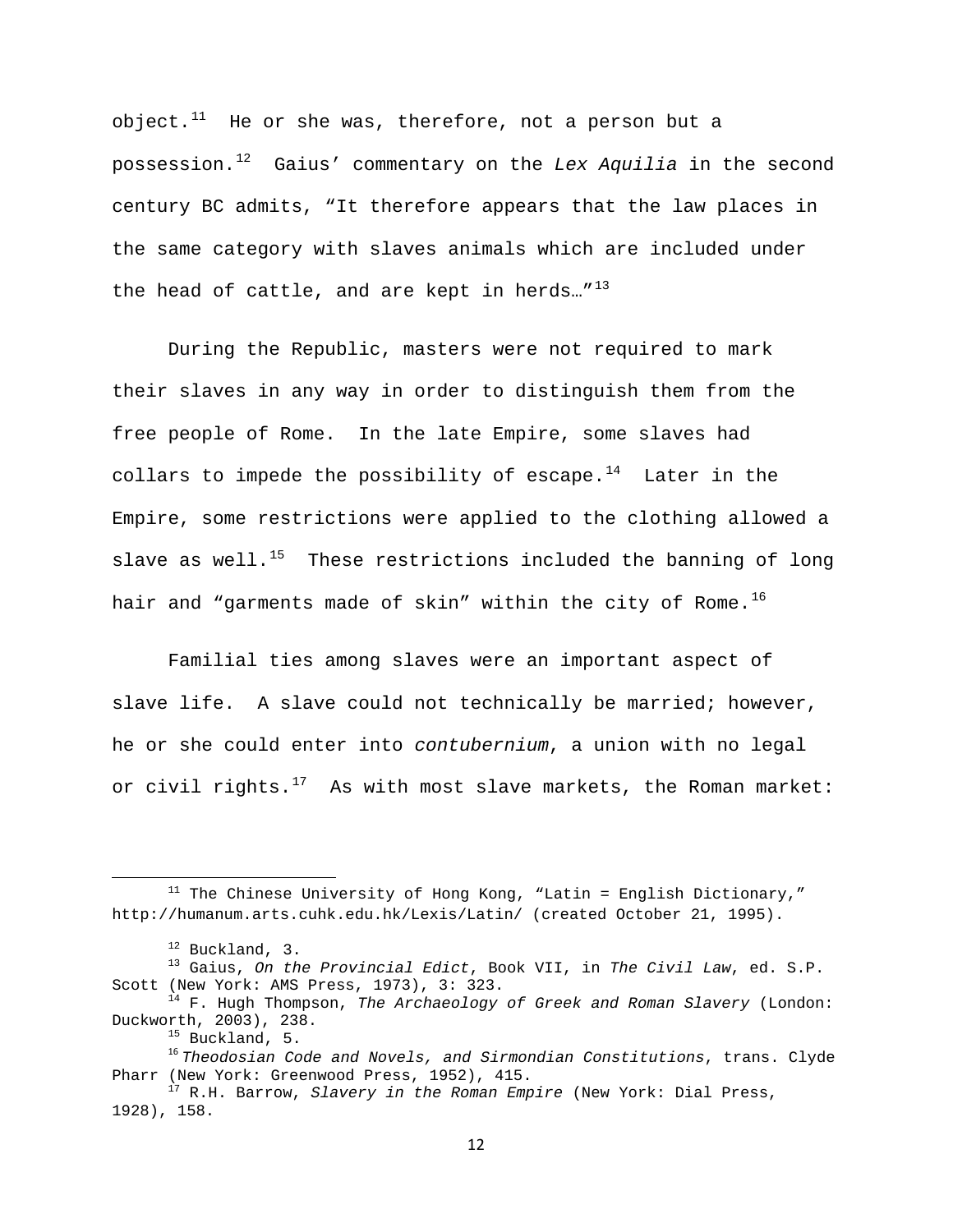object.[11] He or she was, therefore, not a person but a possession.[12] Gaius' commentary on the *Lex Aquilia* in the second century BC admits, "It therefore appears that the law places in the same category with slaves animals which are included under the head of cattle, and are kept in herds…"[13]

During the Republic, masters were not required to mark their slaves in any way in order to distinguish them from the free people of Rome. In the late Empire, some slaves had collars to impede the possibility of escape.[14] Later in the Empire, some restrictions were applied to the clothing allowed a slave as well.[15] These restrictions included the banning of long hair and "garments made of skin" within the city of Rome.[16]

Familial ties among slaves were an important aspect of slave life. A slave could not technically be married; however, he or she could enter into *contubernium*, a union with no legal or civil rights.[17] As with most slave markets, the Roman market:

---

[11] The Chinese University of Hong Kong, "Latin = English Dictionary," http://humanum.arts.cuhk.edu.hk/Lexis/Latin/ (created October 21, 1995).

[12] Buckland, 3.

[13] Gaius, *On the Provincial Edict*, Book VII, in *The Civil Law*, ed. S.P. Scott (New York: AMS Press, 1973), 3: 323.

[14] F. Hugh Thompson, *The Archaeology of Greek and Roman Slavery* (London: Duckworth, 2003), 238.

[15] Buckland, 5.

[16] *Theodosian Code and Novels, and Sirmondian Constitutions*, trans. Clyde Pharr (New York: Greenwood Press, 1952), 415.

[17] R.H. Barrow, *Slavery in the Roman Empire* (New York: Dial Press, 1928), 158.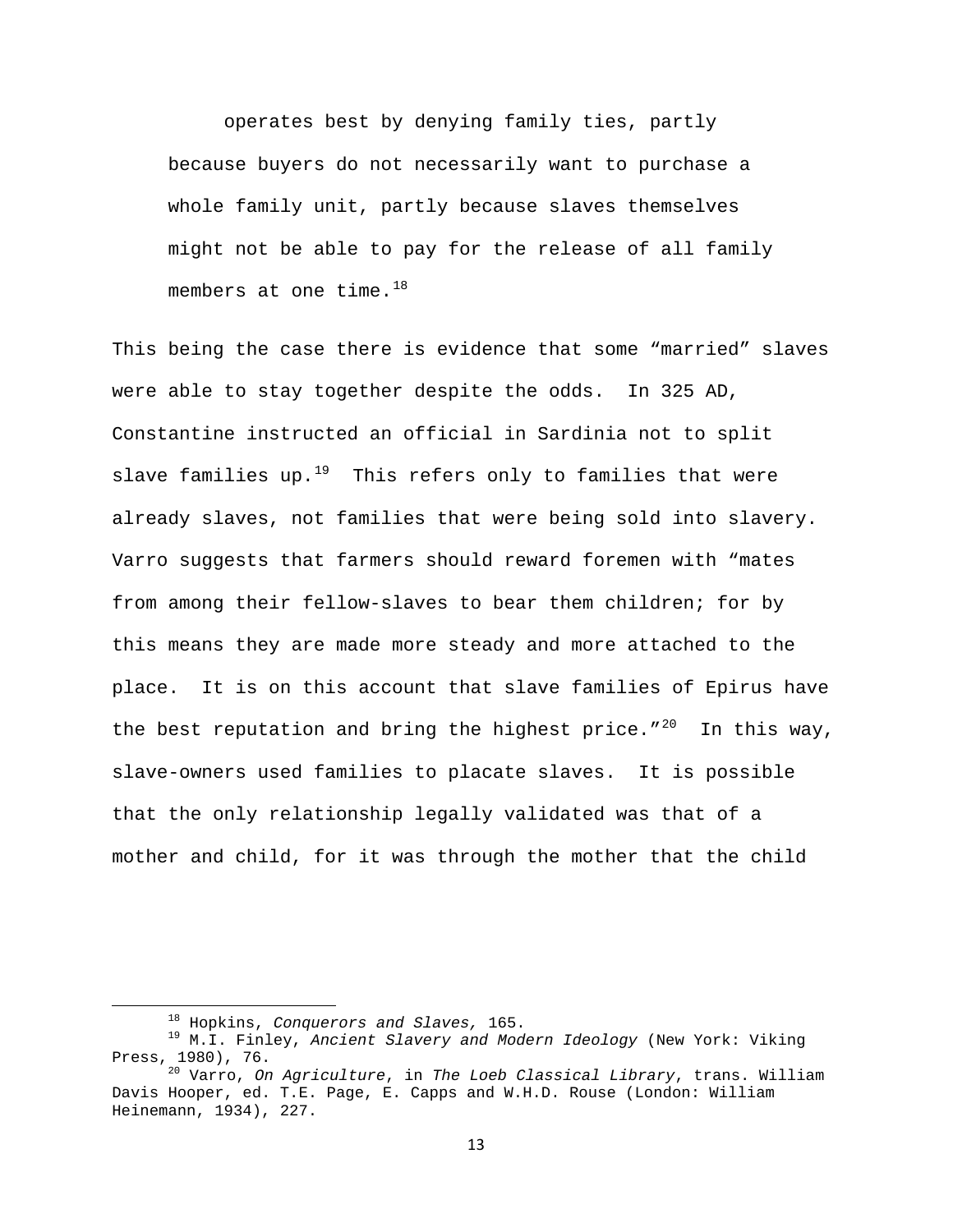> operates best by denying family ties, partly because buyers do not necessarily want to purchase a whole family unit, partly because slaves themselves might not be able to pay for the release of all family members at one time.[18]

This being the case there is evidence that some "married" slaves were able to stay together despite the odds. In 325 AD, Constantine instructed an official in Sardinia not to split slave families up.[19] This refers only to families that were already slaves, not families that were being sold into slavery. Varro suggests that farmers should reward foremen with "mates from among their fellow-slaves to bear them children; for by this means they are made more steady and more attached to the place. It is on this account that slave families of Epirus have the best reputation and bring the highest price."[20] In this way, slave-owners used families to placate slaves. It is possible that the only relationship legally validated was that of a mother and child, for it was through the mother that the child

---

[18] Hopkins, *Conquerors and Slaves,* 165.

[19] M.I. Finley, *Ancient Slavery and Modern Ideology* (New York: Viking Press, 1980), 76.

[20] Varro, *On Agriculture*, in *The Loeb Classical Library*, trans. William Davis Hooper, ed. T.E. Page, E. Capps and W.H.D. Rouse (London: William Heinemann, 1934), 227.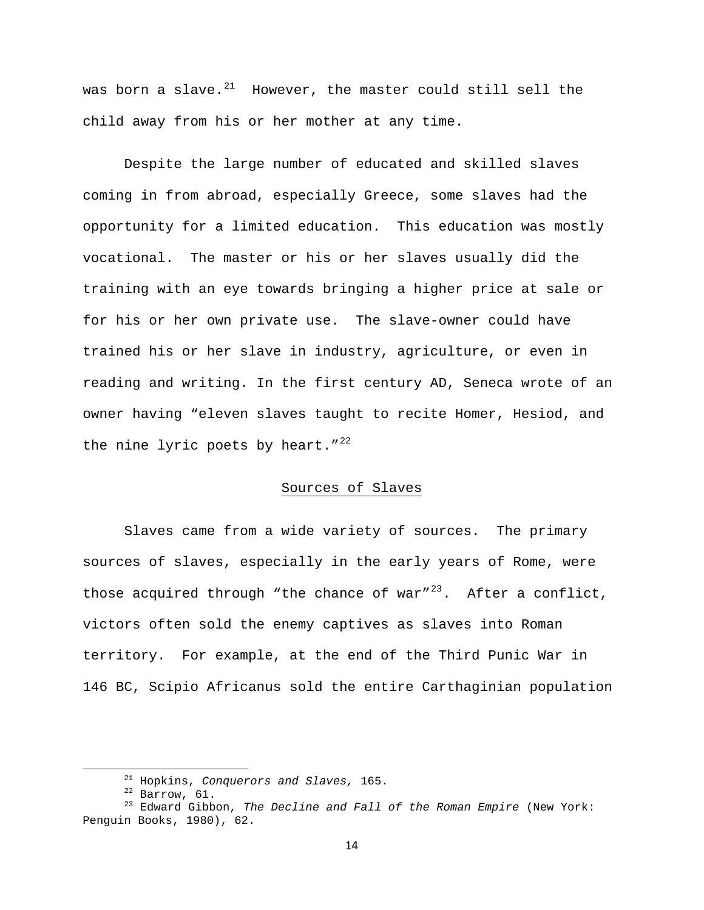was born a slave.[21] However, the master could still sell the child away from his or her mother at any time.

Despite the large number of educated and skilled slaves coming in from abroad, especially Greece, some slaves had the opportunity for a limited education. This education was mostly vocational. The master or his or her slaves usually did the training with an eye towards bringing a higher price at sale or for his or her own private use. The slave-owner could have trained his or her slave in industry, agriculture, or even in reading and writing. In the first century AD, Seneca wrote of an owner having "eleven slaves taught to recite Homer, Hesiod, and the nine lyric poets by heart."[22]

## Sources of Slaves

Slaves came from a wide variety of sources. The primary sources of slaves, especially in the early years of Rome, were those acquired through "the chance of war"[23]. After a conflict, victors often sold the enemy captives as slaves into Roman territory. For example, at the end of the Third Punic War in 146 BC, Scipio Africanus sold the entire Carthaginian population

---

[21] Hopkins, *Conquerors and Slaves,* 165.

[22] Barrow, 61.

[23] Edward Gibbon, *The Decline and Fall of the Roman Empire* (New York: Penguin Books, 1980), 62.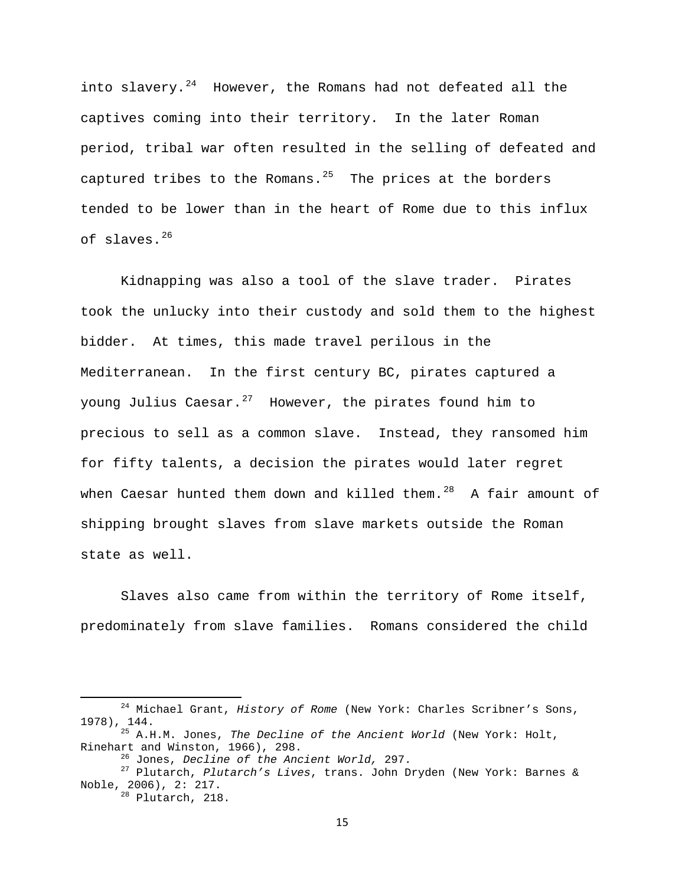into slavery.[24] However, the Romans had not defeated all the captives coming into their territory. In the later Roman period, tribal war often resulted in the selling of defeated and captured tribes to the Romans.[25] The prices at the borders tended to be lower than in the heart of Rome due to this influx of slaves.[26]

Kidnapping was also a tool of the slave trader. Pirates took the unlucky into their custody and sold them to the highest bidder. At times, this made travel perilous in the Mediterranean. In the first century BC, pirates captured a young Julius Caesar.[27] However, the pirates found him to precious to sell as a common slave. Instead, they ransomed him for fifty talents, a decision the pirates would later regret when Caesar hunted them down and killed them.[28] A fair amount of shipping brought slaves from slave markets outside the Roman state as well.

Slaves also came from within the territory of Rome itself, predominately from slave families. Romans considered the child

---

[24] Michael Grant, *History of Rome* (New York: Charles Scribner's Sons, 1978), 144.

[25] A.H.M. Jones, *The Decline of the Ancient World* (New York: Holt, Rinehart and Winston, 1966), 298.

[26] Jones, *Decline of the Ancient World,* 297.

[27] Plutarch, *Plutarch's Lives*, trans. John Dryden (New York: Barnes & Noble, 2006), 2: 217.

[28] Plutarch, 218.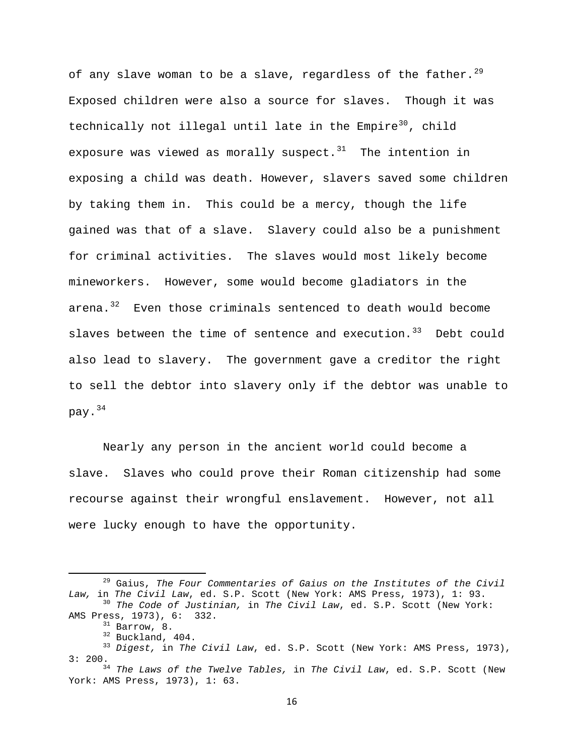of any slave woman to be a slave, regardless of the father.[29] Exposed children were also a source for slaves. Though it was technically not illegal until late in the Empire[30], child exposure was viewed as morally suspect.[31] The intention in exposing a child was death. However, slavers saved some children by taking them in. This could be a mercy, though the life gained was that of a slave. Slavery could also be a punishment for criminal activities. The slaves would most likely become mineworkers. However, some would become gladiators in the arena.[32] Even those criminals sentenced to death would become slaves between the time of sentence and execution.[33] Debt could also lead to slavery. The government gave a creditor the right to sell the debtor into slavery only if the debtor was unable to pay.[34]

Nearly any person in the ancient world could become a slave. Slaves who could prove their Roman citizenship had some recourse against their wrongful enslavement. However, not all were lucky enough to have the opportunity.

---

[29] Gaius, *The Four Commentaries of Gaius on the Institutes of the Civil Law,* in *The Civil Law*, ed. S.P. Scott (New York: AMS Press, 1973), 1: 93.

[30] *The Code of Justinian,* in *The Civil Law*, ed. S.P. Scott (New York: AMS Press, 1973), 6: 332.

[31] Barrow, 8.

[32] Buckland, 404.

[33] *Digest,* in *The Civil Law*, ed. S.P. Scott (New York: AMS Press, 1973), 3: 200.

[34] *The Laws of the Twelve Tables,* in *The Civil Law*, ed. S.P. Scott (New York: AMS Press, 1973), 1: 63.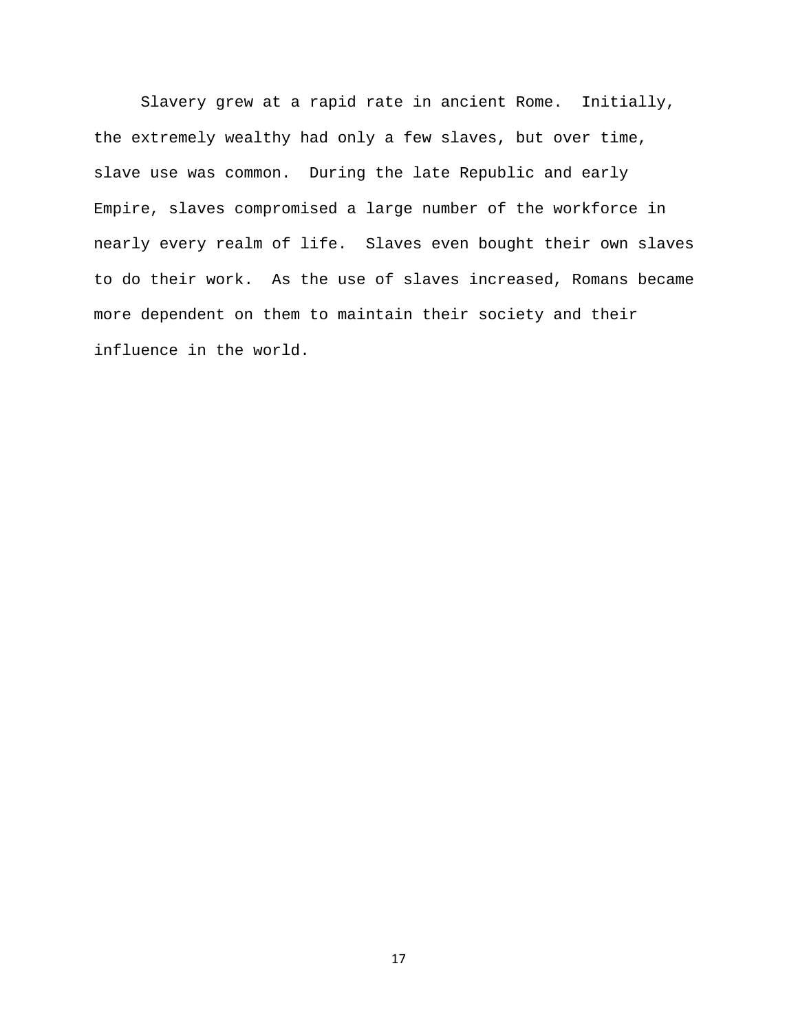Slavery grew at a rapid rate in ancient Rome. Initially, the extremely wealthy had only a few slaves, but over time, slave use was common. During the late Republic and early Empire, slaves compromised a large number of the workforce in nearly every realm of life. Slaves even bought their own slaves to do their work. As the use of slaves increased, Romans became more dependent on them to maintain their society and their influence in the world.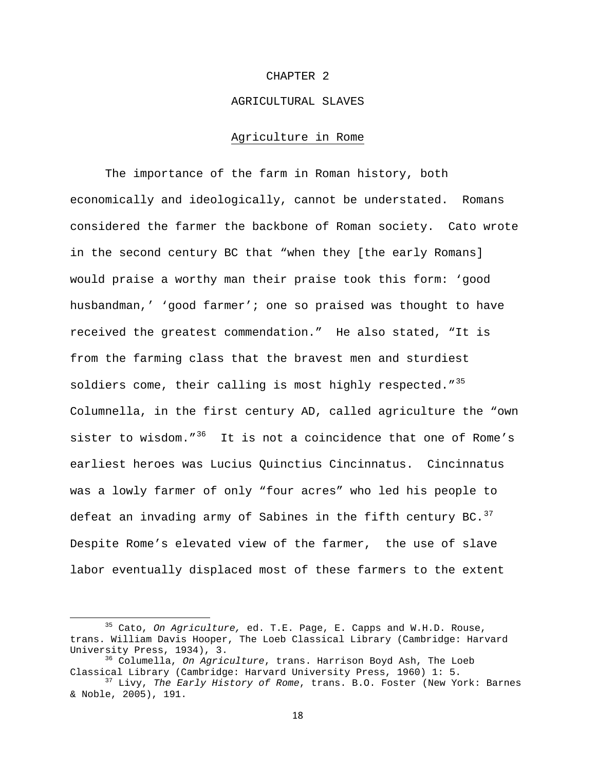# CHAPTER 2

# AGRICULTURAL SLAVES

## Agriculture in Rome

The importance of the farm in Roman history, both economically and ideologically, cannot be understated. Romans considered the farmer the backbone of Roman society. Cato wrote in the second century BC that "when they [the early Romans] would praise a worthy man their praise took this form: 'good husbandman,' 'good farmer'; one so praised was thought to have received the greatest commendation." He also stated, "It is from the farming class that the bravest men and sturdiest soldiers come, their calling is most highly respected."[35] Columnella, in the first century AD, called agriculture the "own sister to wisdom."[36] It is not a coincidence that one of Rome's earliest heroes was Lucius Quinctius Cincinnatus. Cincinnatus was a lowly farmer of only "four acres" who led his people to defeat an invading army of Sabines in the fifth century BC.[37] Despite Rome's elevated view of the farmer, the use of slave labor eventually displaced most of these farmers to the extent

---

[35] Cato, *On Agriculture,* ed. T.E. Page, E. Capps and W.H.D. Rouse, trans. William Davis Hooper, The Loeb Classical Library (Cambridge: Harvard University Press, 1934), 3.

[36] Columella, *On Agriculture*, trans. Harrison Boyd Ash, The Loeb Classical Library (Cambridge: Harvard University Press, 1960) 1: 5.

[37] Livy, *The Early History of Rome*, trans. B.O. Foster (New York: Barnes & Noble, 2005), 191.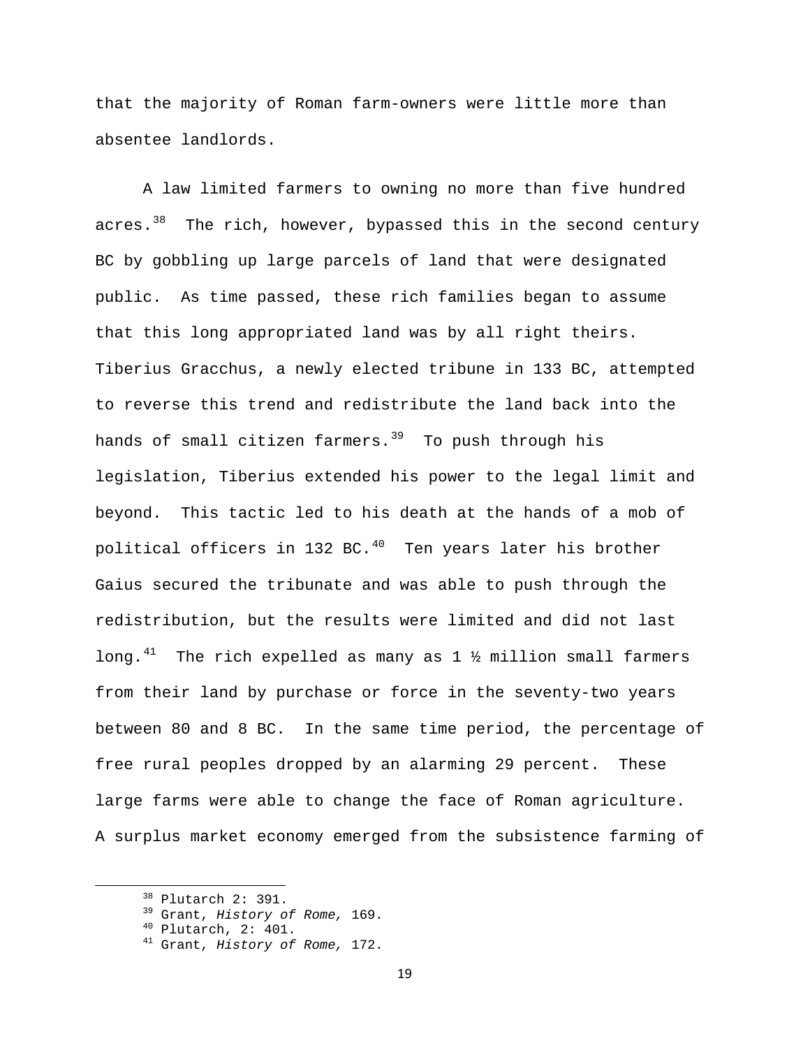that the majority of Roman farm-owners were little more than absentee landlords.

A law limited farmers to owning no more than five hundred acres.[38] The rich, however, bypassed this in the second century BC by gobbling up large parcels of land that were designated public. As time passed, these rich families began to assume that this long appropriated land was by all right theirs. Tiberius Gracchus, a newly elected tribune in 133 BC, attempted to reverse this trend and redistribute the land back into the hands of small citizen farmers.[39] To push through his legislation, Tiberius extended his power to the legal limit and beyond. This tactic led to his death at the hands of a mob of political officers in 132 BC.[40] Ten years later his brother Gaius secured the tribunate and was able to push through the redistribution, but the results were limited and did not last long.[41] The rich expelled as many as 1 ½ million small farmers from their land by purchase or force in the seventy-two years between 80 and 8 BC. In the same time period, the percentage of free rural peoples dropped by an alarming 29 percent. These large farms were able to change the face of Roman agriculture. A surplus market economy emerged from the subsistence farming of

---

[38] Plutarch 2: 391.

[39] Grant, *History of Rome,* 169.

[40] Plutarch, 2: 401.

[41] Grant, *History of Rome,* 172.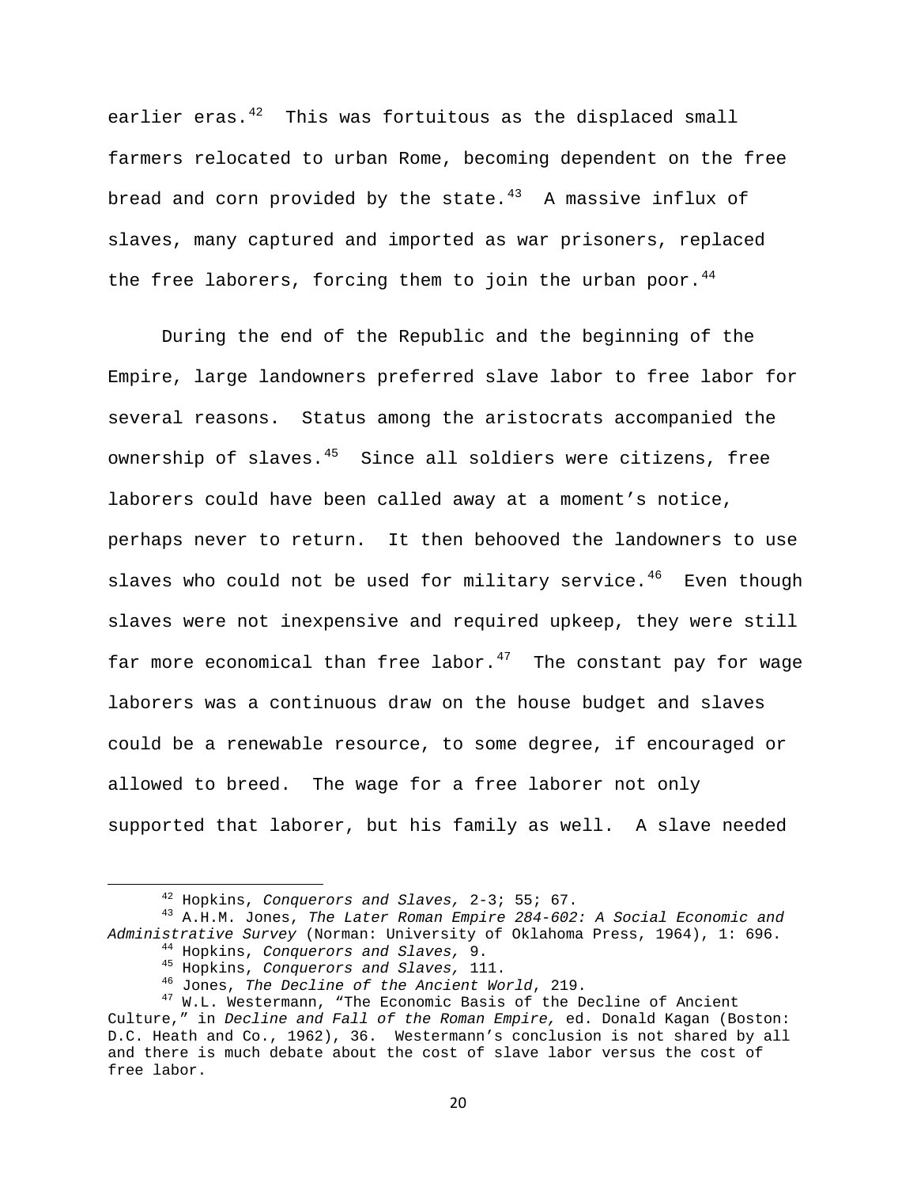earlier eras.[42] This was fortuitous as the displaced small farmers relocated to urban Rome, becoming dependent on the free bread and corn provided by the state.[43] A massive influx of slaves, many captured and imported as war prisoners, replaced the free laborers, forcing them to join the urban poor.[44]

During the end of the Republic and the beginning of the Empire, large landowners preferred slave labor to free labor for several reasons. Status among the aristocrats accompanied the ownership of slaves.[45] Since all soldiers were citizens, free laborers could have been called away at a moment's notice, perhaps never to return. It then behooved the landowners to use slaves who could not be used for military service.[46] Even though slaves were not inexpensive and required upkeep, they were still far more economical than free labor.[47] The constant pay for wage laborers was a continuous draw on the house budget and slaves could be a renewable resource, to some degree, if encouraged or allowed to breed. The wage for a free laborer not only supported that laborer, but his family as well. A slave needed

---

[42] Hopkins, *Conquerors and Slaves,* 2-3; 55; 67.

[43] A.H.M. Jones, *The Later Roman Empire 284-602: A Social Economic and Administrative Survey* (Norman: University of Oklahoma Press, 1964), 1: 696.

[44] Hopkins, *Conquerors and Slaves,* 9.

[45] Hopkins, *Conquerors and Slaves,* 111.

[46] Jones, *The Decline of the Ancient World*, 219.

[47] W.L. Westermann, "The Economic Basis of the Decline of Ancient Culture," in *Decline and Fall of the Roman Empire,* ed. Donald Kagan (Boston: D.C. Heath and Co., 1962), 36. Westermann's conclusion is not shared by all and there is much debate about the cost of slave labor versus the cost of free labor.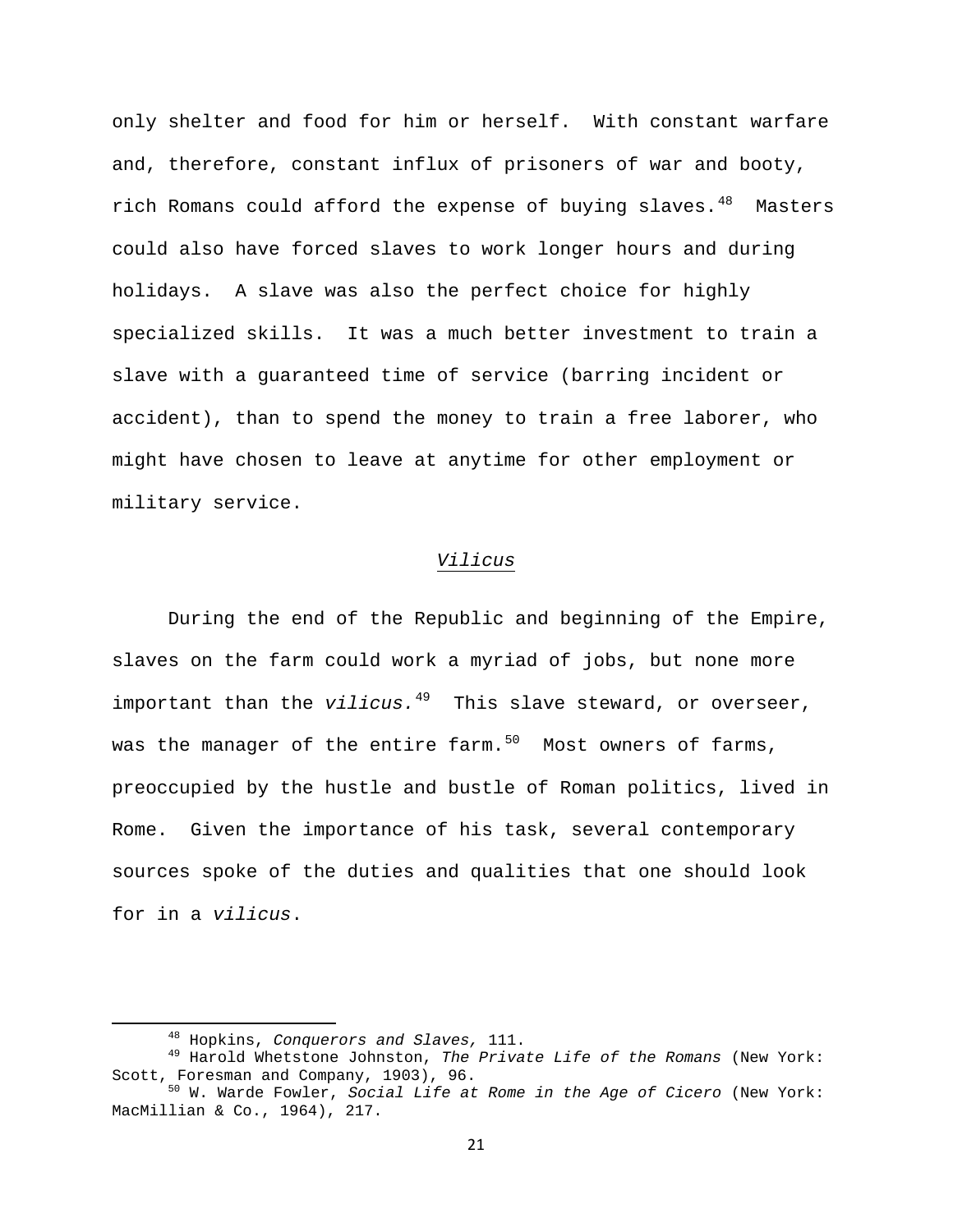only shelter and food for him or herself. With constant warfare and, therefore, constant influx of prisoners of war and booty, rich Romans could afford the expense of buying slaves.[48] Masters could also have forced slaves to work longer hours and during holidays. A slave was also the perfect choice for highly specialized skills. It was a much better investment to train a slave with a guaranteed time of service (barring incident or accident), than to spend the money to train a free laborer, who might have chosen to leave at anytime for other employment or military service.

### *Vilicus*

During the end of the Republic and beginning of the Empire, slaves on the farm could work a myriad of jobs, but none more important than the *vilicus.*[49] This slave steward, or overseer, was the manager of the entire farm.[50] Most owners of farms, preoccupied by the hustle and bustle of Roman politics, lived in Rome. Given the importance of his task, several contemporary sources spoke of the duties and qualities that one should look for in a *vilicus*.

---

[48] Hopkins, *Conquerors and Slaves,* 111.

[49] Harold Whetstone Johnston, *The Private Life of the Romans* (New York: Scott, Foresman and Company, 1903), 96.

[50] W. Warde Fowler, *Social Life at Rome in the Age of Cicero* (New York: MacMillian & Co., 1964), 217.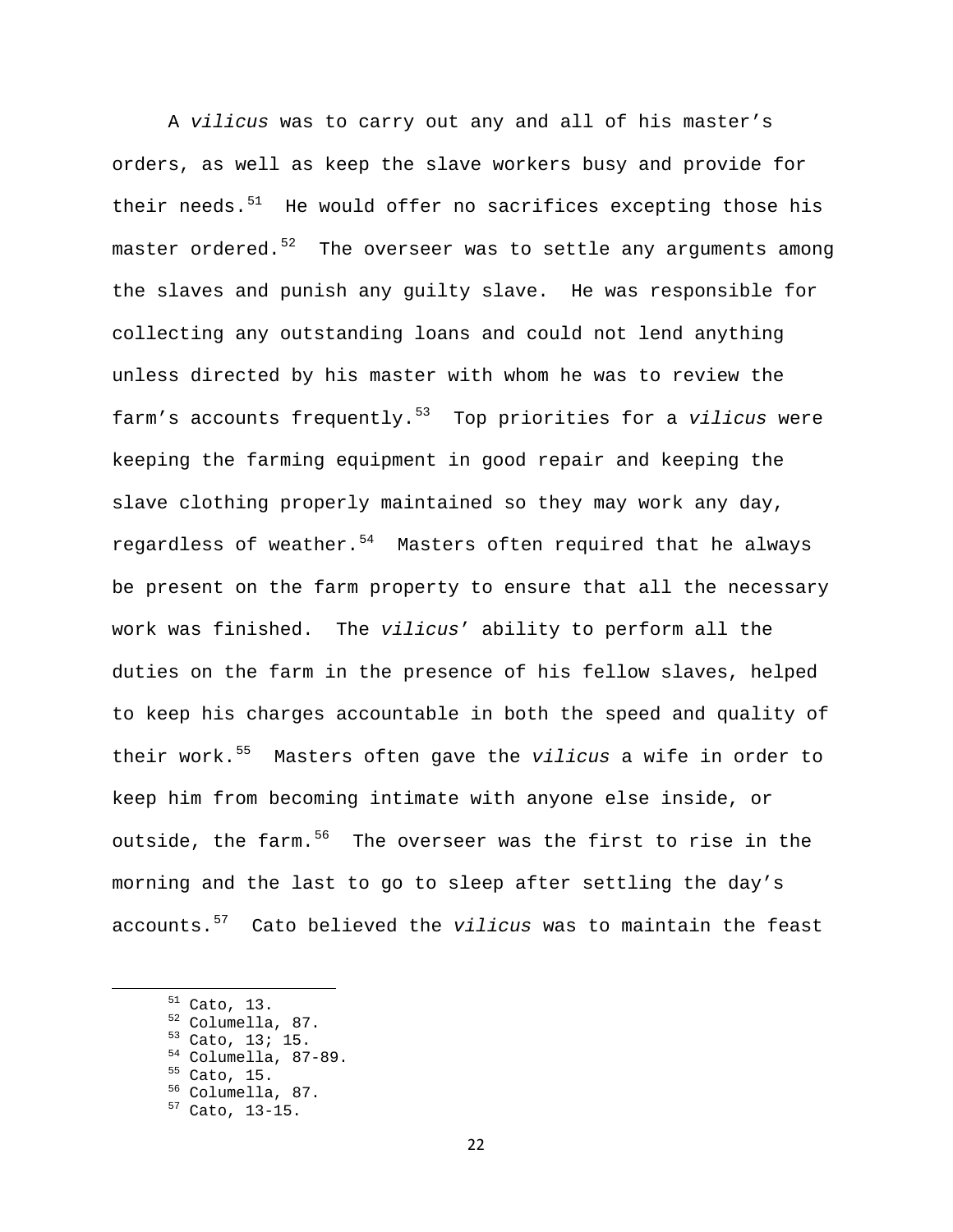A *vilicus* was to carry out any and all of his master's orders, as well as keep the slave workers busy and provide for their needs.[51] He would offer no sacrifices excepting those his master ordered.[52] The overseer was to settle any arguments among the slaves and punish any guilty slave. He was responsible for collecting any outstanding loans and could not lend anything unless directed by his master with whom he was to review the farm's accounts frequently.[53] Top priorities for a *vilicus* were keeping the farming equipment in good repair and keeping the slave clothing properly maintained so they may work any day, regardless of weather.[54] Masters often required that he always be present on the farm property to ensure that all the necessary work was finished. The *vilicus*' ability to perform all the duties on the farm in the presence of his fellow slaves, helped to keep his charges accountable in both the speed and quality of their work.[55] Masters often gave the *vilicus* a wife in order to keep him from becoming intimate with anyone else inside, or outside, the farm.[56] The overseer was the first to rise in the morning and the last to go to sleep after settling the day's accounts.[57] Cato believed the *vilicus* was to maintain the feast

[51] Cato, 13.
[52] Columella, 87.
[53] Cato, 13; 15.
[54] Columella, 87-89.
[55] Cato, 15.
[56] Columella, 87.
[57] Cato, 13-15.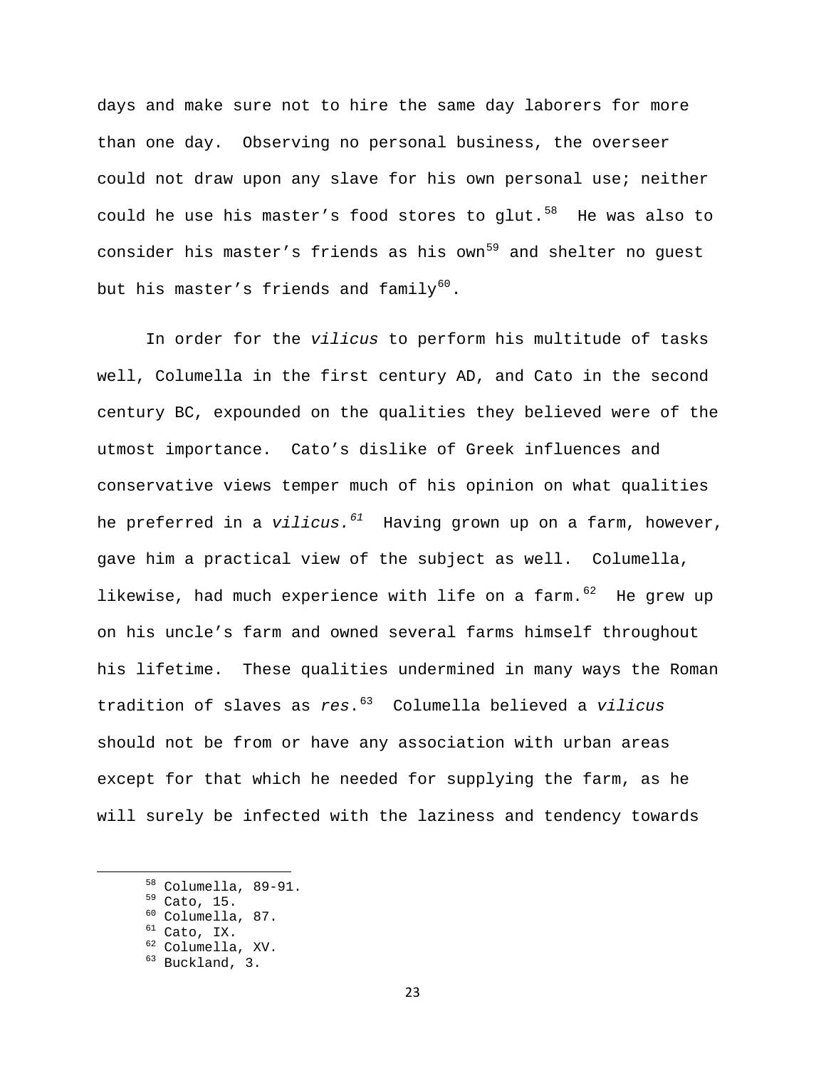days and make sure not to hire the same day laborers for more than one day. Observing no personal business, the overseer could not draw upon any slave for his own personal use; neither could he use his master's food stores to glut.[58] He was also to consider his master's friends as his own[59] and shelter no guest but his master's friends and family[60].

In order for the *vilicus* to perform his multitude of tasks well, Columella in the first century AD, and Cato in the second century BC, expounded on the qualities they believed were of the utmost importance. Cato's dislike of Greek influences and conservative views temper much of his opinion on what qualities he preferred in a *vilicus.*[61] Having grown up on a farm, however, gave him a practical view of the subject as well. Columella, likewise, had much experience with life on a farm.[62] He grew up on his uncle's farm and owned several farms himself throughout his lifetime. These qualities undermined in many ways the Roman tradition of slaves as *res*.[63] Columella believed a *vilicus* should not be from or have any association with urban areas except for that which he needed for supplying the farm, as he will surely be infected with the laziness and tendency towards

---

[58] Columella, 89-91.
[59] Cato, 15.
[60] Columella, 87.
[61] Cato, IX.
[62] Columella, XV.
[63] Buckland, 3.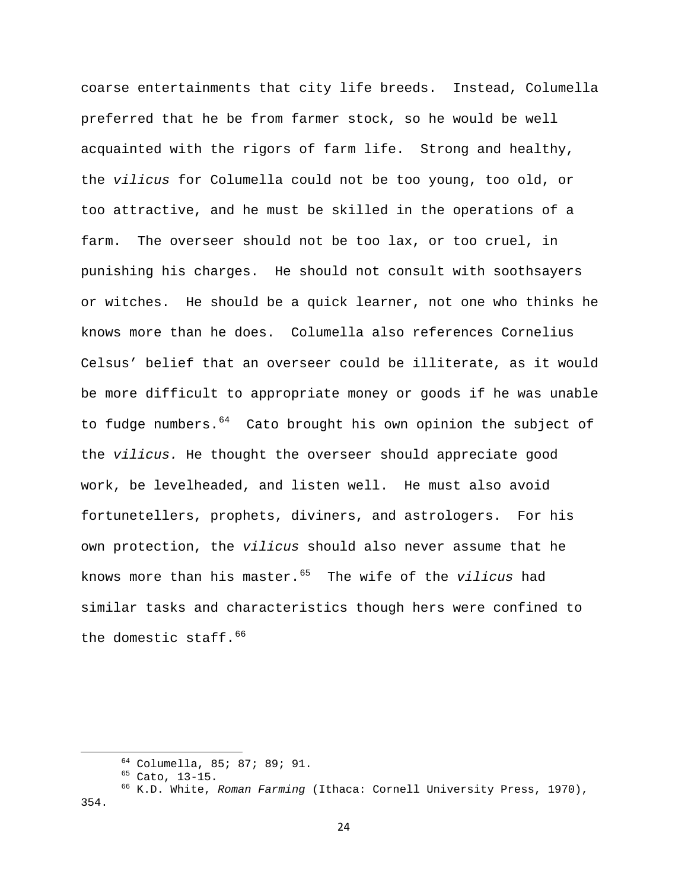coarse entertainments that city life breeds. Instead, Columella preferred that he be from farmer stock, so he would be well acquainted with the rigors of farm life. Strong and healthy, the *vilicus* for Columella could not be too young, too old, or too attractive, and he must be skilled in the operations of a farm. The overseer should not be too lax, or too cruel, in punishing his charges. He should not consult with soothsayers or witches. He should be a quick learner, not one who thinks he knows more than he does. Columella also references Cornelius Celsus' belief that an overseer could be illiterate, as it would be more difficult to appropriate money or goods if he was unable to fudge numbers.[64] Cato brought his own opinion the subject of the *vilicus.* He thought the overseer should appreciate good work, be levelheaded, and listen well. He must also avoid fortunetellers, prophets, diviners, and astrologers. For his own protection, the *vilicus* should also never assume that he knows more than his master.[65] The wife of the *vilicus* had similar tasks and characteristics though hers were confined to the domestic staff.[66]

---

[64] Columella, 85; 87; 89; 91.

[65] Cato, 13-15.

[66] K.D. White, *Roman Farming* (Ithaca: Cornell University Press, 1970), 354.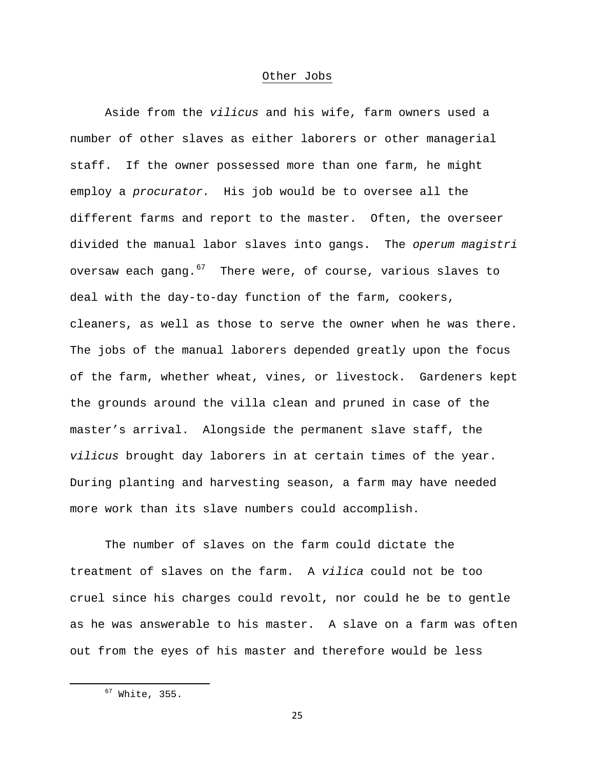## Other Jobs

Aside from the *vilicus* and his wife, farm owners used a number of other slaves as either laborers or other managerial staff. If the owner possessed more than one farm, he might employ a *procurator.* His job would be to oversee all the different farms and report to the master. Often, the overseer divided the manual labor slaves into gangs. The *operum magistri* oversaw each gang.[67] There were, of course, various slaves to deal with the day-to-day function of the farm, cookers, cleaners, as well as those to serve the owner when he was there. The jobs of the manual laborers depended greatly upon the focus of the farm, whether wheat, vines, or livestock. Gardeners kept the grounds around the villa clean and pruned in case of the master's arrival. Alongside the permanent slave staff, the *vilicus* brought day laborers in at certain times of the year. During planting and harvesting season, a farm may have needed more work than its slave numbers could accomplish.

The number of slaves on the farm could dictate the treatment of slaves on the farm. A *vilica* could not be too cruel since his charges could revolt, nor could he be to gentle as he was answerable to his master. A slave on a farm was often out from the eyes of his master and therefore would be less

---

[67] White, 355.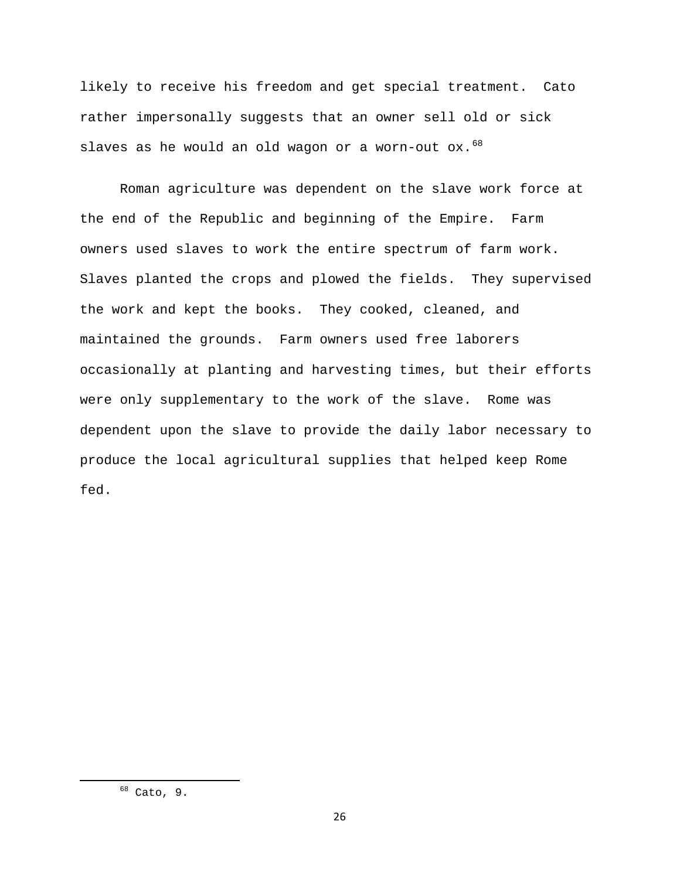likely to receive his freedom and get special treatment. Cato rather impersonally suggests that an owner sell old or sick slaves as he would an old wagon or a worn-out ox.[68]

Roman agriculture was dependent on the slave work force at the end of the Republic and beginning of the Empire. Farm owners used slaves to work the entire spectrum of farm work. Slaves planted the crops and plowed the fields. They supervised the work and kept the books. They cooked, cleaned, and maintained the grounds. Farm owners used free laborers occasionally at planting and harvesting times, but their efforts were only supplementary to the work of the slave. Rome was dependent upon the slave to provide the daily labor necessary to produce the local agricultural supplies that helped keep Rome fed.

---

[68] Cato, 9.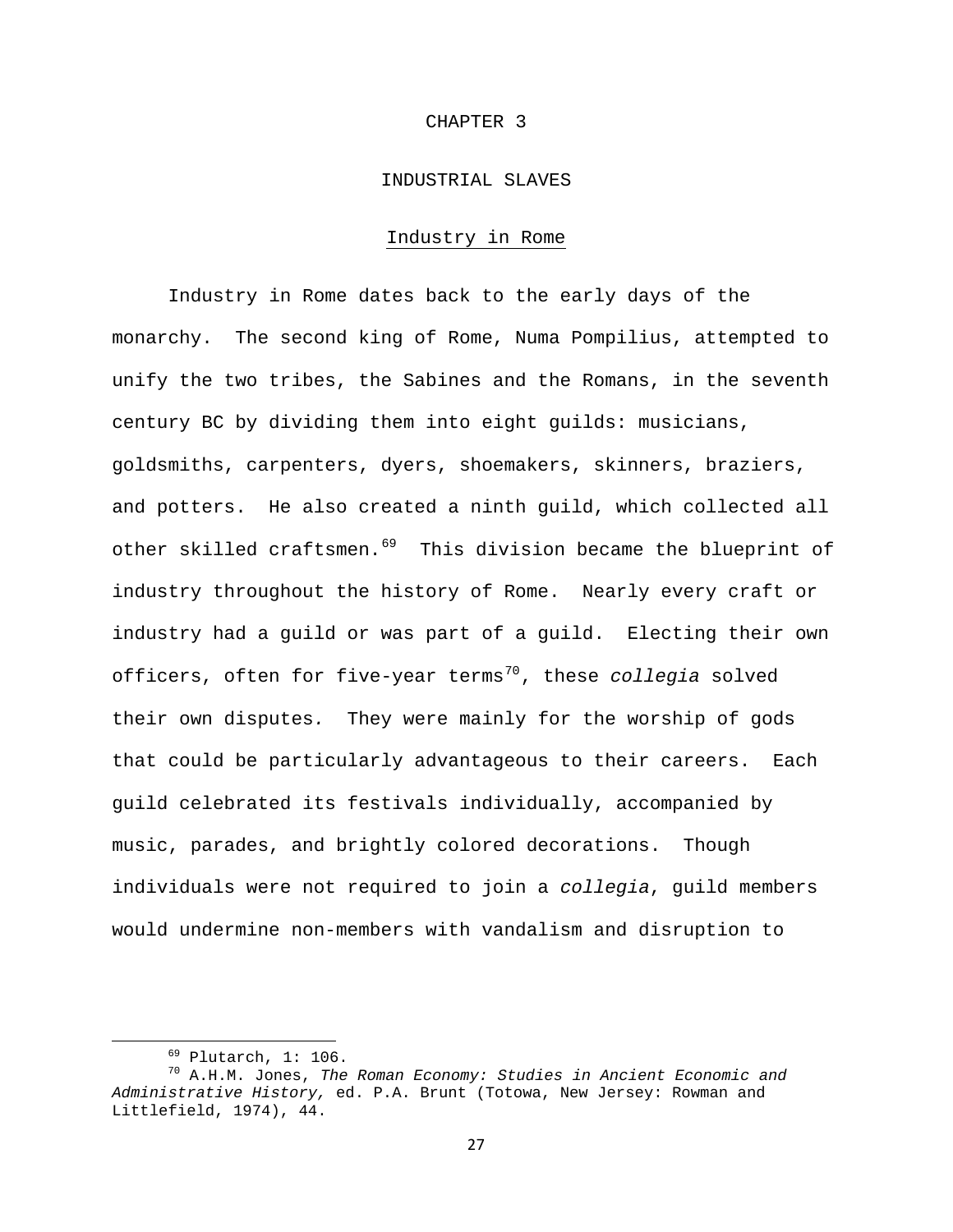# CHAPTER 3

# INDUSTRIAL SLAVES

## Industry in Rome

Industry in Rome dates back to the early days of the monarchy. The second king of Rome, Numa Pompilius, attempted to unify the two tribes, the Sabines and the Romans, in the seventh century BC by dividing them into eight guilds: musicians, goldsmiths, carpenters, dyers, shoemakers, skinners, braziers, and potters. He also created a ninth guild, which collected all other skilled craftsmen.[69] This division became the blueprint of industry throughout the history of Rome. Nearly every craft or industry had a guild or was part of a guild. Electing their own officers, often for five-year terms[70], these *collegia* solved their own disputes. They were mainly for the worship of gods that could be particularly advantageous to their careers. Each guild celebrated its festivals individually, accompanied by music, parades, and brightly colored decorations. Though individuals were not required to join a *collegia*, guild members would undermine non-members with vandalism and disruption to

---

[69] Plutarch, 1: 106.

[70] A.H.M. Jones, *The Roman Economy: Studies in Ancient Economic and Administrative History,* ed. P.A. Brunt (Totowa, New Jersey: Rowman and Littlefield, 1974), 44.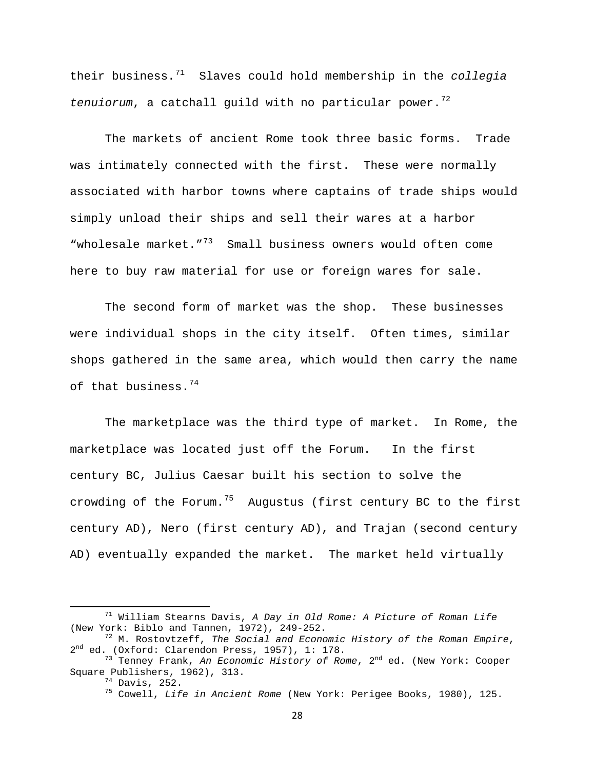their business.[71] Slaves could hold membership in the *collegia tenuiorum*, a catchall guild with no particular power.[72]

The markets of ancient Rome took three basic forms. Trade was intimately connected with the first. These were normally associated with harbor towns where captains of trade ships would simply unload their ships and sell their wares at a harbor "wholesale market."[73] Small business owners would often come here to buy raw material for use or foreign wares for sale.

The second form of market was the shop. These businesses were individual shops in the city itself. Often times, similar shops gathered in the same area, which would then carry the name of that business.[74]

The marketplace was the third type of market. In Rome, the marketplace was located just off the Forum. In the first century BC, Julius Caesar built his section to solve the crowding of the Forum.[75] Augustus (first century BC to the first century AD), Nero (first century AD), and Trajan (second century AD) eventually expanded the market. The market held virtually

---

[71] William Stearns Davis, *A Day in Old Rome: A Picture of Roman Life* (New York: Biblo and Tannen, 1972), 249-252.

[72] M. Rostovtzeff, *The Social and Economic History of the Roman Empire*, 2nd ed. (Oxford: Clarendon Press, 1957), 1: 178.

[73] Tenney Frank, *An Economic History of Rome*, 2nd ed. (New York: Cooper Square Publishers, 1962), 313.

[74] Davis, 252.

[75] Cowell, *Life in Ancient Rome* (New York: Perigee Books, 1980), 125.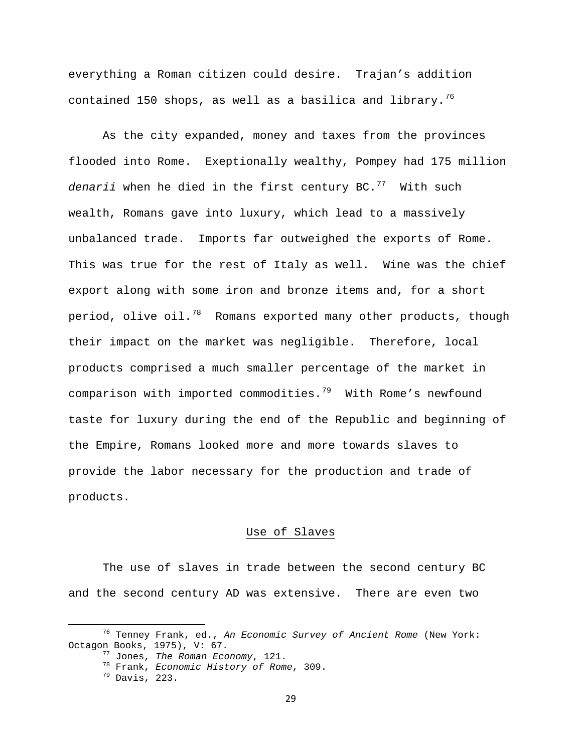everything a Roman citizen could desire. Trajan's addition contained 150 shops, as well as a basilica and library.[76]

As the city expanded, money and taxes from the provinces flooded into Rome. Exeptionally wealthy, Pompey had 175 million *denarii* when he died in the first century BC.[77] With such wealth, Romans gave into luxury, which lead to a massively unbalanced trade. Imports far outweighed the exports of Rome. This was true for the rest of Italy as well. Wine was the chief export along with some iron and bronze items and, for a short period, olive oil.[78] Romans exported many other products, though their impact on the market was negligible. Therefore, local products comprised a much smaller percentage of the market in comparison with imported commodities.[79] With Rome's newfound taste for luxury during the end of the Republic and beginning of the Empire, Romans looked more and more towards slaves to provide the labor necessary for the production and trade of products.

## Use of Slaves

The use of slaves in trade between the second century BC and the second century AD was extensive. There are even two

---

[76] Tenney Frank, ed., *An Economic Survey of Ancient Rome* (New York: Octagon Books, 1975), V: 67.

[77] Jones, *The Roman Economy*, 121.

[78] Frank, *Economic History of Rome*, 309.

[79] Davis, 223.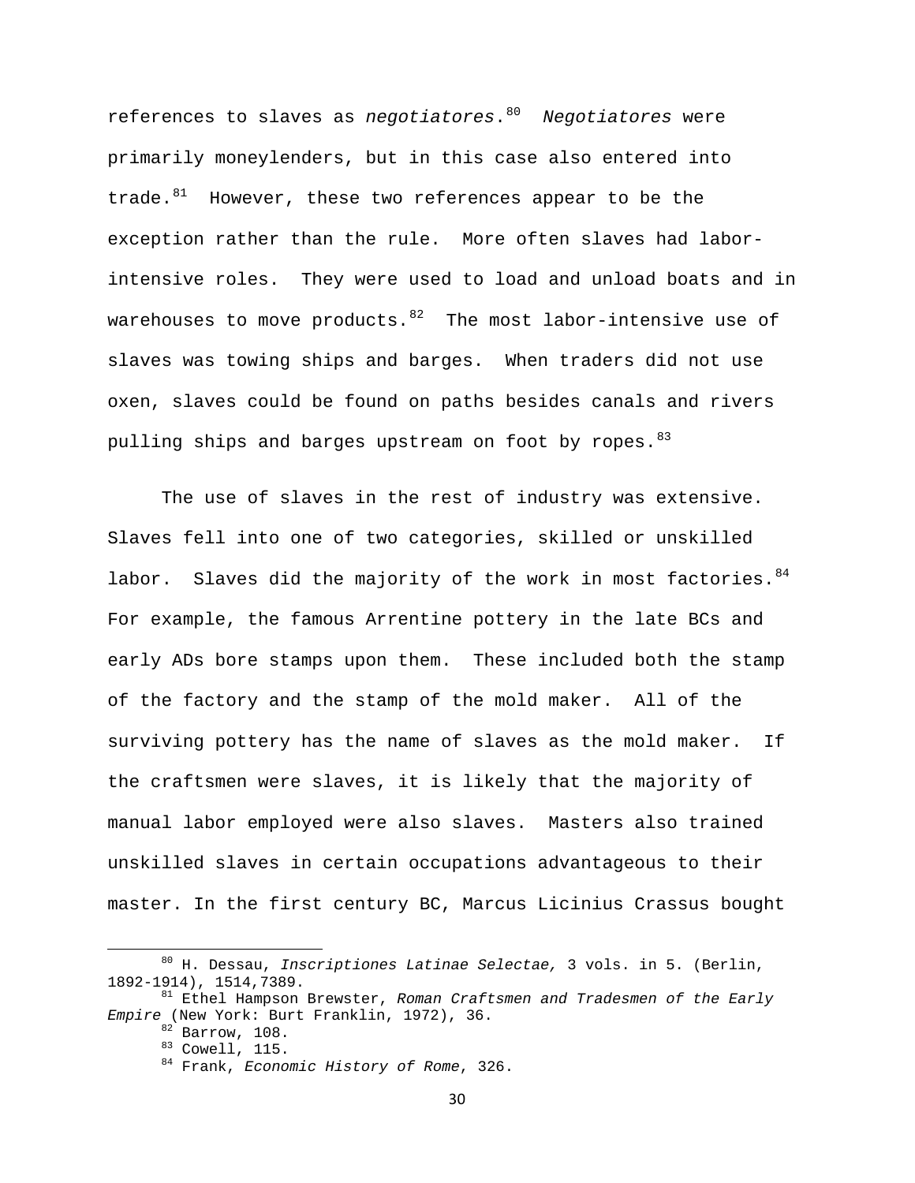references to slaves as *negotiatores*.[80] *Negotiatores* were primarily moneylenders, but in this case also entered into trade.[81] However, these two references appear to be the exception rather than the rule. More often slaves had labor-intensive roles. They were used to load and unload boats and in warehouses to move products.[82] The most labor-intensive use of slaves was towing ships and barges. When traders did not use oxen, slaves could be found on paths besides canals and rivers pulling ships and barges upstream on foot by ropes.[83]

The use of slaves in the rest of industry was extensive. Slaves fell into one of two categories, skilled or unskilled labor. Slaves did the majority of the work in most factories.[84] For example, the famous Arrentine pottery in the late BCs and early ADs bore stamps upon them. These included both the stamp of the factory and the stamp of the mold maker. All of the surviving pottery has the name of slaves as the mold maker. If the craftsmen were slaves, it is likely that the majority of manual labor employed were also slaves. Masters also trained unskilled slaves in certain occupations advantageous to their master. In the first century BC, Marcus Licinius Crassus bought

---

[80] H. Dessau, *Inscriptiones Latinae Selectae,* 3 vols. in 5. (Berlin, 1892-1914), 1514,7389.

[81] Ethel Hampson Brewster, *Roman Craftsmen and Tradesmen of the Early Empire* (New York: Burt Franklin, 1972), 36.

[82] Barrow, 108.

[83] Cowell, 115.

[84] Frank, *Economic History of Rome*, 326.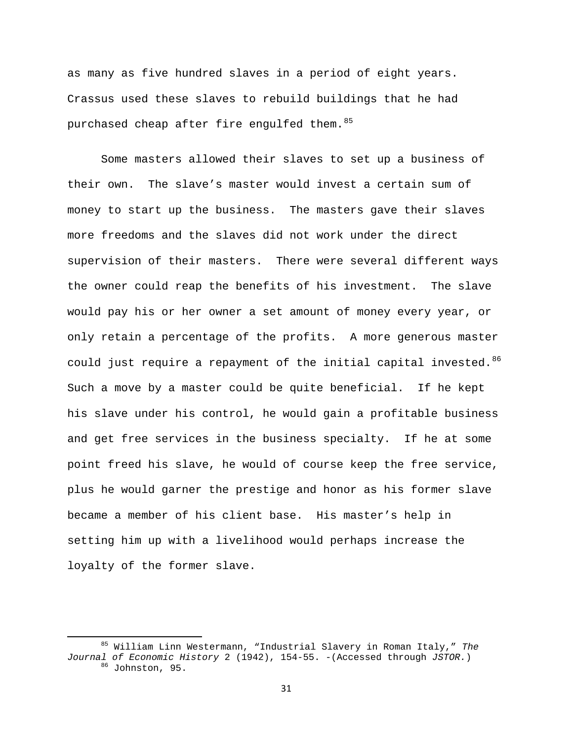as many as five hundred slaves in a period of eight years. Crassus used these slaves to rebuild buildings that he had purchased cheap after fire engulfed them.[85]

Some masters allowed their slaves to set up a business of their own. The slave's master would invest a certain sum of money to start up the business. The masters gave their slaves more freedoms and the slaves did not work under the direct supervision of their masters. There were several different ways the owner could reap the benefits of his investment. The slave would pay his or her owner a set amount of money every year, or only retain a percentage of the profits. A more generous master could just require a repayment of the initial capital invested.[86] Such a move by a master could be quite beneficial. If he kept his slave under his control, he would gain a profitable business and get free services in the business specialty. If he at some point freed his slave, he would of course keep the free service, plus he would garner the prestige and honor as his former slave became a member of his client base. His master's help in setting him up with a livelihood would perhaps increase the loyalty of the former slave.

---

[85] William Linn Westermann, "Industrial Slavery in Roman Italy," *The Journal of Economic History* 2 (1942), 154-55. -(Accessed through *JSTOR.*)

[86] Johnston, 95.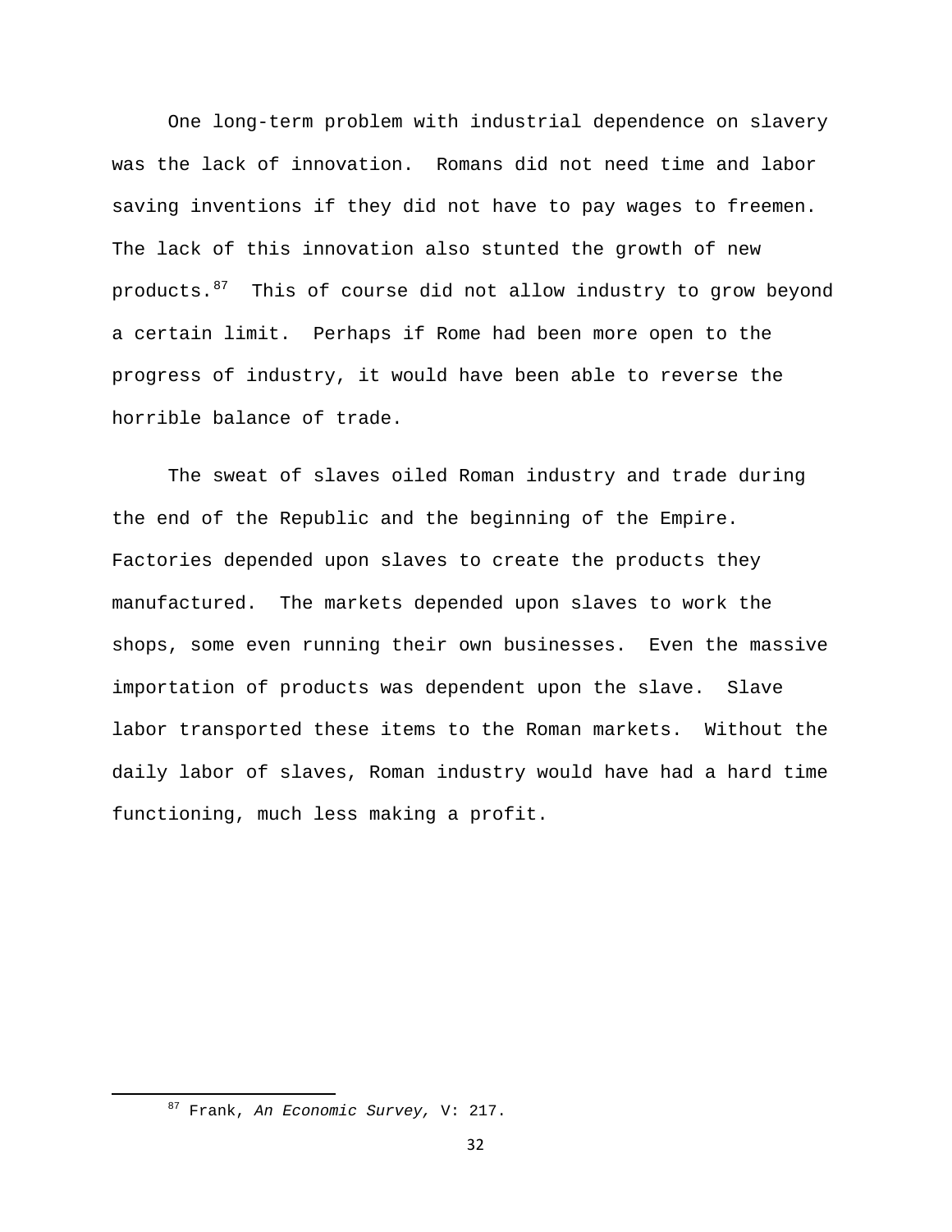One long-term problem with industrial dependence on slavery was the lack of innovation. Romans did not need time and labor saving inventions if they did not have to pay wages to freemen. The lack of this innovation also stunted the growth of new products.[87] This of course did not allow industry to grow beyond a certain limit. Perhaps if Rome had been more open to the progress of industry, it would have been able to reverse the horrible balance of trade.

The sweat of slaves oiled Roman industry and trade during the end of the Republic and the beginning of the Empire. Factories depended upon slaves to create the products they manufactured. The markets depended upon slaves to work the shops, some even running their own businesses. Even the massive importation of products was dependent upon the slave. Slave labor transported these items to the Roman markets. Without the daily labor of slaves, Roman industry would have had a hard time functioning, much less making a profit.

---

[87] Frank, *An Economic Survey,* V: 217.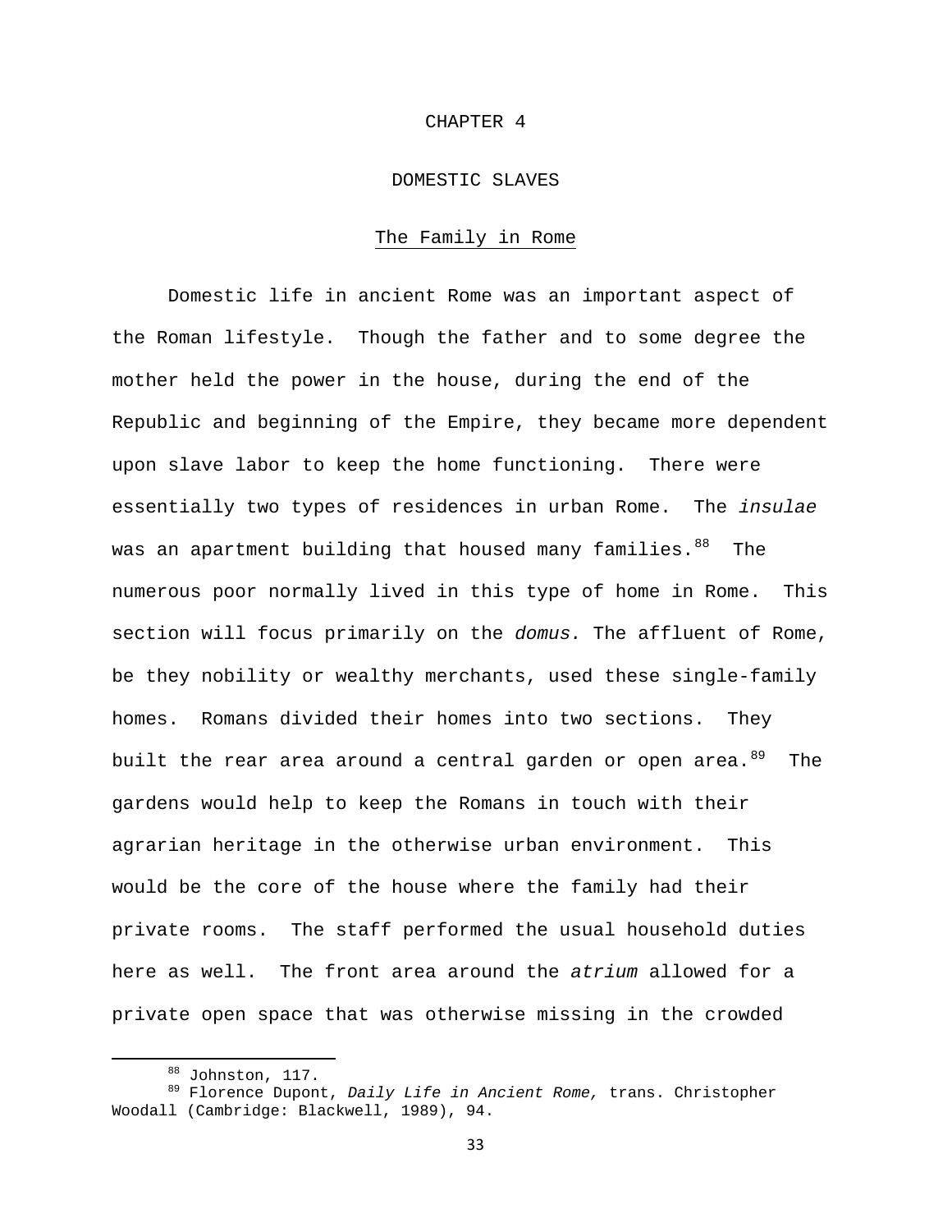# CHAPTER 4

## DOMESTIC SLAVES

### The Family in Rome

Domestic life in ancient Rome was an important aspect of the Roman lifestyle. Though the father and to some degree the mother held the power in the house, during the end of the Republic and beginning of the Empire, they became more dependent upon slave labor to keep the home functioning. There were essentially two types of residences in urban Rome. The *insulae* was an apartment building that housed many families.[88] The numerous poor normally lived in this type of home in Rome. This section will focus primarily on the *domus.* The affluent of Rome, be they nobility or wealthy merchants, used these single-family homes. Romans divided their homes into two sections. They built the rear area around a central garden or open area.[89] The gardens would help to keep the Romans in touch with their agrarian heritage in the otherwise urban environment. This would be the core of the house where the family had their private rooms. The staff performed the usual household duties here as well. The front area around the *atrium* allowed for a private open space that was otherwise missing in the crowded

---

[88] Johnston, 117.

[89] Florence Dupont, *Daily Life in Ancient Rome,* trans. Christopher Woodall (Cambridge: Blackwell, 1989), 94.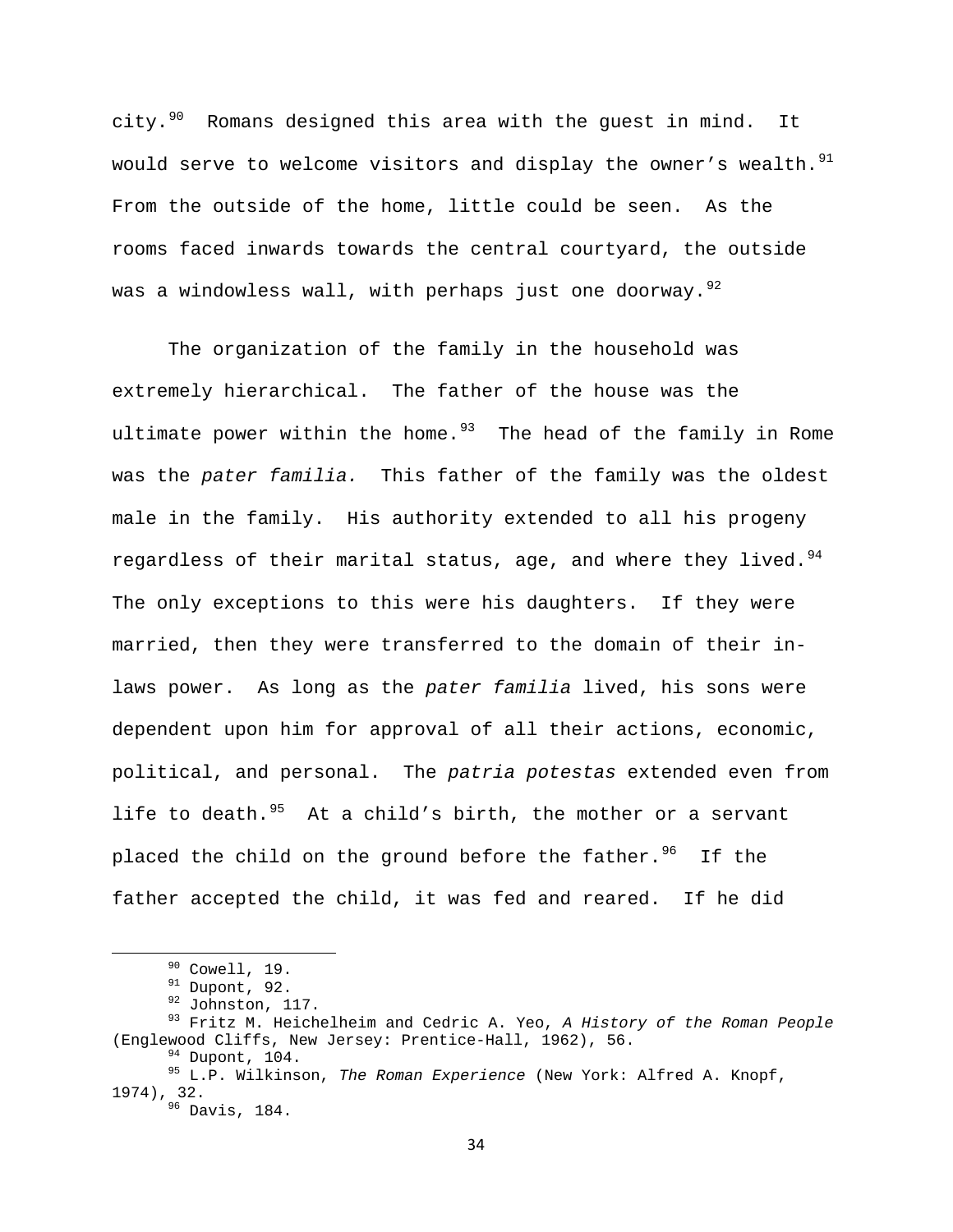city.[90] Romans designed this area with the guest in mind. It would serve to welcome visitors and display the owner's wealth.[91] From the outside of the home, little could be seen. As the rooms faced inwards towards the central courtyard, the outside was a windowless wall, with perhaps just one doorway.[92]

The organization of the family in the household was extremely hierarchical. The father of the house was the ultimate power within the home.[93] The head of the family in Rome was the *pater familia.* This father of the family was the oldest male in the family. His authority extended to all his progeny regardless of their marital status, age, and where they lived.[94] The only exceptions to this were his daughters. If they were married, then they were transferred to the domain of their in-laws power. As long as the *pater familia* lived, his sons were dependent upon him for approval of all their actions, economic, political, and personal. The *patria potestas* extended even from life to death.[95] At a child's birth, the mother or a servant placed the child on the ground before the father.[96] If the father accepted the child, it was fed and reared. If he did

---

[90] Cowell, 19.

[91] Dupont, 92.

[92] Johnston, 117.

[93] Fritz M. Heichelheim and Cedric A. Yeo, *A History of the Roman People* (Englewood Cliffs, New Jersey: Prentice-Hall, 1962), 56.

[94] Dupont, 104.

[95] L.P. Wilkinson, *The Roman Experience* (New York: Alfred A. Knopf, 1974), 32.

[96] Davis, 184.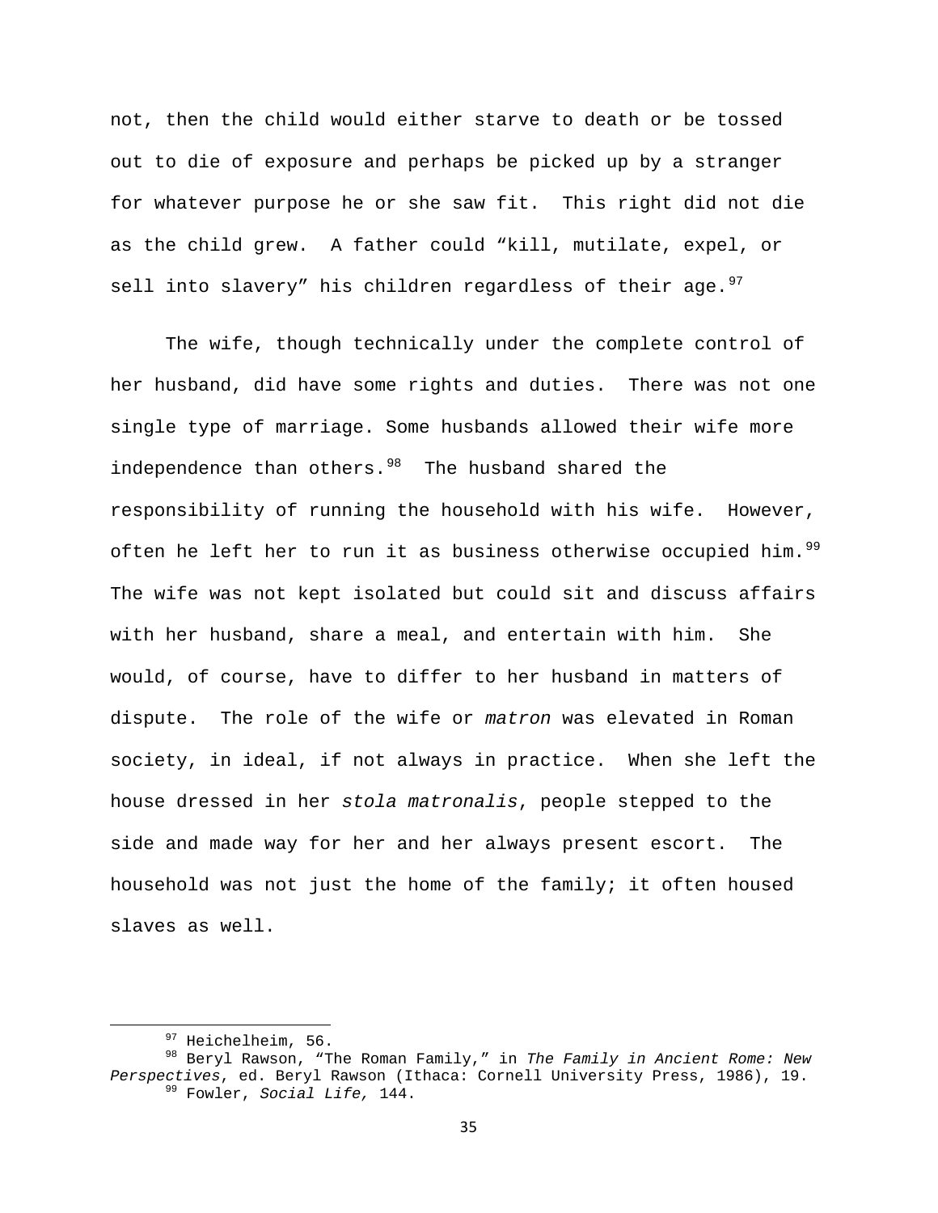not, then the child would either starve to death or be tossed out to die of exposure and perhaps be picked up by a stranger for whatever purpose he or she saw fit. This right did not die as the child grew. A father could "kill, mutilate, expel, or sell into slavery" his children regardless of their age.[97]

The wife, though technically under the complete control of her husband, did have some rights and duties. There was not one single type of marriage. Some husbands allowed their wife more independence than others.[98] The husband shared the responsibility of running the household with his wife. However, often he left her to run it as business otherwise occupied him.[99] The wife was not kept isolated but could sit and discuss affairs with her husband, share a meal, and entertain with him. She would, of course, have to differ to her husband in matters of dispute. The role of the wife or *matron* was elevated in Roman society, in ideal, if not always in practice. When she left the house dressed in her *stola matronalis*, people stepped to the side and made way for her and her always present escort. The household was not just the home of the family; it often housed slaves as well.

---

[97] Heichelheim, 56.

[98] Beryl Rawson, "The Roman Family," in *The Family in Ancient Rome: New Perspectives*, ed. Beryl Rawson (Ithaca: Cornell University Press, 1986), 19.

[99] Fowler, *Social Life,* 144.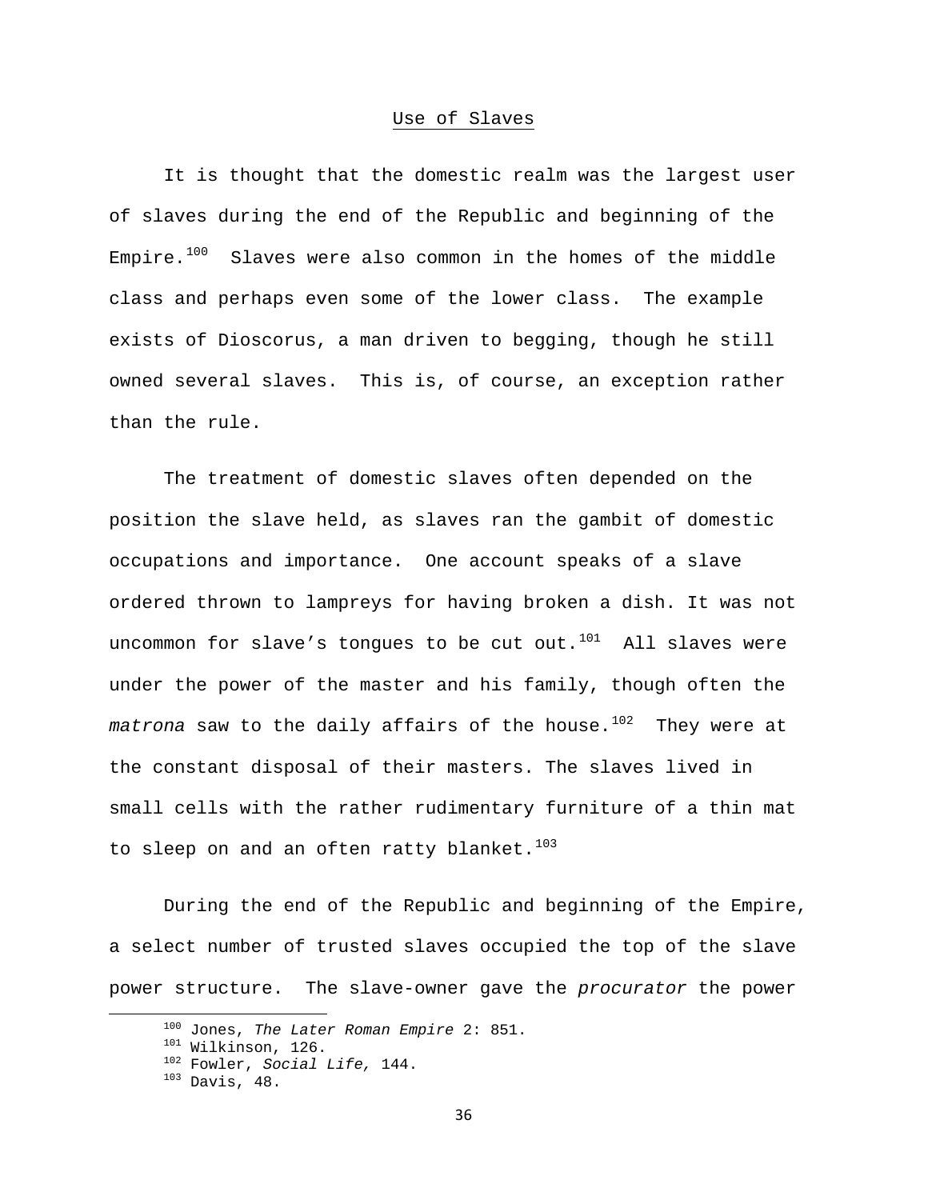## Use of Slaves

It is thought that the domestic realm was the largest user of slaves during the end of the Republic and beginning of the Empire.[100] Slaves were also common in the homes of the middle class and perhaps even some of the lower class. The example exists of Dioscorus, a man driven to begging, though he still owned several slaves. This is, of course, an exception rather than the rule.

The treatment of domestic slaves often depended on the position the slave held, as slaves ran the gambit of domestic occupations and importance. One account speaks of a slave ordered thrown to lampreys for having broken a dish. It was not uncommon for slave's tongues to be cut out.[101] All slaves were under the power of the master and his family, though often the *matrona* saw to the daily affairs of the house.[102] They were at the constant disposal of their masters. The slaves lived in small cells with the rather rudimentary furniture of a thin mat to sleep on and an often ratty blanket.[103]

During the end of the Republic and beginning of the Empire, a select number of trusted slaves occupied the top of the slave power structure. The slave-owner gave the *procurator* the power

---

[100] Jones, *The Later Roman Empire* 2: 851.
[101] Wilkinson, 126.
[102] Fowler, *Social Life,* 144.
[103] Davis, 48.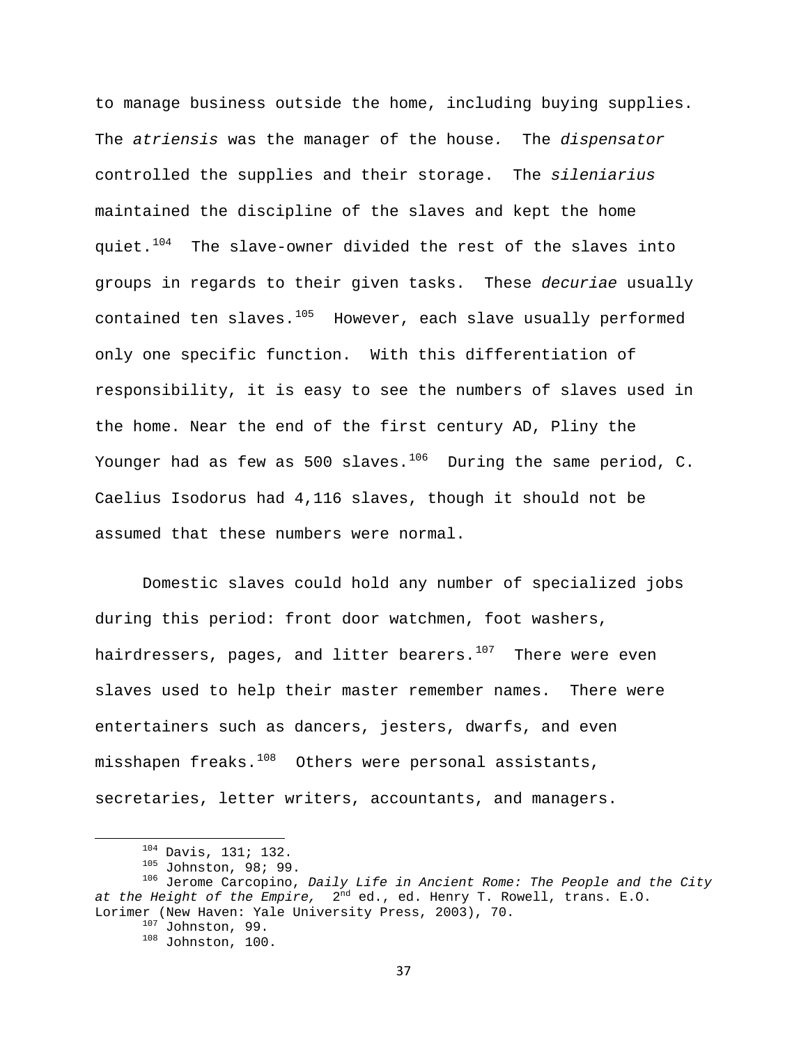to manage business outside the home, including buying supplies. The *atriensis* was the manager of the house. The *dispensator* controlled the supplies and their storage. The *sileniarius* maintained the discipline of the slaves and kept the home quiet.[104] The slave-owner divided the rest of the slaves into groups in regards to their given tasks. These *decuriae* usually contained ten slaves.[105] However, each slave usually performed only one specific function. With this differentiation of responsibility, it is easy to see the numbers of slaves used in the home. Near the end of the first century AD, Pliny the Younger had as few as 500 slaves.[106] During the same period, C. Caelius Isodorus had 4,116 slaves, though it should not be assumed that these numbers were normal.

Domestic slaves could hold any number of specialized jobs during this period: front door watchmen, foot washers, hairdressers, pages, and litter bearers.[107] There were even slaves used to help their master remember names. There were entertainers such as dancers, jesters, dwarfs, and even misshapen freaks.[108] Others were personal assistants, secretaries, letter writers, accountants, and managers.

---

[104] Davis, 131; 132.

[105] Johnston, 98; 99.

[106] Jerome Carcopino, *Daily Life in Ancient Rome: The People and the City at the Height of the Empire,* 2nd ed., ed. Henry T. Rowell, trans. E.O. Lorimer (New Haven: Yale University Press, 2003), 70.

[107] Johnston, 99.

[108] Johnston, 100.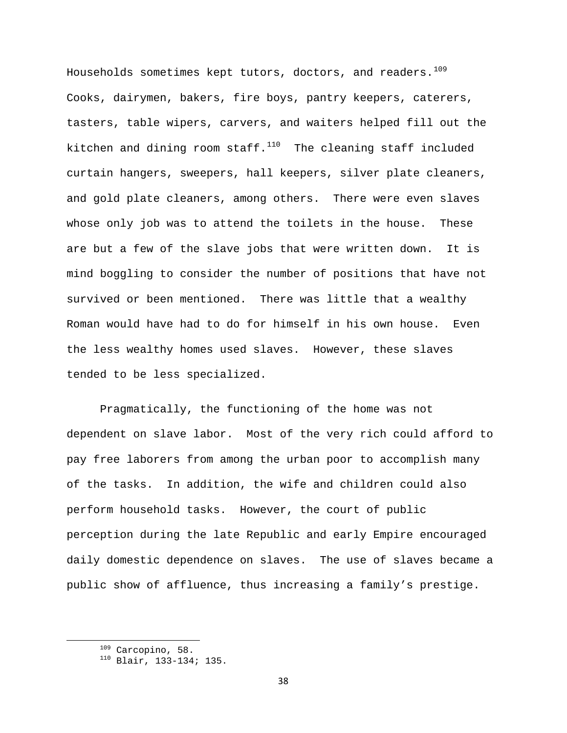Households sometimes kept tutors, doctors, and readers.[109] Cooks, dairymen, bakers, fire boys, pantry keepers, caterers, tasters, table wipers, carvers, and waiters helped fill out the kitchen and dining room staff.[110] The cleaning staff included curtain hangers, sweepers, hall keepers, silver plate cleaners, and gold plate cleaners, among others. There were even slaves whose only job was to attend the toilets in the house. These are but a few of the slave jobs that were written down. It is mind boggling to consider the number of positions that have not survived or been mentioned. There was little that a wealthy Roman would have had to do for himself in his own house. Even the less wealthy homes used slaves. However, these slaves tended to be less specialized.

Pragmatically, the functioning of the home was not dependent on slave labor. Most of the very rich could afford to pay free laborers from among the urban poor to accomplish many of the tasks. In addition, the wife and children could also perform household tasks. However, the court of public perception during the late Republic and early Empire encouraged daily domestic dependence on slaves. The use of slaves became a public show of affluence, thus increasing a family's prestige.

---

[109] Carcopino, 58.

[110] Blair, 133-134; 135.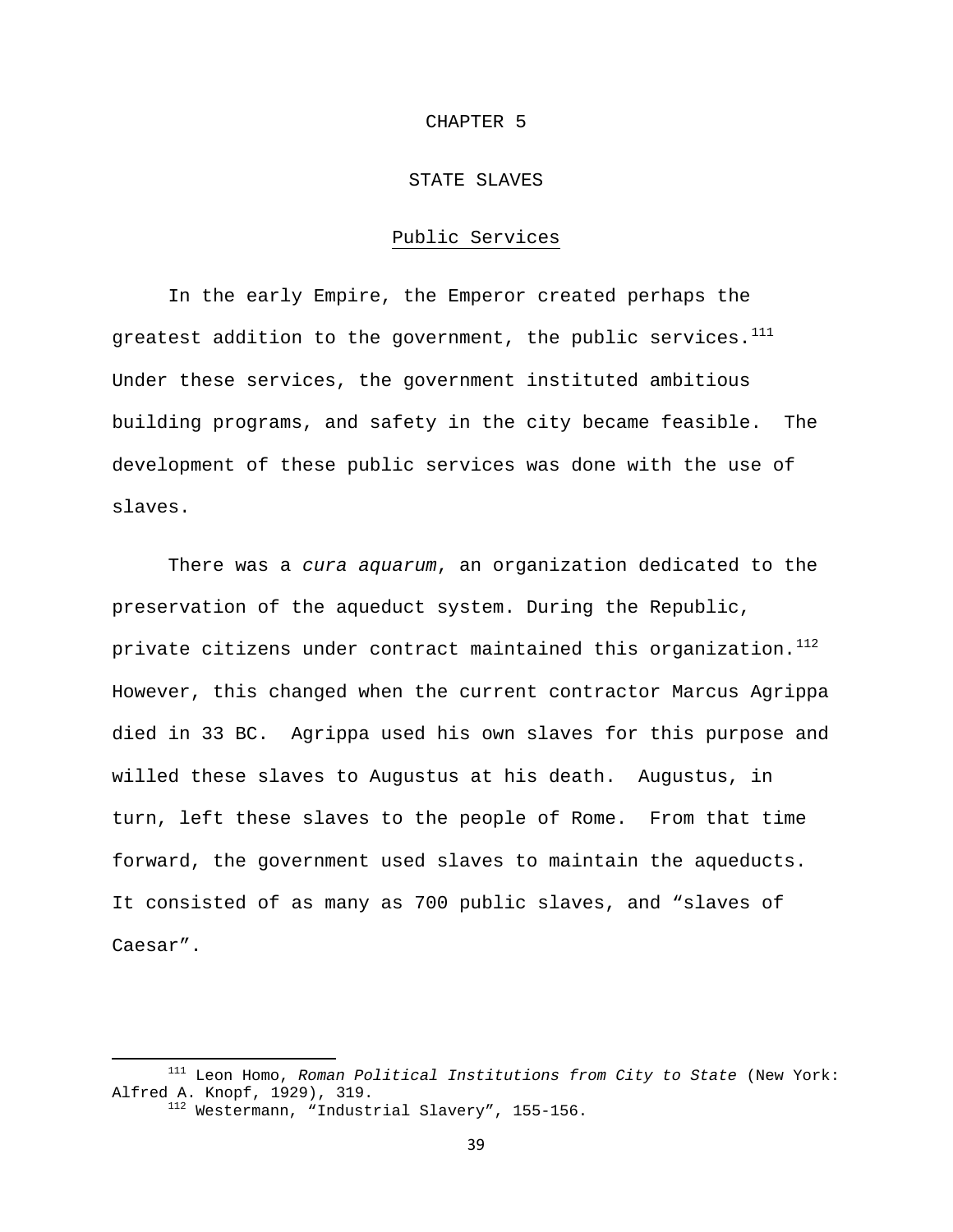# CHAPTER 5

# STATE SLAVES

## Public Services

In the early Empire, the Emperor created perhaps the greatest addition to the government, the public services.[111] Under these services, the government instituted ambitious building programs, and safety in the city became feasible. The development of these public services was done with the use of slaves.

There was a *cura aquarum*, an organization dedicated to the preservation of the aqueduct system. During the Republic, private citizens under contract maintained this organization.[112] However, this changed when the current contractor Marcus Agrippa died in 33 BC. Agrippa used his own slaves for this purpose and willed these slaves to Augustus at his death. Augustus, in turn, left these slaves to the people of Rome. From that time forward, the government used slaves to maintain the aqueducts. It consisted of as many as 700 public slaves, and “slaves of Caesar”.

---

[111] Leon Homo, *Roman Political Institutions from City to State* (New York: Alfred A. Knopf, 1929), 319.

[112] Westermann, “Industrial Slavery”, 155-156.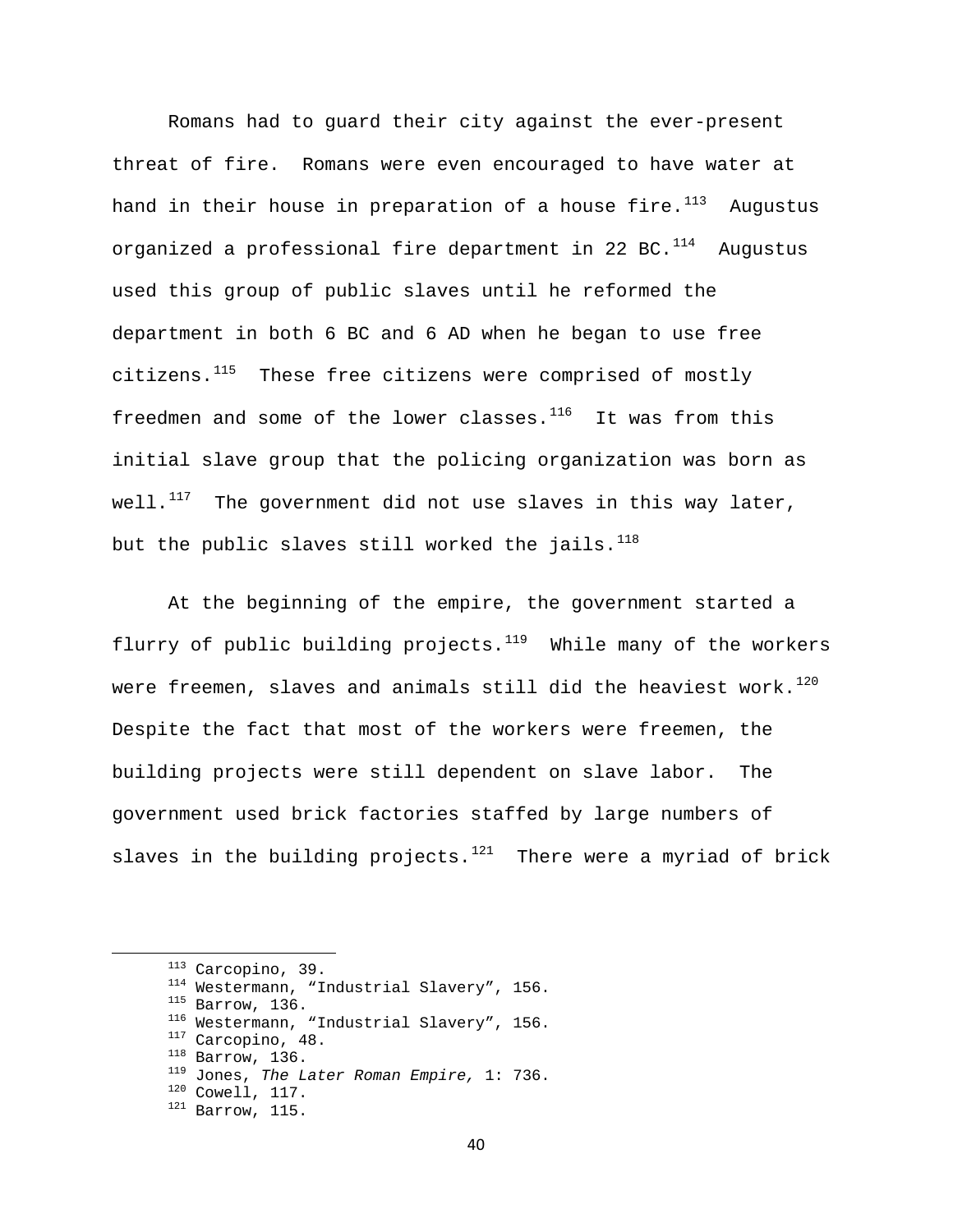Romans had to guard their city against the ever-present threat of fire. Romans were even encouraged to have water at hand in their house in preparation of a house fire.[113] Augustus organized a professional fire department in 22 BC.[114] Augustus used this group of public slaves until he reformed the department in both 6 BC and 6 AD when he began to use free citizens.[115] These free citizens were comprised of mostly freedmen and some of the lower classes.[116] It was from this initial slave group that the policing organization was born as well.[117] The government did not use slaves in this way later, but the public slaves still worked the jails.[118]

At the beginning of the empire, the government started a flurry of public building projects.[119] While many of the workers were freemen, slaves and animals still did the heaviest work.[120] Despite the fact that most of the workers were freemen, the building projects were still dependent on slave labor. The government used brick factories staffed by large numbers of slaves in the building projects.[121] There were a myriad of brick

---

[113] Carcopino, 39.
[114] Westermann, "Industrial Slavery", 156.
[115] Barrow, 136.
[116] Westermann, "Industrial Slavery", 156.
[117] Carcopino, 48.
[118] Barrow, 136.
[119] Jones, *The Later Roman Empire,* 1: 736.
[120] Cowell, 117.
[121] Barrow, 115.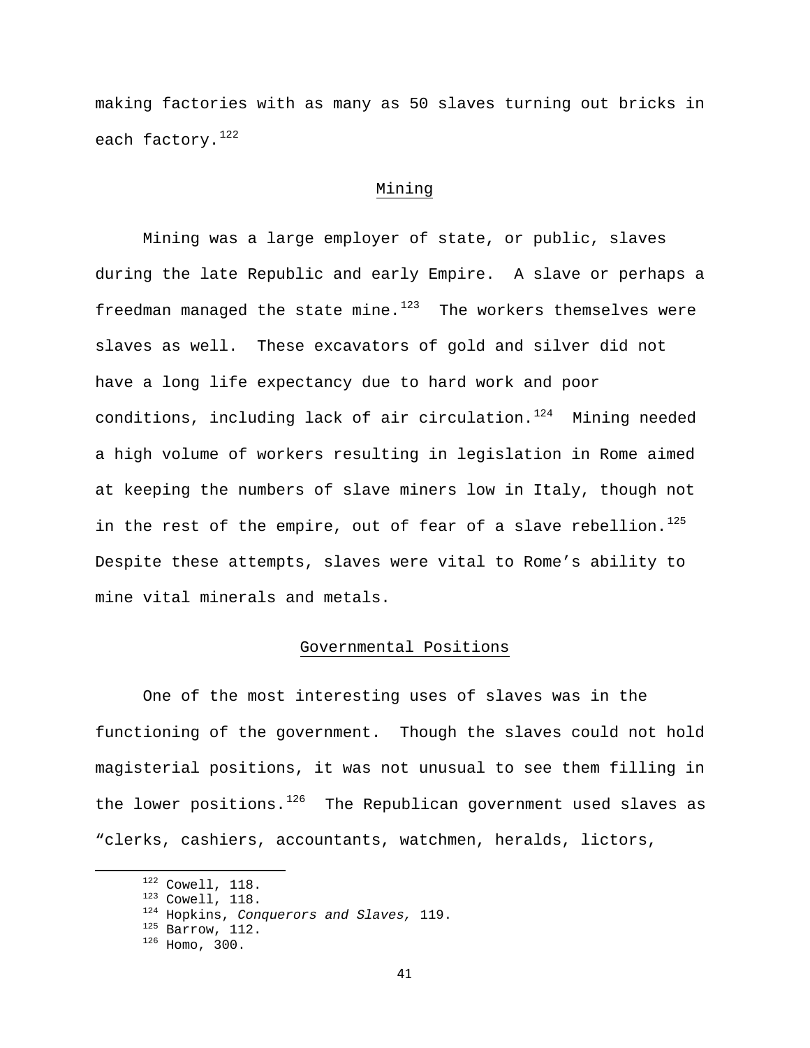making factories with as many as 50 slaves turning out bricks in each factory.[122]

## Mining

Mining was a large employer of state, or public, slaves during the late Republic and early Empire. A slave or perhaps a freedman managed the state mine.[123] The workers themselves were slaves as well. These excavators of gold and silver did not have a long life expectancy due to hard work and poor conditions, including lack of air circulation.[124] Mining needed a high volume of workers resulting in legislation in Rome aimed at keeping the numbers of slave miners low in Italy, though not in the rest of the empire, out of fear of a slave rebellion.[125] Despite these attempts, slaves were vital to Rome's ability to mine vital minerals and metals.

## Governmental Positions

One of the most interesting uses of slaves was in the functioning of the government. Though the slaves could not hold magisterial positions, it was not unusual to see them filling in the lower positions.[126] The Republican government used slaves as "clerks, cashiers, accountants, watchmen, heralds, lictors,

---

[122] Cowell, 118.
[123] Cowell, 118.
[124] Hopkins, *Conquerors and Slaves,* 119.
[125] Barrow, 112.
[126] Homo, 300.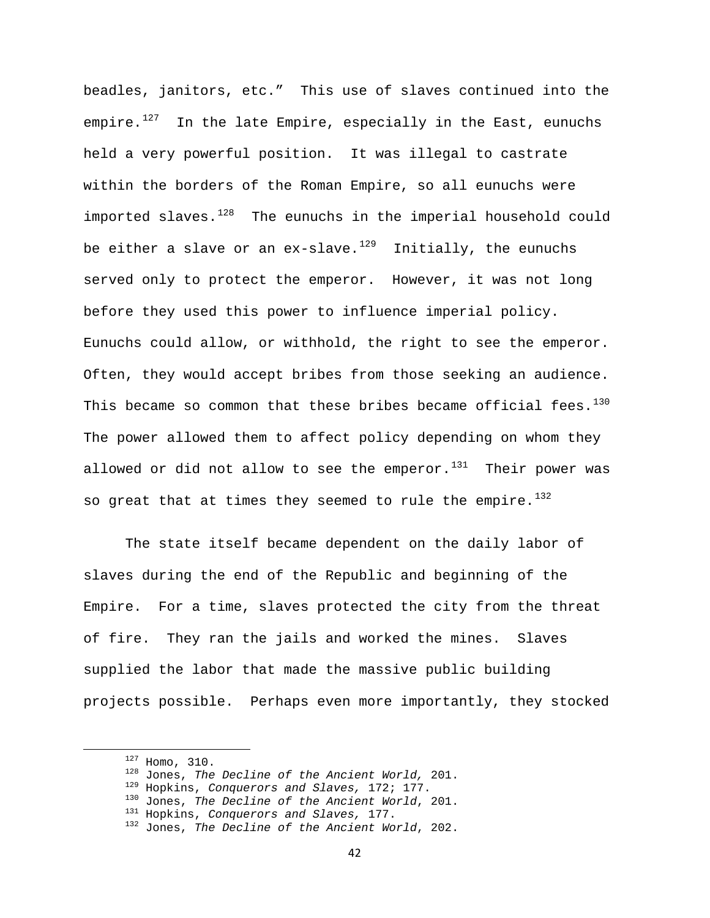beadles, janitors, etc." This use of slaves continued into the empire.[127] In the late Empire, especially in the East, eunuchs held a very powerful position. It was illegal to castrate within the borders of the Roman Empire, so all eunuchs were imported slaves.[128] The eunuchs in the imperial household could be either a slave or an ex-slave.[129] Initially, the eunuchs served only to protect the emperor. However, it was not long before they used this power to influence imperial policy. Eunuchs could allow, or withhold, the right to see the emperor. Often, they would accept bribes from those seeking an audience. This became so common that these bribes became official fees.[130] The power allowed them to affect policy depending on whom they allowed or did not allow to see the emperor.[131] Their power was so great that at times they seemed to rule the empire.[132]

The state itself became dependent on the daily labor of slaves during the end of the Republic and beginning of the Empire. For a time, slaves protected the city from the threat of fire. They ran the jails and worked the mines. Slaves supplied the labor that made the massive public building projects possible. Perhaps even more importantly, they stocked

---

[127] Homo, 310.
[128] Jones, *The Decline of the Ancient World,* 201.
[129] Hopkins, *Conquerors and Slaves,* 172; 177.
[130] Jones, *The Decline of the Ancient World*, 201.
[131] Hopkins, *Conquerors and Slaves,* 177.
[132] Jones, *The Decline of the Ancient World*, 202.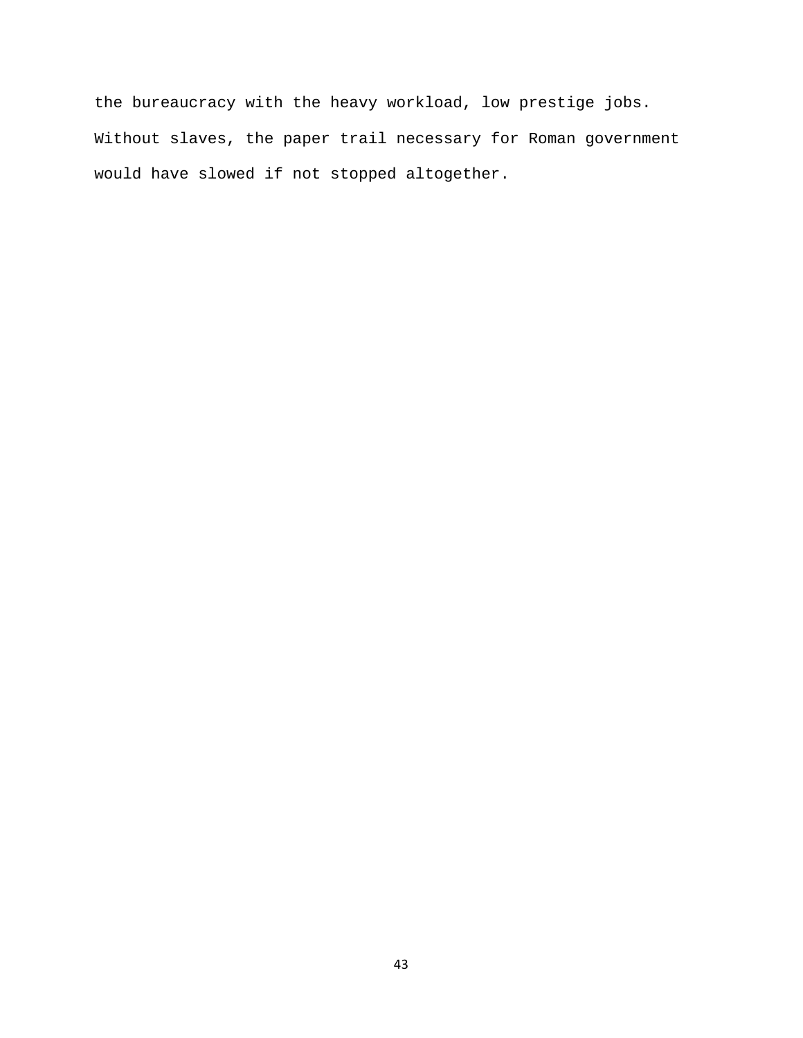the bureaucracy with the heavy workload, low prestige jobs. Without slaves, the paper trail necessary for Roman government would have slowed if not stopped altogether.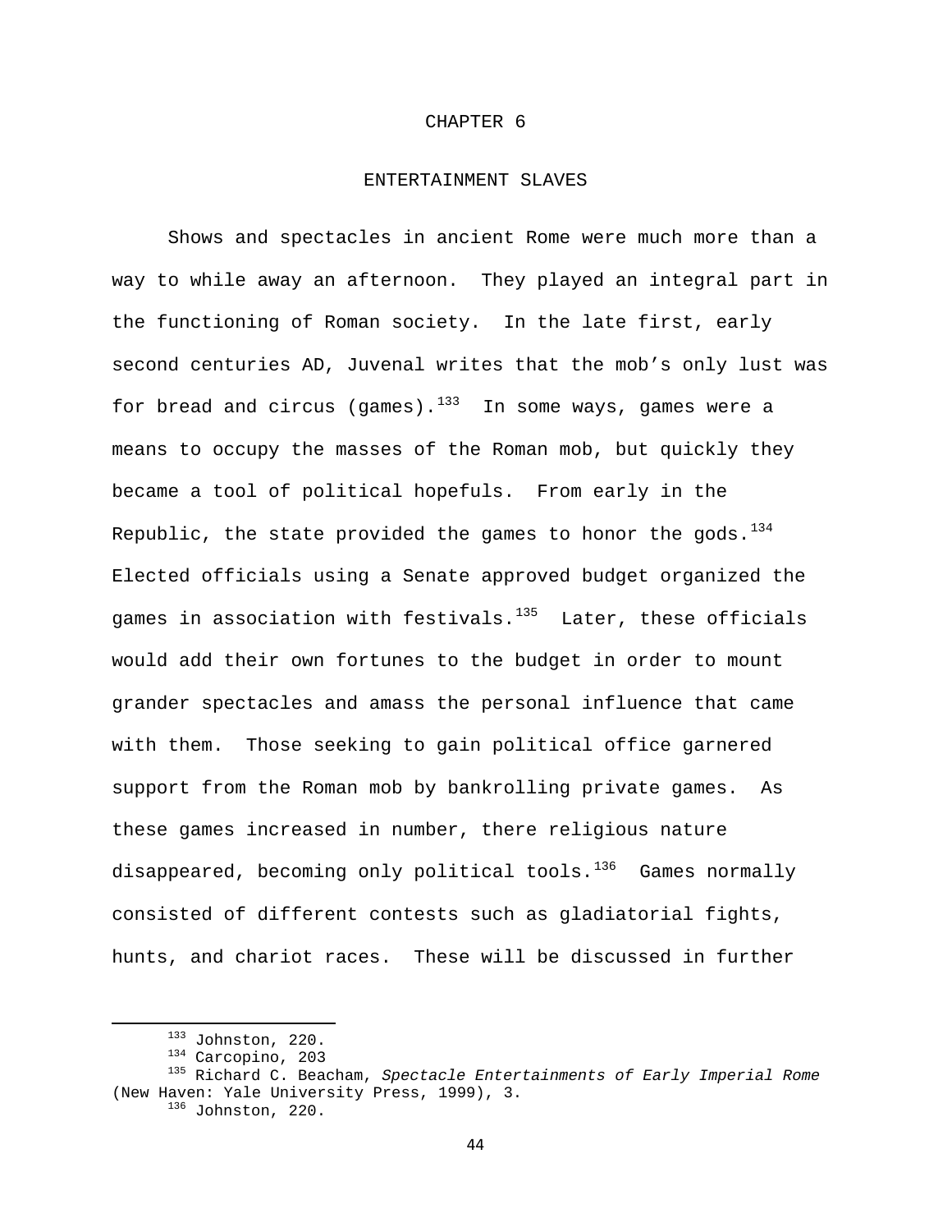# CHAPTER 6

## ENTERTAINMENT SLAVES

Shows and spectacles in ancient Rome were much more than a way to while away an afternoon. They played an integral part in the functioning of Roman society. In the late first, early second centuries AD, Juvenal writes that the mob's only lust was for bread and circus (games).[133] In some ways, games were a means to occupy the masses of the Roman mob, but quickly they became a tool of political hopefuls. From early in the Republic, the state provided the games to honor the gods.[134] Elected officials using a Senate approved budget organized the games in association with festivals.[135] Later, these officials would add their own fortunes to the budget in order to mount grander spectacles and amass the personal influence that came with them. Those seeking to gain political office garnered support from the Roman mob by bankrolling private games. As these games increased in number, there religious nature disappeared, becoming only political tools.[136] Games normally consisted of different contests such as gladiatorial fights, hunts, and chariot races. These will be discussed in further

---

[133] Johnston, 220.

[134] Carcopino, 203

[135] Richard C. Beacham, *Spectacle Entertainments of Early Imperial Rome* (New Haven: Yale University Press, 1999), 3.

[136] Johnston, 220.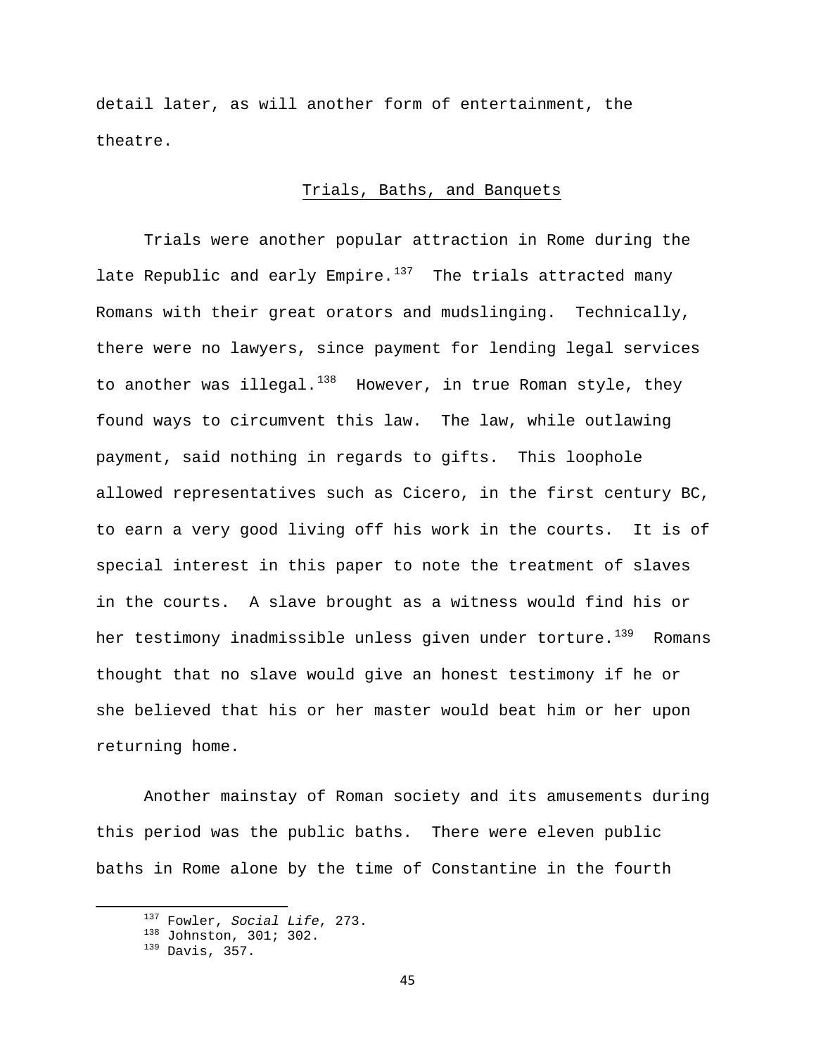detail later, as will another form of entertainment, the theatre.

## Trials, Baths, and Banquets

Trials were another popular attraction in Rome during the late Republic and early Empire.[137] The trials attracted many Romans with their great orators and mudslinging. Technically, there were no lawyers, since payment for lending legal services to another was illegal.[138] However, in true Roman style, they found ways to circumvent this law. The law, while outlawing payment, said nothing in regards to gifts. This loophole allowed representatives such as Cicero, in the first century BC, to earn a very good living off his work in the courts. It is of special interest in this paper to note the treatment of slaves in the courts. A slave brought as a witness would find his or her testimony inadmissible unless given under torture.[139] Romans thought that no slave would give an honest testimony if he or she believed that his or her master would beat him or her upon returning home.

Another mainstay of Roman society and its amusements during this period was the public baths. There were eleven public baths in Rome alone by the time of Constantine in the fourth

---

[137] Fowler, *Social Life*, 273.

[138] Johnston, 301; 302.

[139] Davis, 357.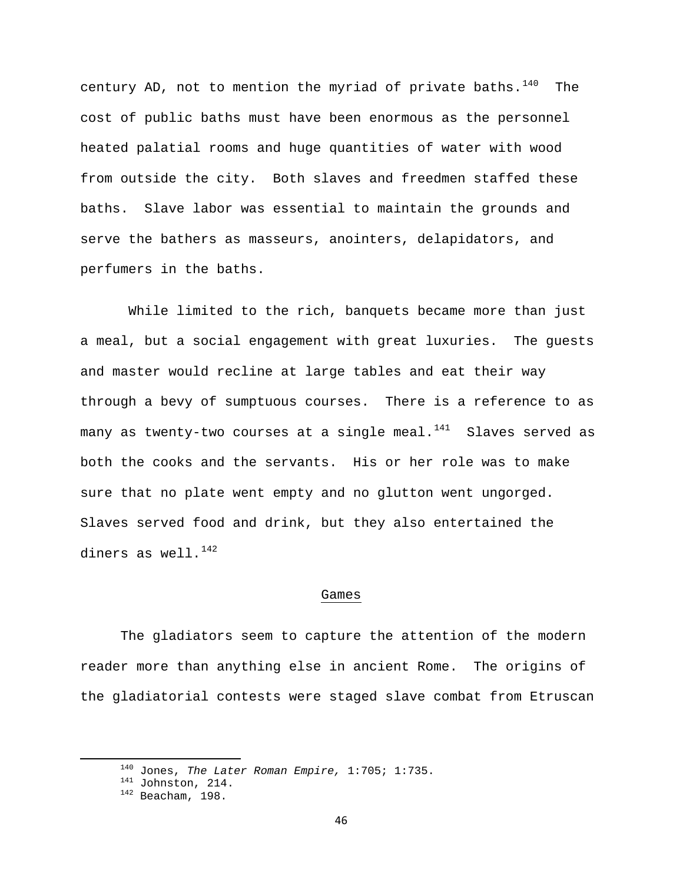century AD, not to mention the myriad of private baths.[140] The cost of public baths must have been enormous as the personnel heated palatial rooms and huge quantities of water with wood from outside the city. Both slaves and freedmen staffed these baths. Slave labor was essential to maintain the grounds and serve the bathers as masseurs, anointers, delapidators, and perfumers in the baths.

While limited to the rich, banquets became more than just a meal, but a social engagement with great luxuries. The guests and master would recline at large tables and eat their way through a bevy of sumptuous courses. There is a reference to as many as twenty-two courses at a single meal.[141] Slaves served as both the cooks and the servants. His or her role was to make sure that no plate went empty and no glutton went ungorged. Slaves served food and drink, but they also entertained the diners as well.[142]

## Games

The gladiators seem to capture the attention of the modern reader more than anything else in ancient Rome. The origins of the gladiatorial contests were staged slave combat from Etruscan

---

[140] Jones, *The Later Roman Empire,* 1:705; 1:735.

[141] Johnston, 214.

[142] Beacham, 198.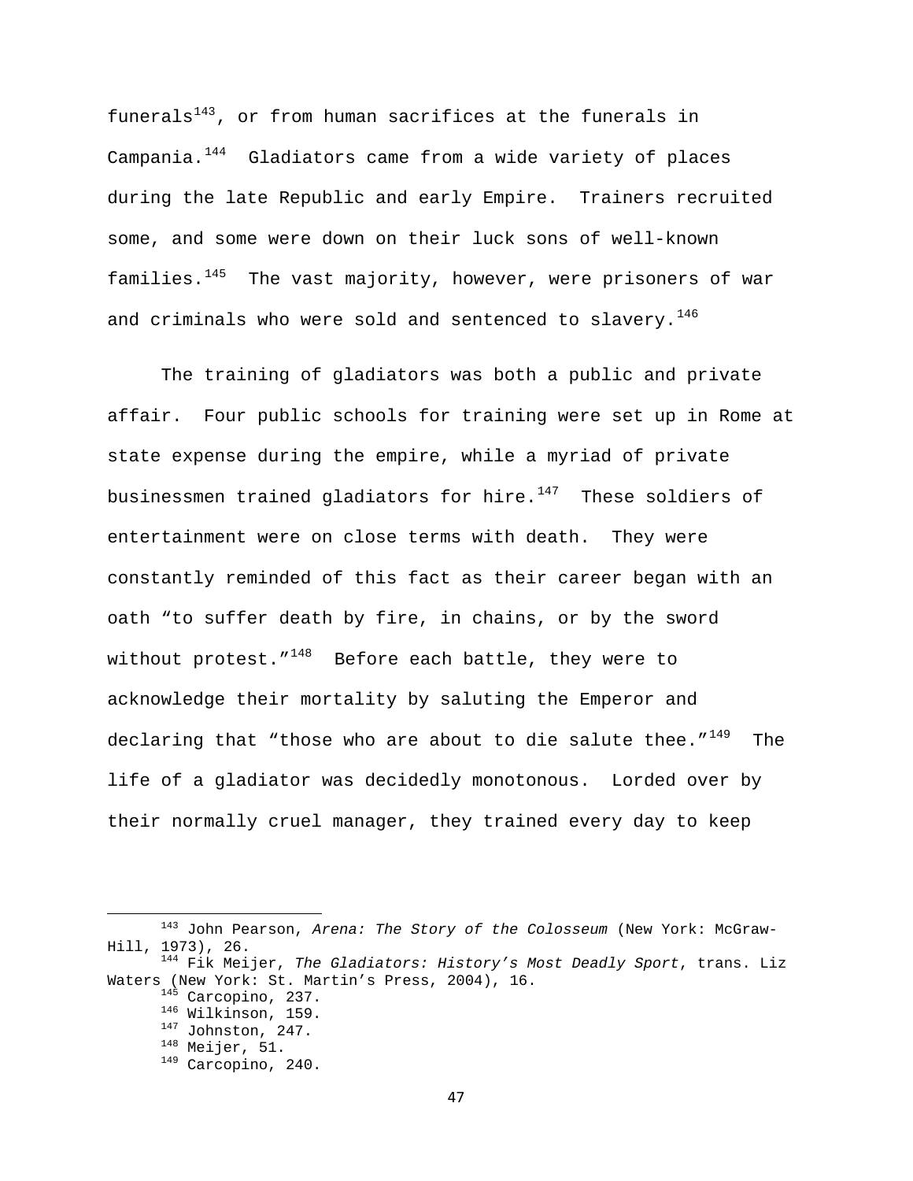funerals[143], or from human sacrifices at the funerals in Campania.[144] Gladiators came from a wide variety of places during the late Republic and early Empire. Trainers recruited some, and some were down on their luck sons of well-known families.[145] The vast majority, however, were prisoners of war and criminals who were sold and sentenced to slavery.[146]

The training of gladiators was both a public and private affair. Four public schools for training were set up in Rome at state expense during the empire, while a myriad of private businessmen trained gladiators for hire.[147] These soldiers of entertainment were on close terms with death. They were constantly reminded of this fact as their career began with an oath "to suffer death by fire, in chains, or by the sword without protest."[148] Before each battle, they were to acknowledge their mortality by saluting the Emperor and declaring that "those who are about to die salute thee."[149] The life of a gladiator was decidedly monotonous. Lorded over by their normally cruel manager, they trained every day to keep

---

[143] John Pearson, *Arena: The Story of the Colosseum* (New York: McGraw-Hill, 1973), 26.
[144] Fik Meijer, *The Gladiators: History's Most Deadly Sport*, trans. Liz Waters (New York: St. Martin's Press, 2004), 16.
[145] Carcopino, 237.
[146] Wilkinson, 159.
[147] Johnston, 247.
[148] Meijer, 51.
[149] Carcopino, 240.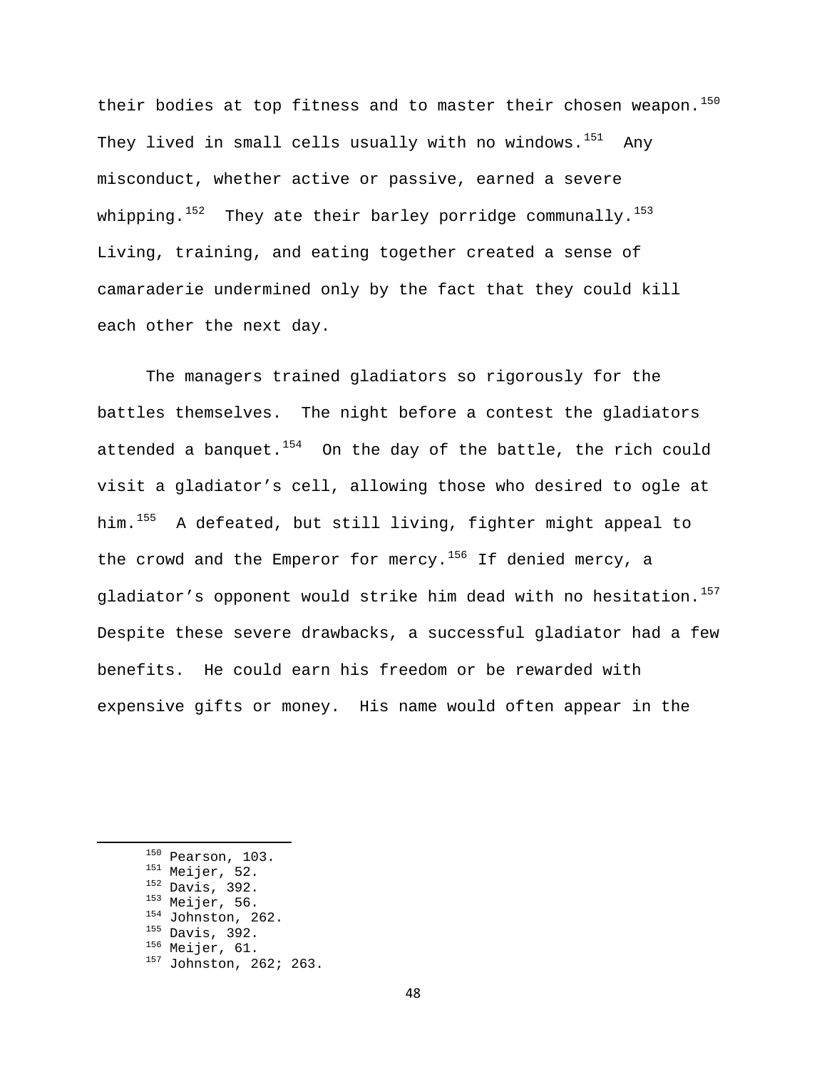their bodies at top fitness and to master their chosen weapon.[150] They lived in small cells usually with no windows.[151] Any misconduct, whether active or passive, earned a severe whipping.[152] They ate their barley porridge communally.[153] Living, training, and eating together created a sense of camaraderie undermined only by the fact that they could kill each other the next day.

The managers trained gladiators so rigorously for the battles themselves. The night before a contest the gladiators attended a banquet.[154] On the day of the battle, the rich could visit a gladiator's cell, allowing those who desired to ogle at him.[155] A defeated, but still living, fighter might appeal to the crowd and the Emperor for mercy.[156] If denied mercy, a gladiator's opponent would strike him dead with no hesitation.[157] Despite these severe drawbacks, a successful gladiator had a few benefits. He could earn his freedom or be rewarded with expensive gifts or money. His name would often appear in the

---

[150] Pearson, 103.
[151] Meijer, 52.
[152] Davis, 392.
[153] Meijer, 56.
[154] Johnston, 262.
[155] Davis, 392.
[156] Meijer, 61.
[157] Johnston, 262; 263.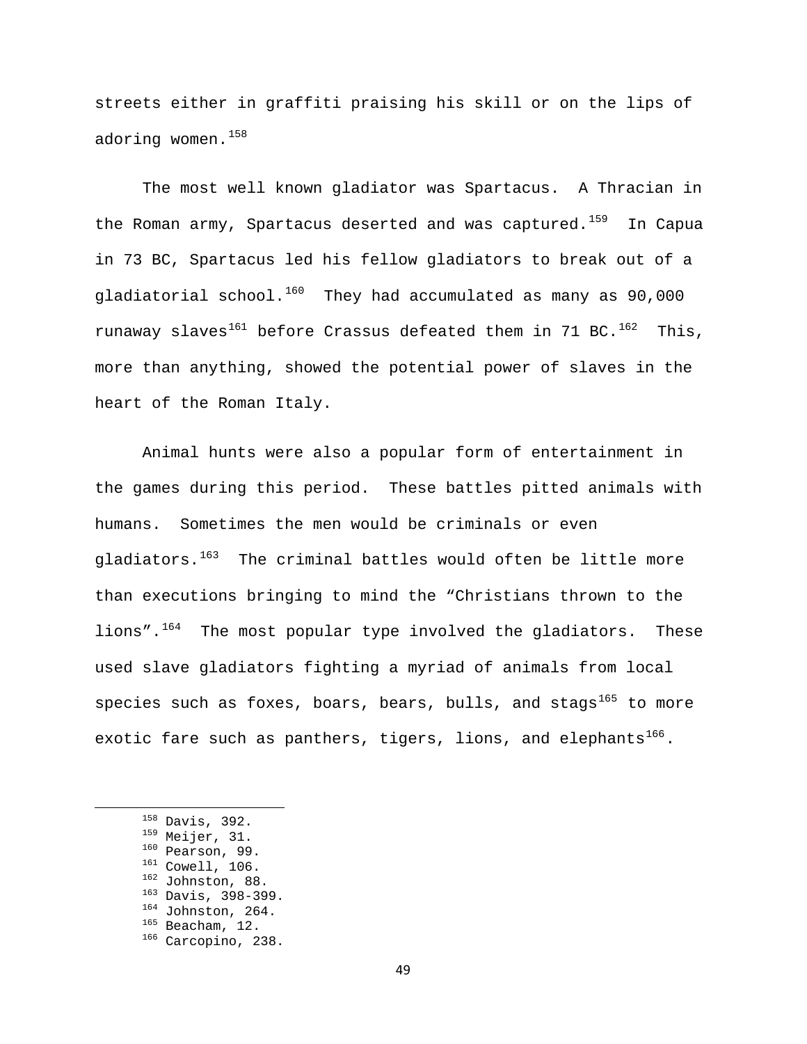streets either in graffiti praising his skill or on the lips of adoring women.[158]

The most well known gladiator was Spartacus. A Thracian in the Roman army, Spartacus deserted and was captured.[159] In Capua in 73 BC, Spartacus led his fellow gladiators to break out of a gladiatorial school.[160] They had accumulated as many as 90,000 runaway slaves[161] before Crassus defeated them in 71 BC.[162] This, more than anything, showed the potential power of slaves in the heart of the Roman Italy.

Animal hunts were also a popular form of entertainment in the games during this period. These battles pitted animals with humans. Sometimes the men would be criminals or even gladiators.[163] The criminal battles would often be little more than executions bringing to mind the "Christians thrown to the lions".[164] The most popular type involved the gladiators. These used slave gladiators fighting a myriad of animals from local species such as foxes, boars, bears, bulls, and stags[165] to more exotic fare such as panthers, tigers, lions, and elephants[166].

---

[158] Davis, 392.
[159] Meijer, 31.
[160] Pearson, 99.
[161] Cowell, 106.
[162] Johnston, 88.
[163] Davis, 398-399.
[164] Johnston, 264.
[165] Beacham, 12.
[166] Carcopino, 238.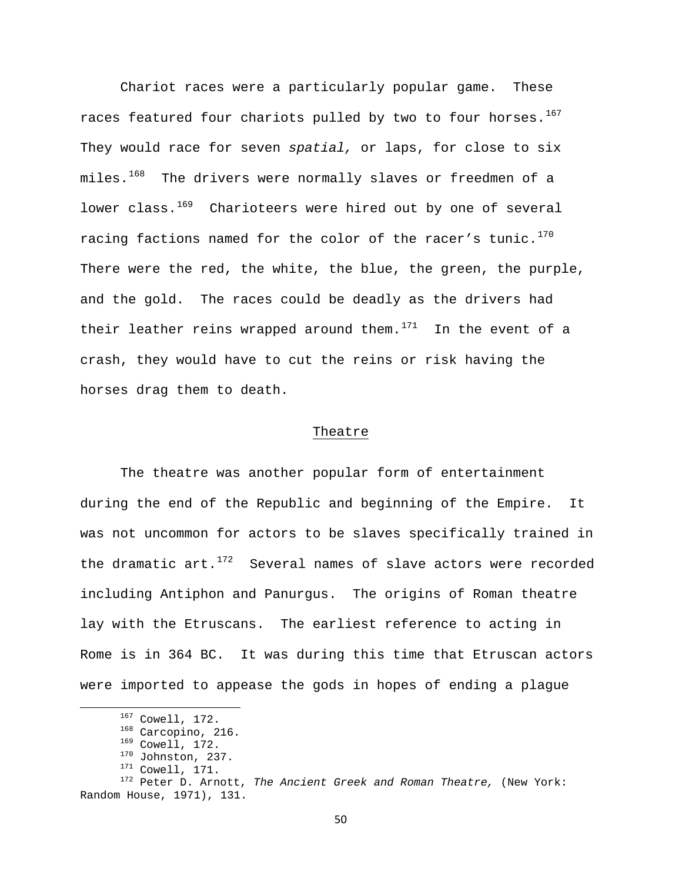Chariot races were a particularly popular game. These races featured four chariots pulled by two to four horses.[167] They would race for seven *spatial,* or laps, for close to six miles.[168] The drivers were normally slaves or freedmen of a lower class.[169] Charioteers were hired out by one of several racing factions named for the color of the racer's tunic.[170] There were the red, the white, the blue, the green, the purple, and the gold. The races could be deadly as the drivers had their leather reins wrapped around them.[171] In the event of a crash, they would have to cut the reins or risk having the horses drag them to death.

## Theatre

The theatre was another popular form of entertainment during the end of the Republic and beginning of the Empire. It was not uncommon for actors to be slaves specifically trained in the dramatic art.[172] Several names of slave actors were recorded including Antiphon and Panurgus. The origins of Roman theatre lay with the Etruscans. The earliest reference to acting in Rome is in 364 BC. It was during this time that Etruscan actors were imported to appease the gods in hopes of ending a plague

---

[167] Cowell, 172.

[168] Carcopino, 216.

[169] Cowell, 172.

[170] Johnston, 237.

[171] Cowell, 171.

[172] Peter D. Arnott, *The Ancient Greek and Roman Theatre,* (New York: Random House, 1971), 131.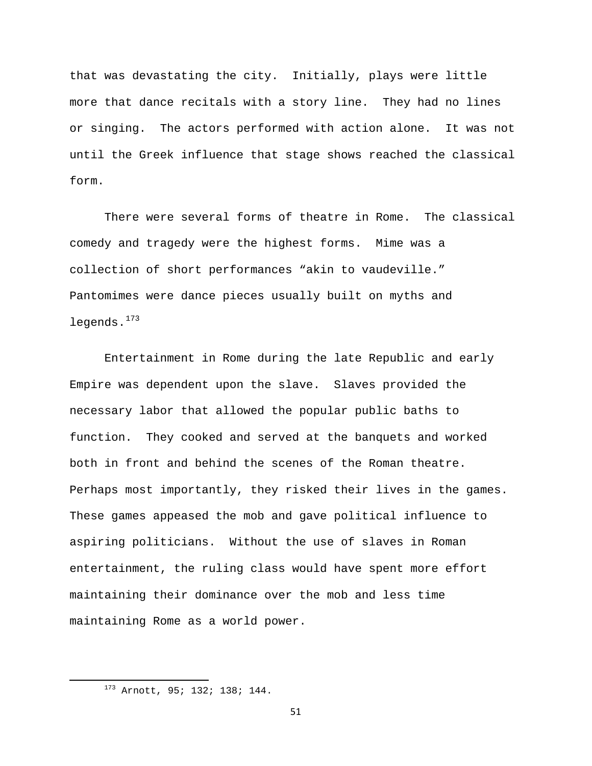that was devastating the city. Initially, plays were little more that dance recitals with a story line. They had no lines or singing. The actors performed with action alone. It was not until the Greek influence that stage shows reached the classical form.

There were several forms of theatre in Rome. The classical comedy and tragedy were the highest forms. Mime was a collection of short performances “akin to vaudeville.” Pantomimes were dance pieces usually built on myths and legends.[173]

Entertainment in Rome during the late Republic and early Empire was dependent upon the slave. Slaves provided the necessary labor that allowed the popular public baths to function. They cooked and served at the banquets and worked both in front and behind the scenes of the Roman theatre. Perhaps most importantly, they risked their lives in the games. These games appeased the mob and gave political influence to aspiring politicians. Without the use of slaves in Roman entertainment, the ruling class would have spent more effort maintaining their dominance over the mob and less time maintaining Rome as a world power.

---

[173] Arnott, 95; 132; 138; 144.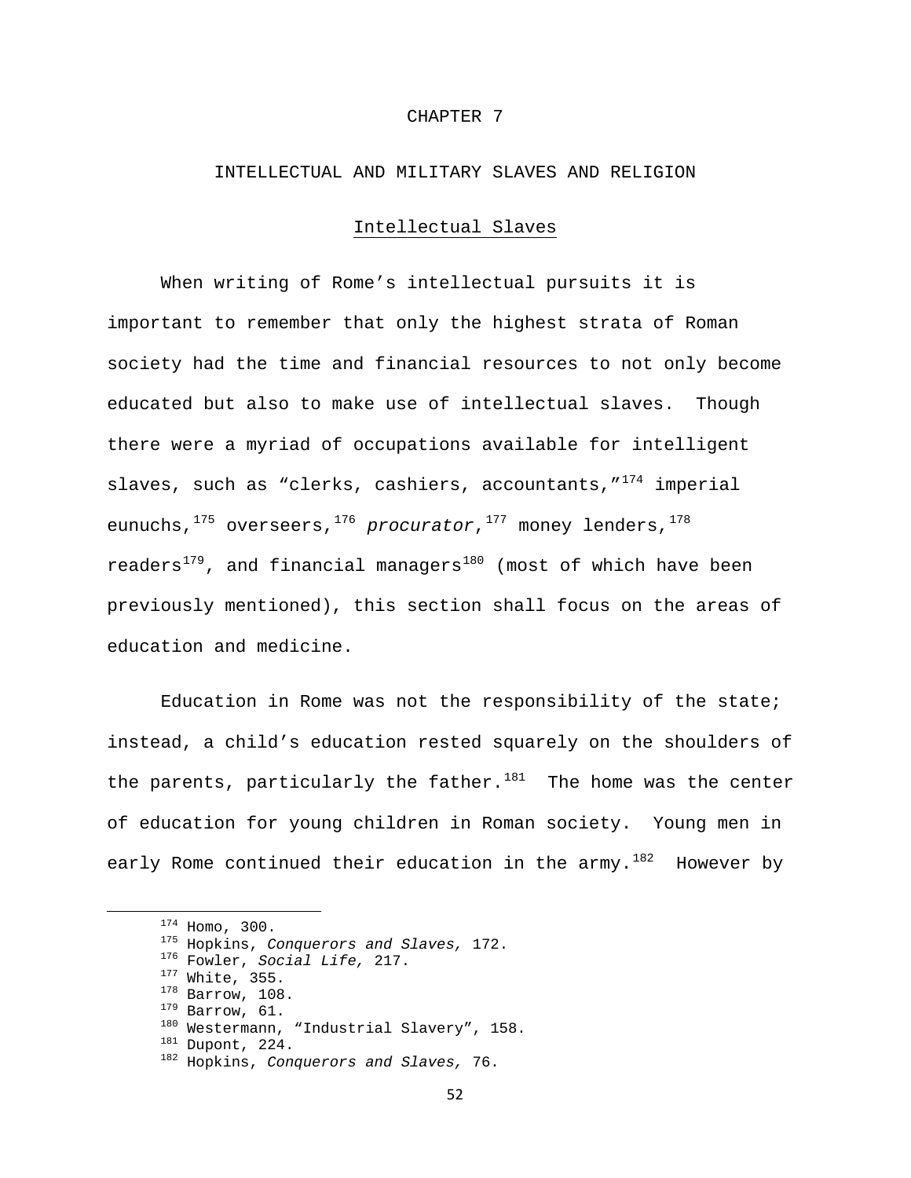# CHAPTER 7

## INTELLECTUAL AND MILITARY SLAVES AND RELIGION

### Intellectual Slaves

When writing of Rome's intellectual pursuits it is important to remember that only the highest strata of Roman society had the time and financial resources to not only become educated but also to make use of intellectual slaves. Though there were a myriad of occupations available for intelligent slaves, such as "clerks, cashiers, accountants,"[174] imperial eunuchs,[175] overseers,[176] *procurator*,[177] money lenders,[178] readers[179], and financial managers[180] (most of which have been previously mentioned), this section shall focus on the areas of education and medicine.

Education in Rome was not the responsibility of the state; instead, a child's education rested squarely on the shoulders of the parents, particularly the father.[181] The home was the center of education for young children in Roman society. Young men in early Rome continued their education in the army.[182] However by

---

[174] Homo, 300.
[175] Hopkins, *Conquerors and Slaves,* 172.
[176] Fowler, *Social Life,* 217.
[177] White, 355.
[178] Barrow, 108.
[179] Barrow, 61.
[180] Westermann, "Industrial Slavery", 158.
[181] Dupont, 224.
[182] Hopkins, *Conquerors and Slaves,* 76.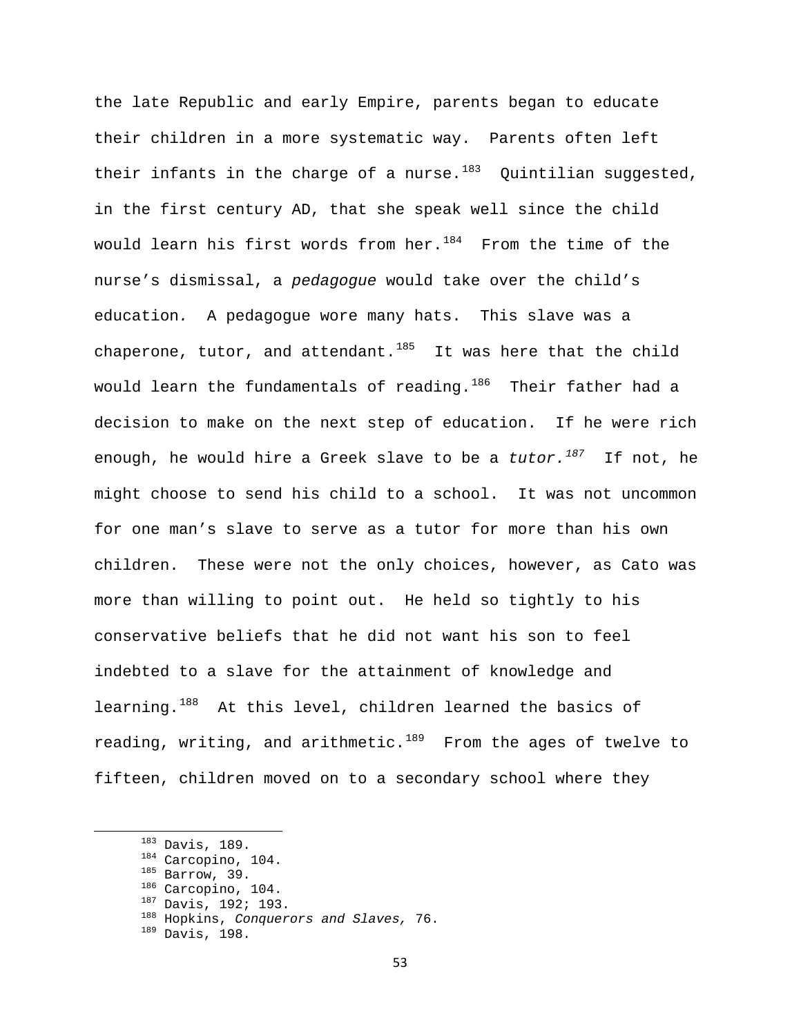the late Republic and early Empire, parents began to educate their children in a more systematic way. Parents often left their infants in the charge of a nurse.[183] Quintilian suggested, in the first century AD, that she speak well since the child would learn his first words from her.[184] From the time of the nurse's dismissal, a *pedagogue* would take over the child's education. A pedagogue wore many hats. This slave was a chaperone, tutor, and attendant.[185] It was here that the child would learn the fundamentals of reading.[186] Their father had a decision to make on the next step of education. If he were rich enough, he would hire a Greek slave to be a *tutor.*[187] If not, he might choose to send his child to a school. It was not uncommon for one man's slave to serve as a tutor for more than his own children. These were not the only choices, however, as Cato was more than willing to point out. He held so tightly to his conservative beliefs that he did not want his son to feel indebted to a slave for the attainment of knowledge and learning.[188] At this level, children learned the basics of reading, writing, and arithmetic.[189] From the ages of twelve to fifteen, children moved on to a secondary school where they

---

[183] Davis, 189.
[184] Carcopino, 104.
[185] Barrow, 39.
[186] Carcopino, 104.
[187] Davis, 192; 193.
[188] Hopkins, *Conquerors and Slaves,* 76.
[189] Davis, 198.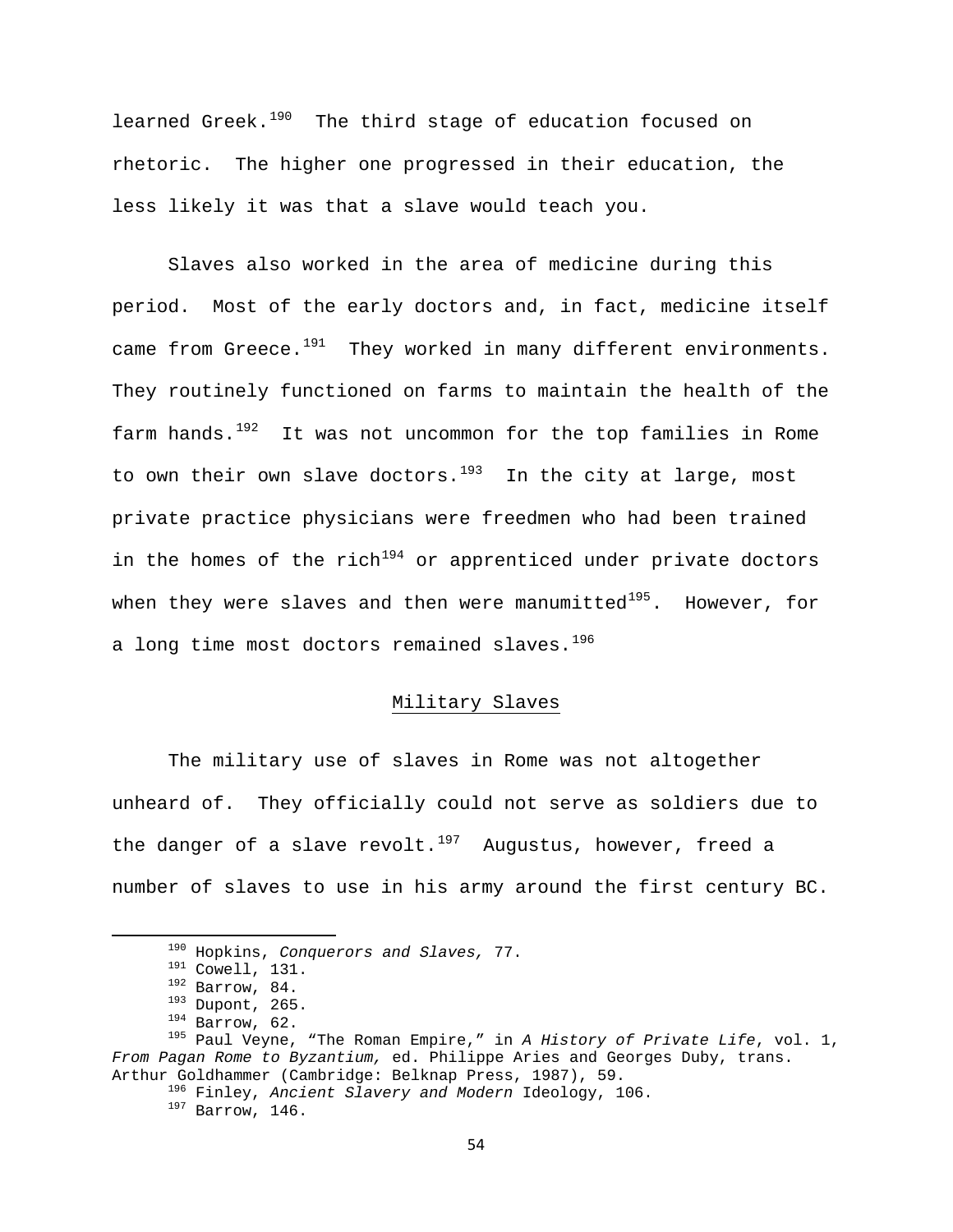learned Greek.[190] The third stage of education focused on rhetoric. The higher one progressed in their education, the less likely it was that a slave would teach you.

Slaves also worked in the area of medicine during this period. Most of the early doctors and, in fact, medicine itself came from Greece.[191] They worked in many different environments. They routinely functioned on farms to maintain the health of the farm hands.[192] It was not uncommon for the top families in Rome to own their own slave doctors.[193] In the city at large, most private practice physicians were freedmen who had been trained in the homes of the rich[194] or apprenticed under private doctors when they were slaves and then were manumitted[195]. However, for a long time most doctors remained slaves.[196]

## Military Slaves

The military use of slaves in Rome was not altogether unheard of. They officially could not serve as soldiers due to the danger of a slave revolt.[197] Augustus, however, freed a number of slaves to use in his army around the first century BC.

---

[190] Hopkins, *Conquerors and Slaves,* 77.
[191] Cowell, 131.
[192] Barrow, 84.
[193] Dupont, 265.
[194] Barrow, 62.
[195] Paul Veyne, "The Roman Empire," in *A History of Private Life*, vol. 1, *From Pagan Rome to Byzantium,* ed. Philippe Aries and Georges Duby, trans. Arthur Goldhammer (Cambridge: Belknap Press, 1987), 59.
[196] Finley, *Ancient Slavery and Modern* Ideology, 106.
[197] Barrow, 146.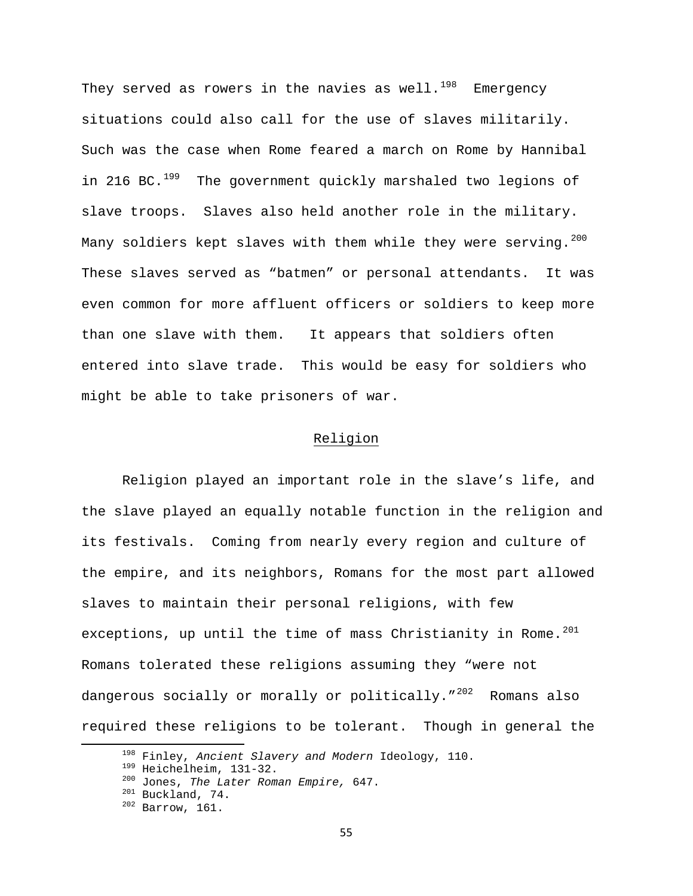They served as rowers in the navies as well.[198] Emergency situations could also call for the use of slaves militarily. Such was the case when Rome feared a march on Rome by Hannibal in 216 BC.[199] The government quickly marshaled two legions of slave troops. Slaves also held another role in the military. Many soldiers kept slaves with them while they were serving.[200] These slaves served as "batmen" or personal attendants. It was even common for more affluent officers or soldiers to keep more than one slave with them. It appears that soldiers often entered into slave trade. This would be easy for soldiers who might be able to take prisoners of war.

## Religion

Religion played an important role in the slave's life, and the slave played an equally notable function in the religion and its festivals. Coming from nearly every region and culture of the empire, and its neighbors, Romans for the most part allowed slaves to maintain their personal religions, with few exceptions, up until the time of mass Christianity in Rome.[201] Romans tolerated these religions assuming they "were not dangerous socially or morally or politically."[202] Romans also required these religions to be tolerant. Though in general the

---

[198] Finley, *Ancient Slavery and Modern* Ideology, 110.
[199] Heichelheim, 131-32.
[200] Jones, *The Later Roman Empire,* 647.
[201] Buckland, 74.
[202] Barrow, 161.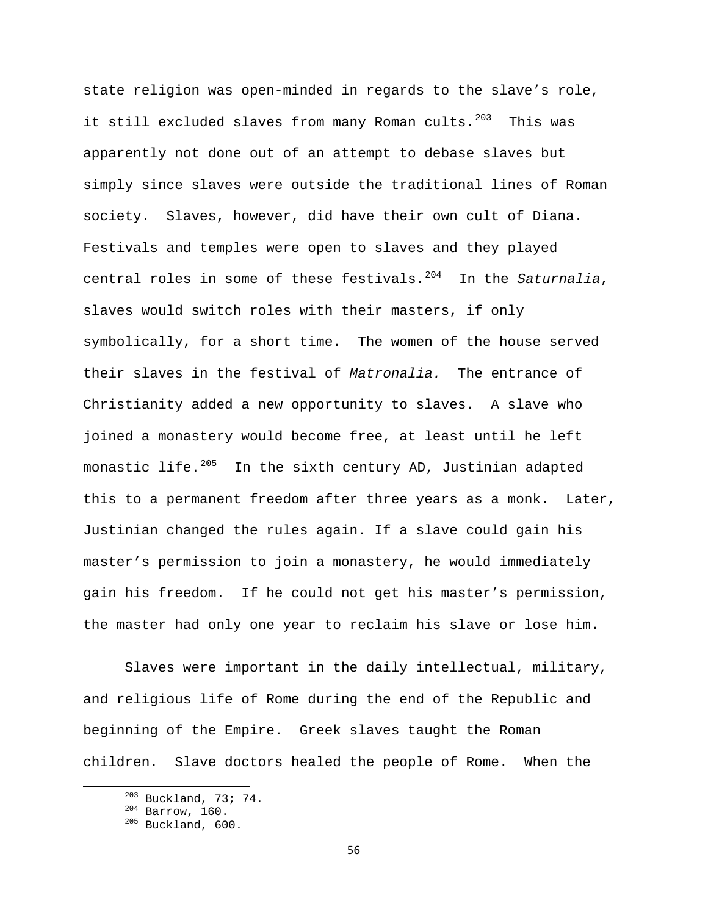state religion was open-minded in regards to the slave's role, it still excluded slaves from many Roman cults.[203] This was apparently not done out of an attempt to debase slaves but simply since slaves were outside the traditional lines of Roman society. Slaves, however, did have their own cult of Diana. Festivals and temples were open to slaves and they played central roles in some of these festivals.[204] In the *Saturnalia*, slaves would switch roles with their masters, if only symbolically, for a short time. The women of the house served their slaves in the festival of *Matronalia.* The entrance of Christianity added a new opportunity to slaves. A slave who joined a monastery would become free, at least until he left monastic life.[205] In the sixth century AD, Justinian adapted this to a permanent freedom after three years as a monk. Later, Justinian changed the rules again. If a slave could gain his master's permission to join a monastery, he would immediately gain his freedom. If he could not get his master's permission, the master had only one year to reclaim his slave or lose him.

Slaves were important in the daily intellectual, military, and religious life of Rome during the end of the Republic and beginning of the Empire. Greek slaves taught the Roman children. Slave doctors healed the people of Rome. When the

---

[203] Buckland, 73; 74.
[204] Barrow, 160.
[205] Buckland, 600.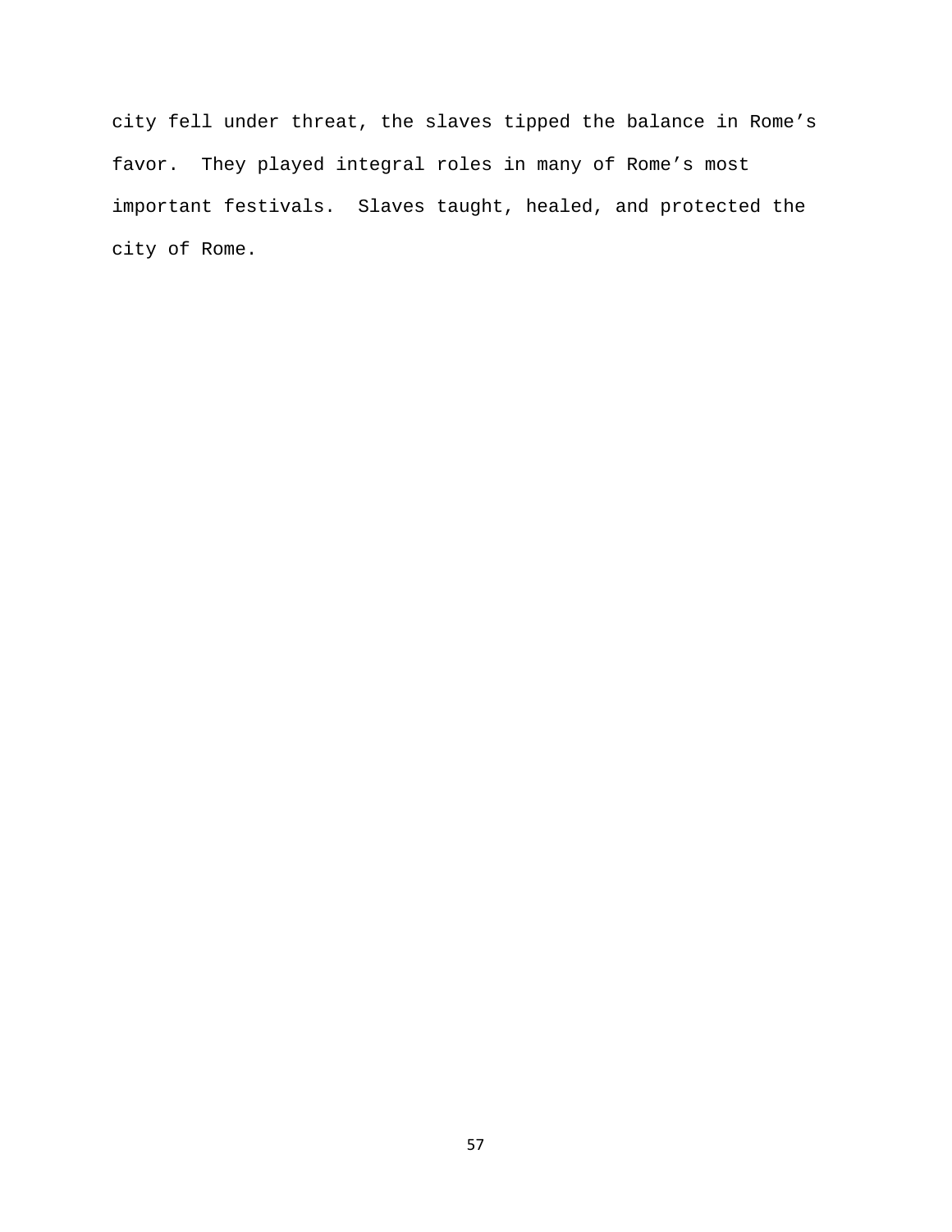city fell under threat, the slaves tipped the balance in Rome’s favor. They played integral roles in many of Rome’s most important festivals. Slaves taught, healed, and protected the city of Rome.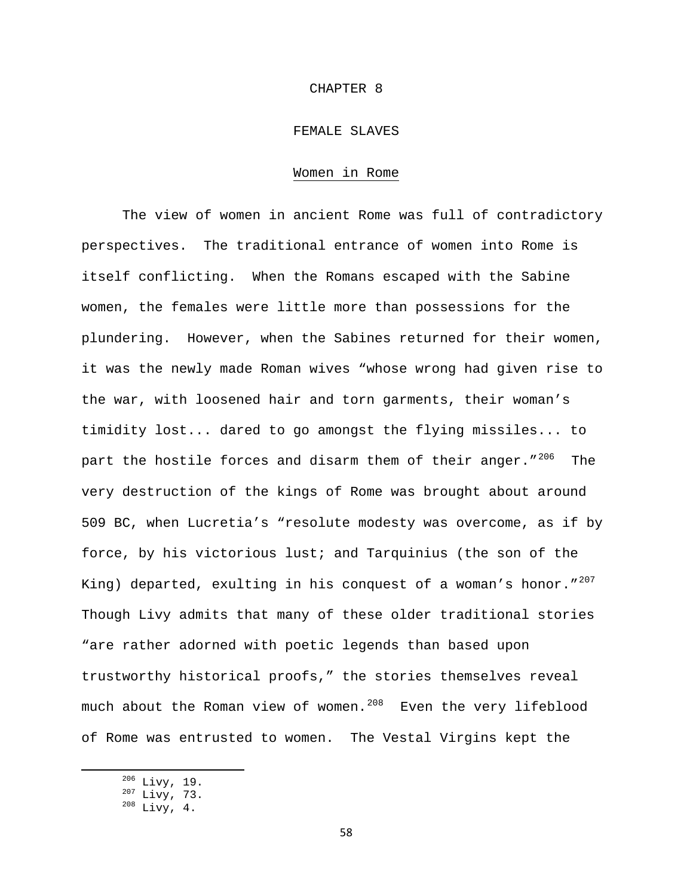# CHAPTER 8

# FEMALE SLAVES

## Women in Rome

The view of women in ancient Rome was full of contradictory perspectives. The traditional entrance of women into Rome is itself conflicting. When the Romans escaped with the Sabine women, the females were little more than possessions for the plundering. However, when the Sabines returned for their women, it was the newly made Roman wives "whose wrong had given rise to the war, with loosened hair and torn garments, their woman's timidity lost... dared to go amongst the flying missiles... to part the hostile forces and disarm them of their anger."[206] The very destruction of the kings of Rome was brought about around 509 BC, when Lucretia's "resolute modesty was overcome, as if by force, by his victorious lust; and Tarquinius (the son of the King) departed, exulting in his conquest of a woman's honor."[207] Though Livy admits that many of these older traditional stories "are rather adorned with poetic legends than based upon trustworthy historical proofs," the stories themselves reveal much about the Roman view of women.[208] Even the very lifeblood of Rome was entrusted to women. The Vestal Virgins kept the

[206] Livy, 19.
[207] Livy, 73.
[208] Livy, 4.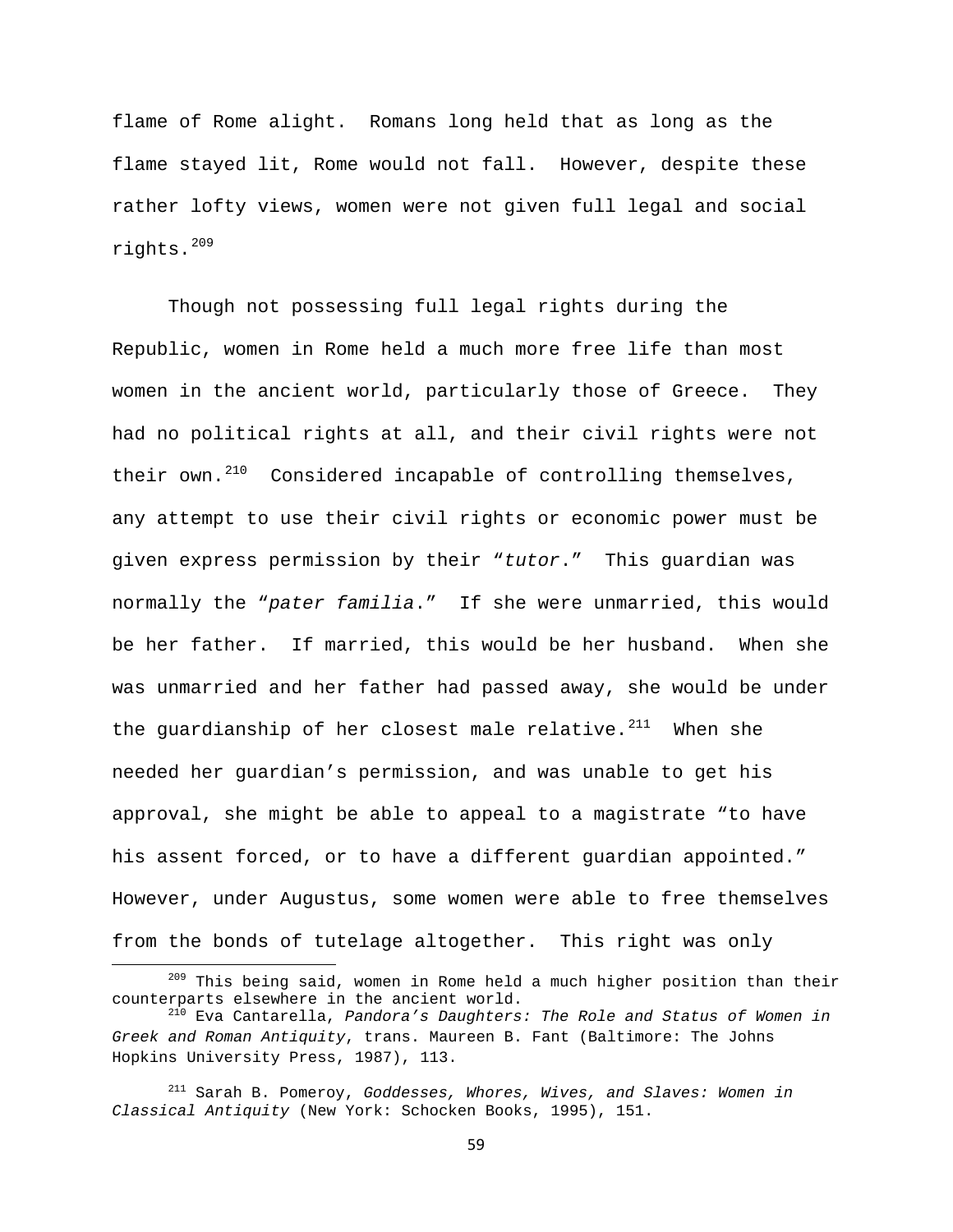flame of Rome alight. Romans long held that as long as the flame stayed lit, Rome would not fall. However, despite these rather lofty views, women were not given full legal and social rights.[209]

Though not possessing full legal rights during the Republic, women in Rome held a much more free life than most women in the ancient world, particularly those of Greece. They had no political rights at all, and their civil rights were not their own.[210] Considered incapable of controlling themselves, any attempt to use their civil rights or economic power must be given express permission by their "*tutor*." This guardian was normally the "*pater familia*." If she were unmarried, this would be her father. If married, this would be her husband. When she was unmarried and her father had passed away, she would be under the guardianship of her closest male relative.[211] When she needed her guardian's permission, and was unable to get his approval, she might be able to appeal to a magistrate "to have his assent forced, or to have a different guardian appointed." However, under Augustus, some women were able to free themselves from the bonds of tutelage altogether. This right was only

---

[209] This being said, women in Rome held a much higher position than their counterparts elsewhere in the ancient world.

[210] Eva Cantarella, *Pandora's Daughters: The Role and Status of Women in Greek and Roman Antiquity*, trans. Maureen B. Fant (Baltimore: The Johns Hopkins University Press, 1987), 113.

[211] Sarah B. Pomeroy, *Goddesses, Whores, Wives, and Slaves: Women in Classical Antiquity* (New York: Schocken Books, 1995), 151.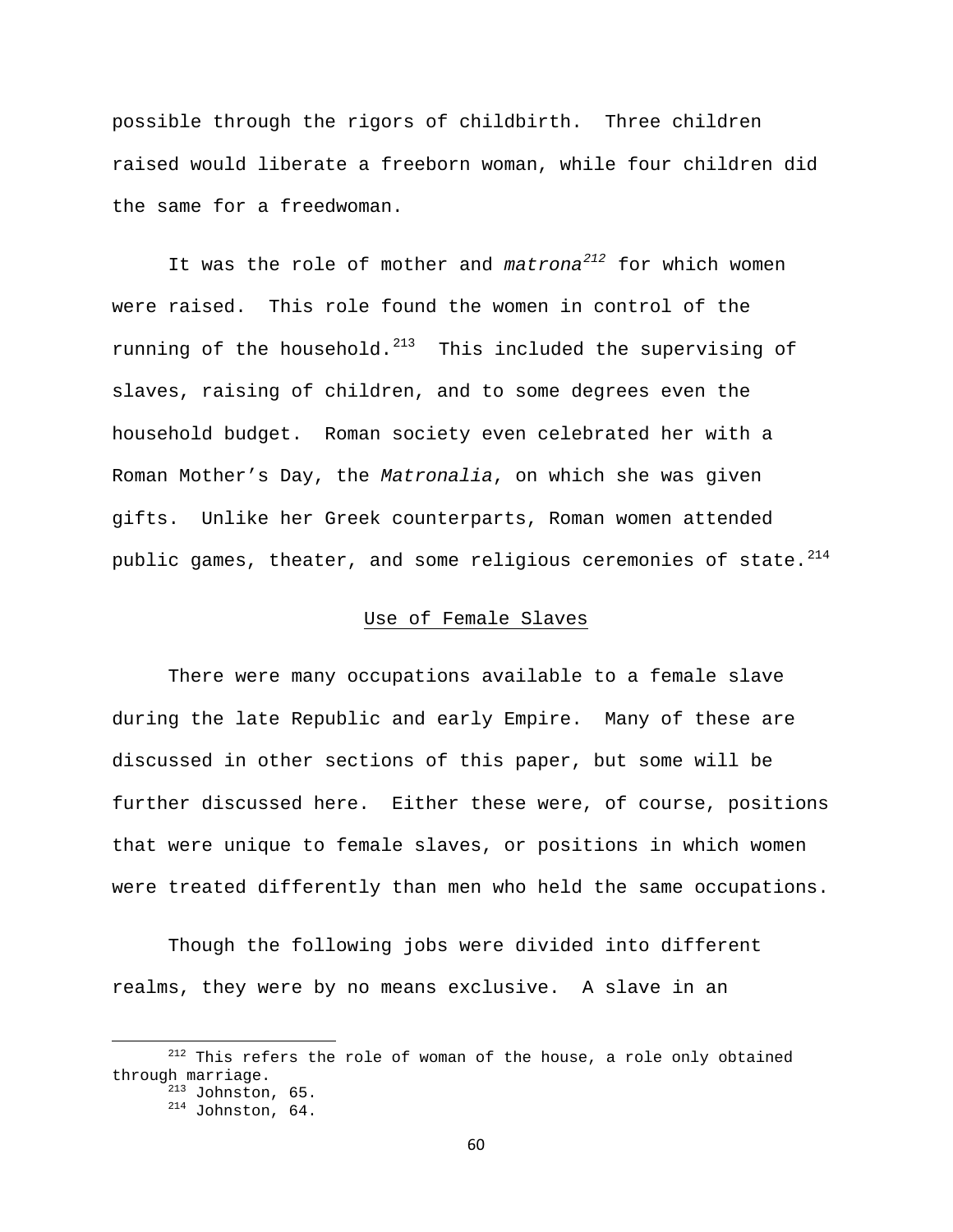possible through the rigors of childbirth. Three children raised would liberate a freeborn woman, while four children did the same for a freedwoman.

It was the role of mother and *matrona*[212] for which women were raised. This role found the women in control of the running of the household.[213] This included the supervising of slaves, raising of children, and to some degrees even the household budget. Roman society even celebrated her with a Roman Mother's Day, the *Matronalia*, on which she was given gifts. Unlike her Greek counterparts, Roman women attended public games, theater, and some religious ceremonies of state.[214]

<u>Use of Female Slaves</u>

There were many occupations available to a female slave during the late Republic and early Empire. Many of these are discussed in other sections of this paper, but some will be further discussed here. Either these were, of course, positions that were unique to female slaves, or positions in which women were treated differently than men who held the same occupations.

Though the following jobs were divided into different realms, they were by no means exclusive. A slave in an

---

[212] This refers the role of woman of the house, a role only obtained through marriage.

[213] Johnston, 65.

[214] Johnston, 64.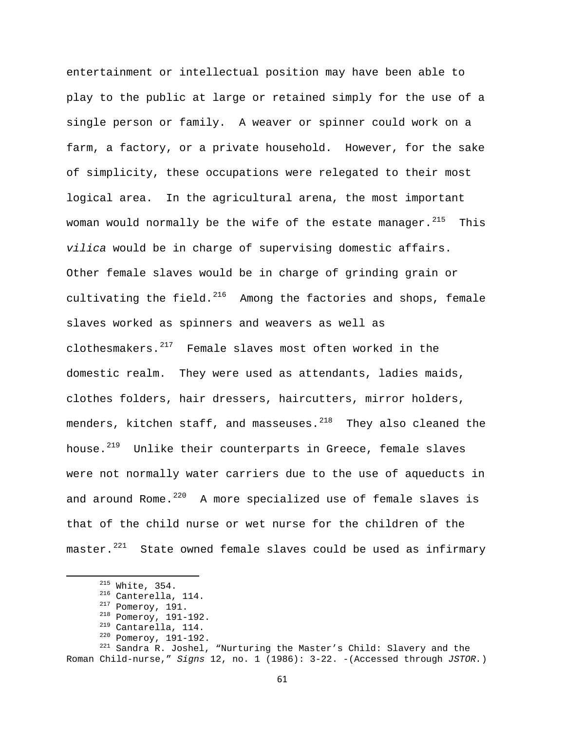entertainment or intellectual position may have been able to play to the public at large or retained simply for the use of a single person or family. A weaver or spinner could work on a farm, a factory, or a private household. However, for the sake of simplicity, these occupations were relegated to their most logical area. In the agricultural arena, the most important woman would normally be the wife of the estate manager.[215] This *vilica* would be in charge of supervising domestic affairs. Other female slaves would be in charge of grinding grain or cultivating the field.[216] Among the factories and shops, female slaves worked as spinners and weavers as well as clothesmakers.[217] Female slaves most often worked in the domestic realm. They were used as attendants, ladies maids, clothes folders, hair dressers, haircutters, mirror holders, menders, kitchen staff, and masseuses.[218] They also cleaned the house.[219] Unlike their counterparts in Greece, female slaves were not normally water carriers due to the use of aqueducts in and around Rome.[220] A more specialized use of female slaves is that of the child nurse or wet nurse for the children of the master.[221] State owned female slaves could be used as infirmary

---

[215] White, 354.

[216] Canterella, 114.

[217] Pomeroy, 191.

[218] Pomeroy, 191-192.

[219] Cantarella, 114.

[220] Pomeroy, 191-192.

[221] Sandra R. Joshel, "Nurturing the Master's Child: Slavery and the Roman Child-nurse," *Signs* 12, no. 1 (1986): 3-22. -(Accessed through *JSTOR.*)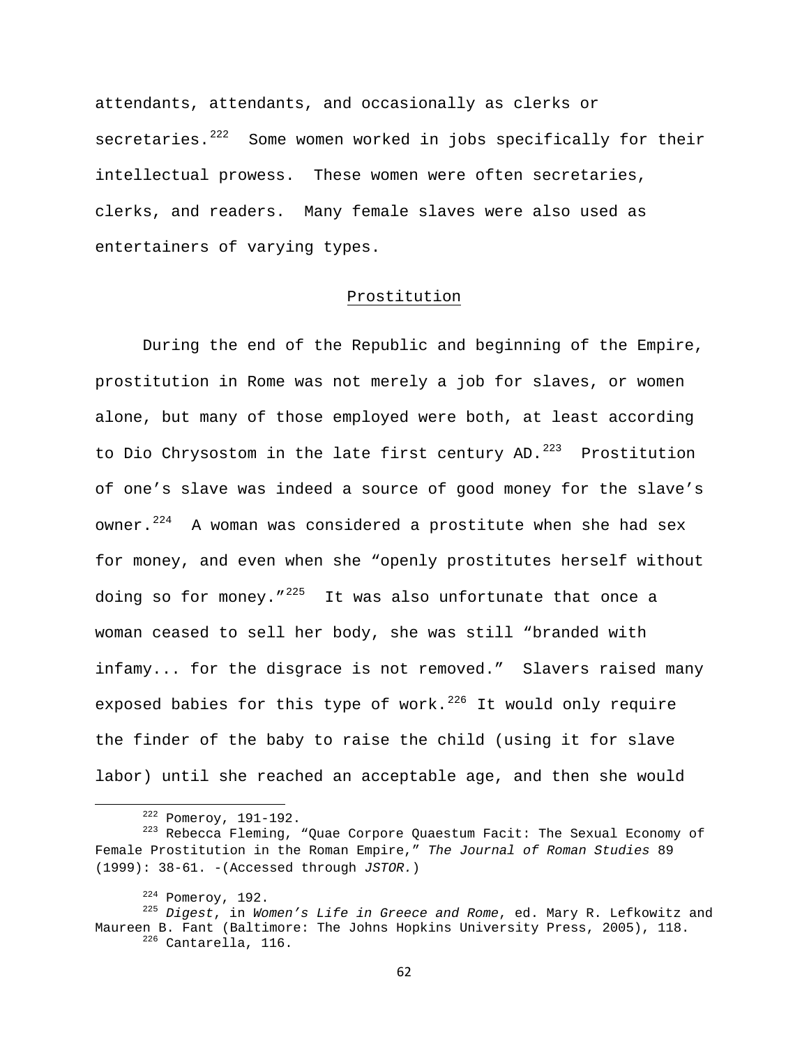attendants, attendants, and occasionally as clerks or secretaries.[222] Some women worked in jobs specifically for their intellectual prowess. These women were often secretaries, clerks, and readers. Many female slaves were also used as entertainers of varying types.

## Prostitution

During the end of the Republic and beginning of the Empire, prostitution in Rome was not merely a job for slaves, or women alone, but many of those employed were both, at least according to Dio Chrysostom in the late first century AD.[223] Prostitution of one's slave was indeed a source of good money for the slave's owner.[224] A woman was considered a prostitute when she had sex for money, and even when she "openly prostitutes herself without doing so for money."[225] It was also unfortunate that once a woman ceased to sell her body, she was still "branded with infamy... for the disgrace is not removed." Slavers raised many exposed babies for this type of work.[226] It would only require the finder of the baby to raise the child (using it for slave labor) until she reached an acceptable age, and then she would

---

[222] Pomeroy, 191-192.

[223] Rebecca Fleming, "Quae Corpore Quaestum Facit: The Sexual Economy of Female Prostitution in the Roman Empire," *The Journal of Roman Studies* 89 (1999): 38-61. -(Accessed through *JSTOR.*)

[224] Pomeroy, 192.

[225] *Digest*, in *Women's Life in Greece and Rome*, ed. Mary R. Lefkowitz and Maureen B. Fant (Baltimore: The Johns Hopkins University Press, 2005), 118.

[226] Cantarella, 116.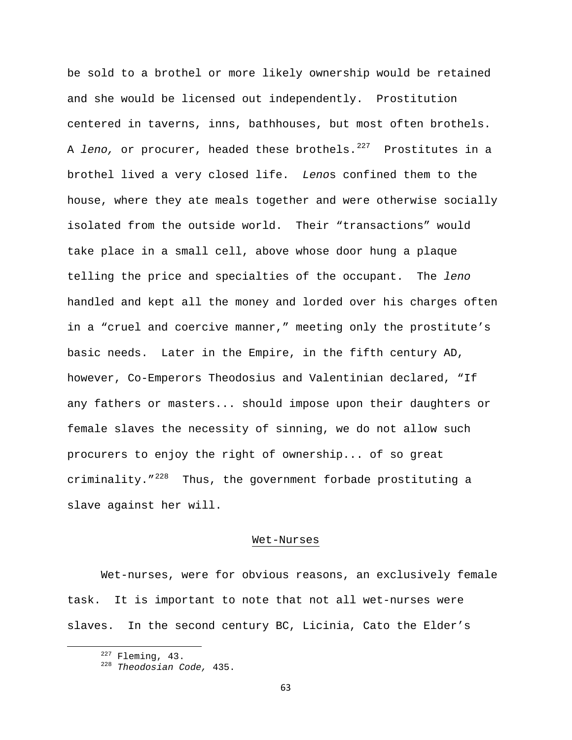be sold to a brothel or more likely ownership would be retained and she would be licensed out independently. Prostitution centered in taverns, inns, bathhouses, but most often brothels. A *leno,* or procurer, headed these brothels.[227] Prostitutes in a brothel lived a very closed life. *Leno*s confined them to the house, where they ate meals together and were otherwise socially isolated from the outside world. Their "transactions" would take place in a small cell, above whose door hung a plaque telling the price and specialties of the occupant. The *leno* handled and kept all the money and lorded over his charges often in a "cruel and coercive manner," meeting only the prostitute's basic needs. Later in the Empire, in the fifth century AD, however, Co-Emperors Theodosius and Valentinian declared, "If any fathers or masters... should impose upon their daughters or female slaves the necessity of sinning, we do not allow such procurers to enjoy the right of ownership... of so great criminality."[228] Thus, the government forbade prostituting a slave against her will.

## Wet-Nurses

Wet-nurses, were for obvious reasons, an exclusively female task. It is important to note that not all wet-nurses were slaves. In the second century BC, Licinia, Cato the Elder's

---

[227] Fleming, 43.

[228] *Theodosian Code,* 435.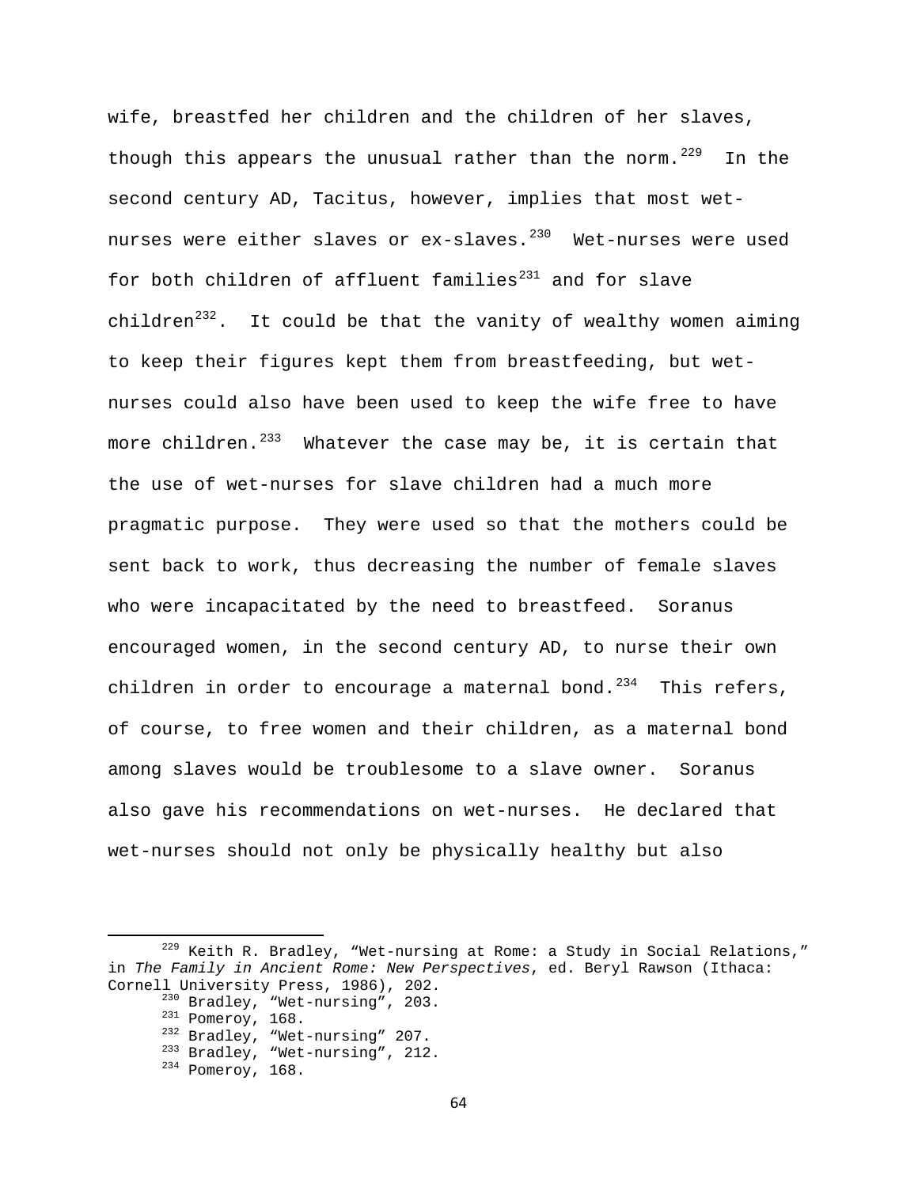wife, breastfed her children and the children of her slaves, though this appears the unusual rather than the norm.[229] In the second century AD, Tacitus, however, implies that most wet-nurses were either slaves or ex-slaves.[230] Wet-nurses were used for both children of affluent families[231] and for slave children[232]. It could be that the vanity of wealthy women aiming to keep their figures kept them from breastfeeding, but wet-nurses could also have been used to keep the wife free to have more children.[233] Whatever the case may be, it is certain that the use of wet-nurses for slave children had a much more pragmatic purpose. They were used so that the mothers could be sent back to work, thus decreasing the number of female slaves who were incapacitated by the need to breastfeed. Soranus encouraged women, in the second century AD, to nurse their own children in order to encourage a maternal bond.[234] This refers, of course, to free women and their children, as a maternal bond among slaves would be troublesome to a slave owner. Soranus also gave his recommendations on wet-nurses. He declared that wet-nurses should not only be physically healthy but also

---

[229] Keith R. Bradley, "Wet-nursing at Rome: a Study in Social Relations," in *The Family in Ancient Rome: New Perspectives*, ed. Beryl Rawson (Ithaca: Cornell University Press, 1986), 202.

[230] Bradley, "Wet-nursing", 203.

[231] Pomeroy, 168.

[232] Bradley, "Wet-nursing" 207.

[233] Bradley, "Wet-nursing", 212.

[234] Pomeroy, 168.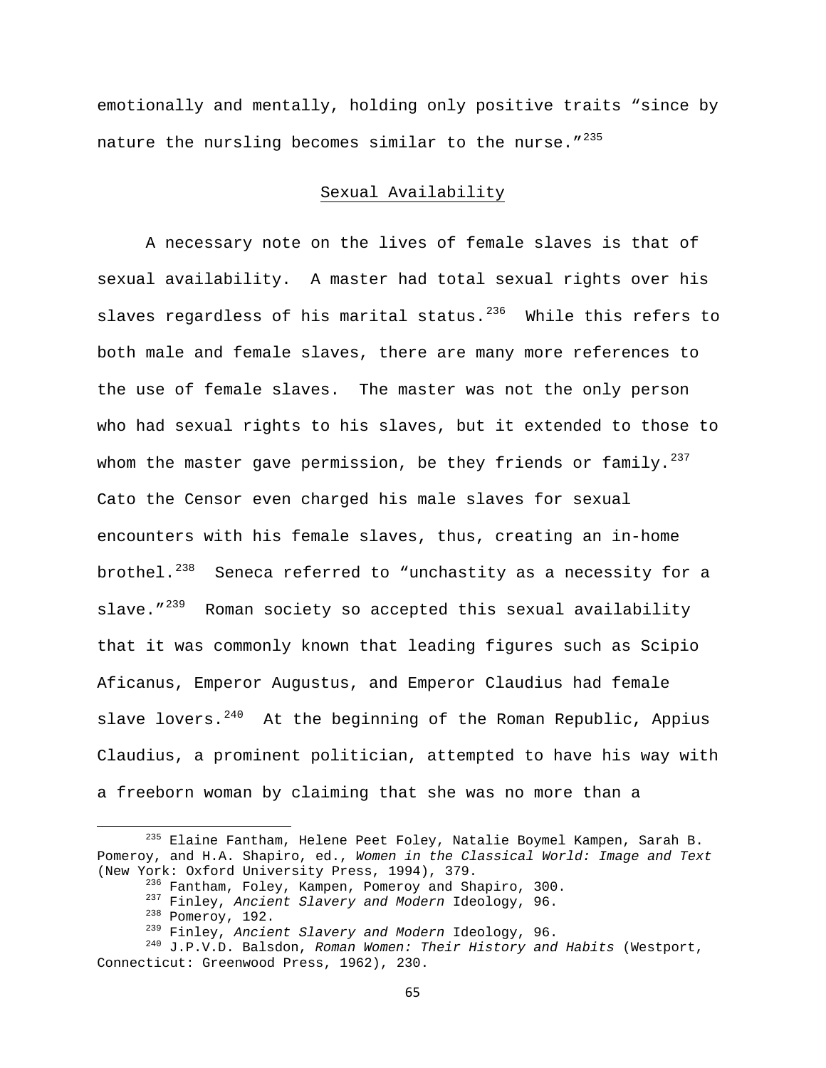emotionally and mentally, holding only positive traits "since by nature the nursling becomes similar to the nurse."[235]

## Sexual Availability

A necessary note on the lives of female slaves is that of sexual availability. A master had total sexual rights over his slaves regardless of his marital status.[236] While this refers to both male and female slaves, there are many more references to the use of female slaves. The master was not the only person who had sexual rights to his slaves, but it extended to those to whom the master gave permission, be they friends or family.[237] Cato the Censor even charged his male slaves for sexual encounters with his female slaves, thus, creating an in-home brothel.[238] Seneca referred to "unchastity as a necessity for a slave."[239] Roman society so accepted this sexual availability that it was commonly known that leading figures such as Scipio Aficanus, Emperor Augustus, and Emperor Claudius had female slave lovers.[240] At the beginning of the Roman Republic, Appius Claudius, a prominent politician, attempted to have his way with a freeborn woman by claiming that she was no more than a

---

[235] Elaine Fantham, Helene Peet Foley, Natalie Boymel Kampen, Sarah B. Pomeroy, and H.A. Shapiro, ed., *Women in the Classical World: Image and Text* (New York: Oxford University Press, 1994), 379.

[236] Fantham, Foley, Kampen, Pomeroy and Shapiro, 300.

[237] Finley, *Ancient Slavery and Modern* Ideology, 96.

[238] Pomeroy, 192.

[239] Finley, *Ancient Slavery and Modern* Ideology, 96.

[240] J.P.V.D. Balsdon, *Roman Women: Their History and Habits* (Westport, Connecticut: Greenwood Press, 1962), 230.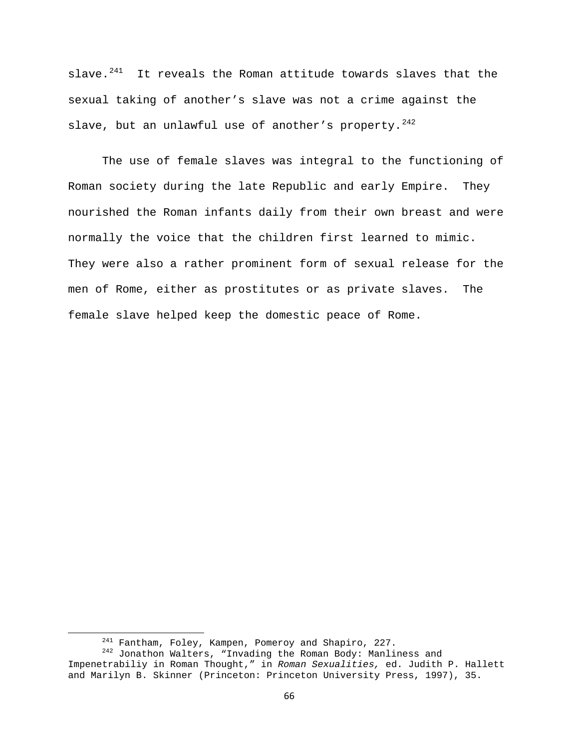slave.[241] It reveals the Roman attitude towards slaves that the sexual taking of another's slave was not a crime against the slave, but an unlawful use of another's property.[242]

The use of female slaves was integral to the functioning of Roman society during the late Republic and early Empire. They nourished the Roman infants daily from their own breast and were normally the voice that the children first learned to mimic. They were also a rather prominent form of sexual release for the men of Rome, either as prostitutes or as private slaves. The female slave helped keep the domestic peace of Rome.

---

[241] Fantham, Foley, Kampen, Pomeroy and Shapiro, 227.

[242] Jonathon Walters, "Invading the Roman Body: Manliness and Impenetrabiliy in Roman Thought," in *Roman Sexualities,* ed. Judith P. Hallett and Marilyn B. Skinner (Princeton: Princeton University Press, 1997), 35.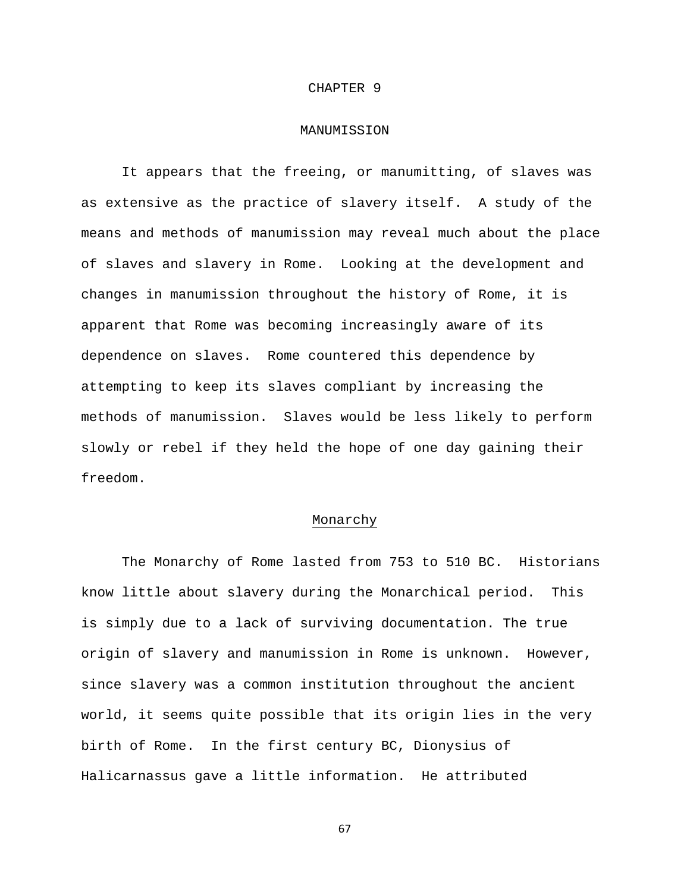# CHAPTER 9

# MANUMISSION

It appears that the freeing, or manumitting, of slaves was as extensive as the practice of slavery itself. A study of the means and methods of manumission may reveal much about the place of slaves and slavery in Rome. Looking at the development and changes in manumission throughout the history of Rome, it is apparent that Rome was becoming increasingly aware of its dependence on slaves. Rome countered this dependence by attempting to keep its slaves compliant by increasing the methods of manumission. Slaves would be less likely to perform slowly or rebel if they held the hope of one day gaining their freedom.

## Monarchy

The Monarchy of Rome lasted from 753 to 510 BC. Historians know little about slavery during the Monarchical period. This is simply due to a lack of surviving documentation. The true origin of slavery and manumission in Rome is unknown. However, since slavery was a common institution throughout the ancient world, it seems quite possible that its origin lies in the very birth of Rome. In the first century BC, Dionysius of Halicarnassus gave a little information. He attributed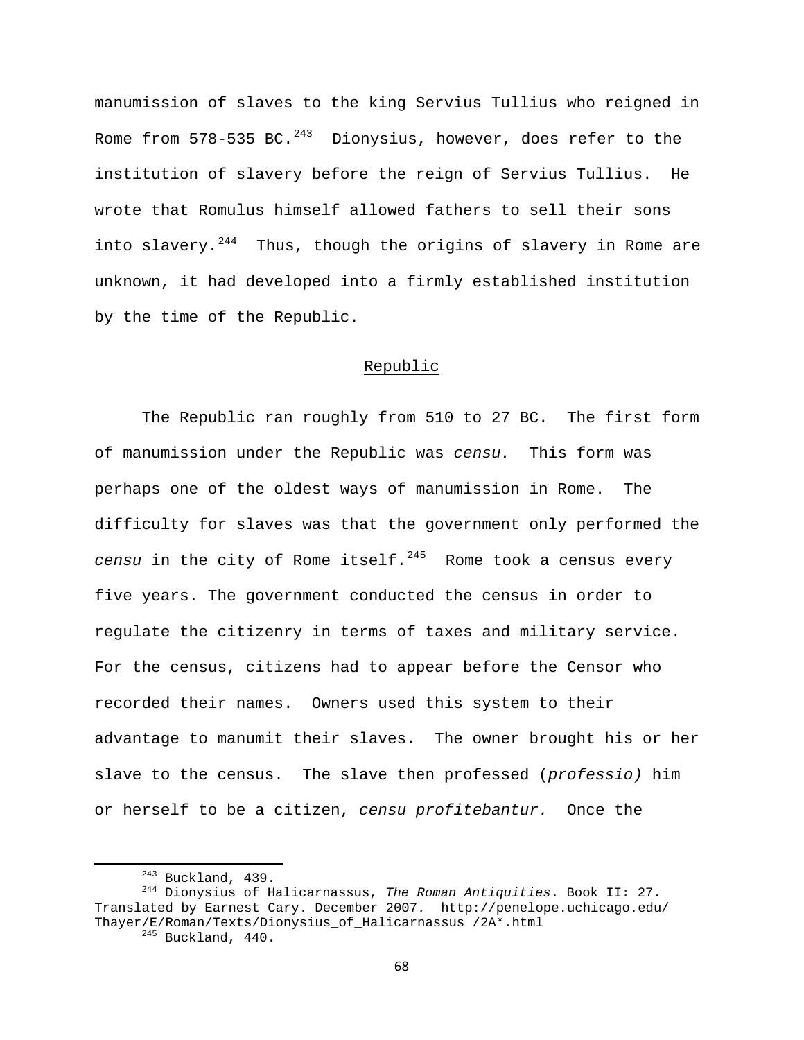manumission of slaves to the king Servius Tullius who reigned in Rome from 578-535 BC.[243] Dionysius, however, does refer to the institution of slavery before the reign of Servius Tullius. He wrote that Romulus himself allowed fathers to sell their sons into slavery.[244] Thus, though the origins of slavery in Rome are unknown, it had developed into a firmly established institution by the time of the Republic.

## Republic

The Republic ran roughly from 510 to 27 BC. The first form of manumission under the Republic was *censu.* This form was perhaps one of the oldest ways of manumission in Rome. The difficulty for slaves was that the government only performed the *censu* in the city of Rome itself.[245] Rome took a census every five years. The government conducted the census in order to regulate the citizenry in terms of taxes and military service. For the census, citizens had to appear before the Censor who recorded their names. Owners used this system to their advantage to manumit their slaves. The owner brought his or her slave to the census. The slave then professed (*professio)* him or herself to be a citizen, *censu profitebantur.* Once the

---

[243] Buckland, 439.

[244] Dionysius of Halicarnassus, *The Roman Antiquities*. Book II: 27. Translated by Earnest Cary. December 2007. http://penelope.uchicago.edu/Thayer/E/Roman/Texts/Dionysius_of_Halicarnassus /2A*.html

[245] Buckland, 440.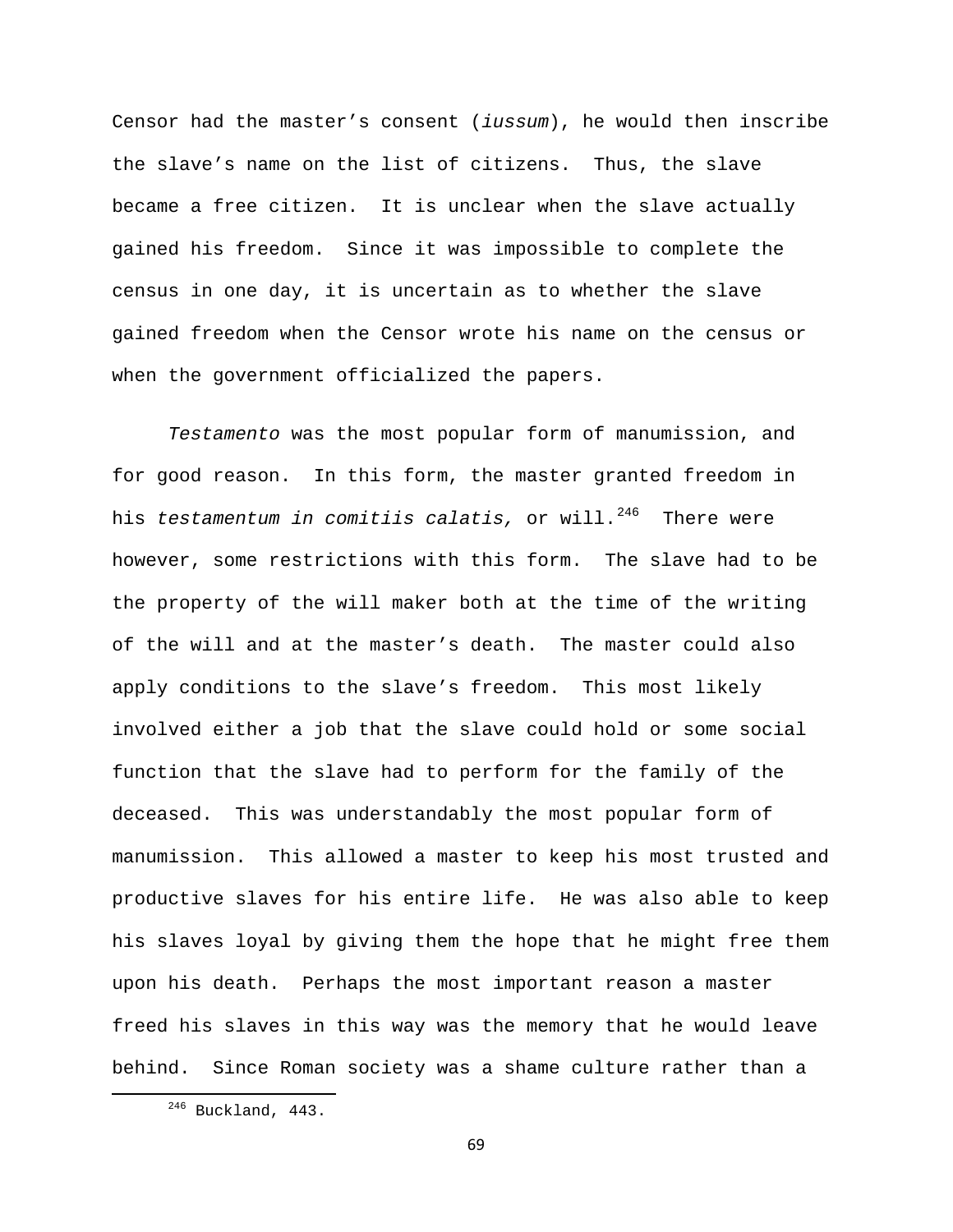Censor had the master's consent (*iussum*), he would then inscribe the slave's name on the list of citizens. Thus, the slave became a free citizen. It is unclear when the slave actually gained his freedom. Since it was impossible to complete the census in one day, it is uncertain as to whether the slave gained freedom when the Censor wrote his name on the census or when the government officialized the papers.

*Testamento* was the most popular form of manumission, and for good reason. In this form, the master granted freedom in his *testamentum in comitiis calatis,* or will.[246] There were however, some restrictions with this form. The slave had to be the property of the will maker both at the time of the writing of the will and at the master's death. The master could also apply conditions to the slave's freedom. This most likely involved either a job that the slave could hold or some social function that the slave had to perform for the family of the deceased. This was understandably the most popular form of manumission. This allowed a master to keep his most trusted and productive slaves for his entire life. He was also able to keep his slaves loyal by giving them the hope that he might free them upon his death. Perhaps the most important reason a master freed his slaves in this way was the memory that he would leave behind. Since Roman society was a shame culture rather than a

---

[246] Buckland, 443.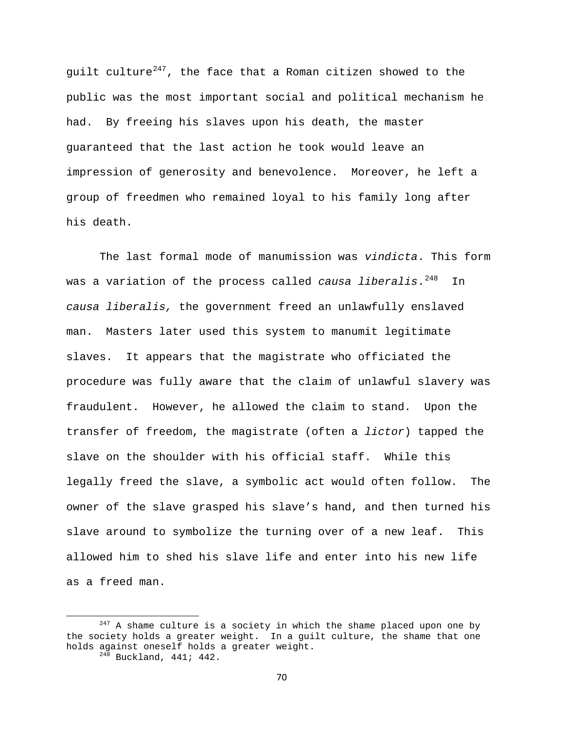guilt culture[247], the face that a Roman citizen showed to the public was the most important social and political mechanism he had. By freeing his slaves upon his death, the master guaranteed that the last action he took would leave an impression of generosity and benevolence. Moreover, he left a group of freedmen who remained loyal to his family long after his death.

The last formal mode of manumission was *vindicta*. This form was a variation of the process called *causa liberalis*.[248] In *causa liberalis,* the government freed an unlawfully enslaved man. Masters later used this system to manumit legitimate slaves. It appears that the magistrate who officiated the procedure was fully aware that the claim of unlawful slavery was fraudulent. However, he allowed the claim to stand. Upon the transfer of freedom, the magistrate (often a *lictor*) tapped the slave on the shoulder with his official staff. While this legally freed the slave, a symbolic act would often follow. The owner of the slave grasped his slave's hand, and then turned his slave around to symbolize the turning over of a new leaf. This allowed him to shed his slave life and enter into his new life as a freed man.

---

[247] A shame culture is a society in which the shame placed upon one by the society holds a greater weight. In a guilt culture, the shame that one holds against oneself holds a greater weight.

[248] Buckland, 441; 442.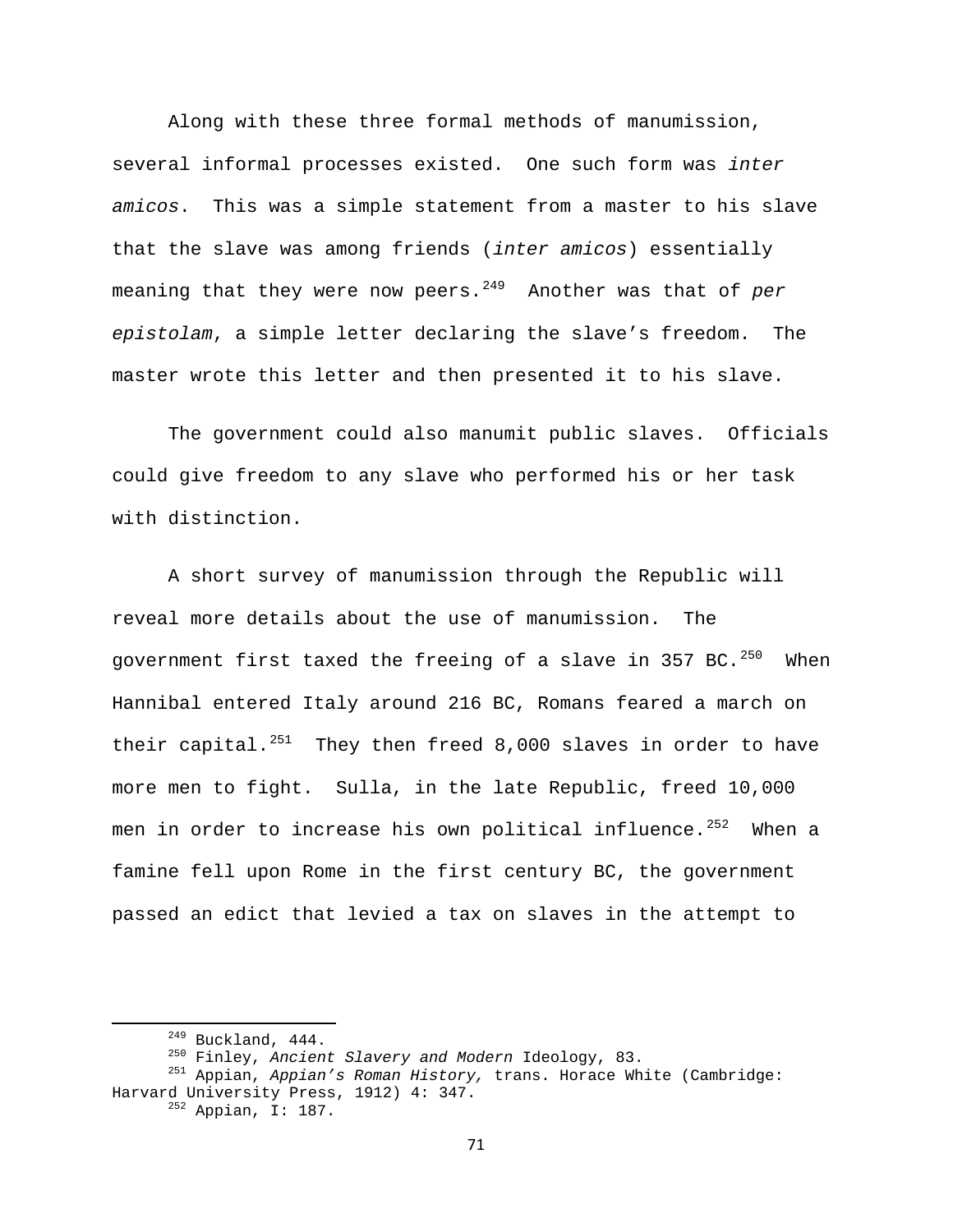Along with these three formal methods of manumission, several informal processes existed. One such form was *inter amicos*. This was a simple statement from a master to his slave that the slave was among friends (*inter amicos*) essentially meaning that they were now peers.[249] Another was that of *per epistolam*, a simple letter declaring the slave's freedom. The master wrote this letter and then presented it to his slave.

The government could also manumit public slaves. Officials could give freedom to any slave who performed his or her task with distinction.

A short survey of manumission through the Republic will reveal more details about the use of manumission. The government first taxed the freeing of a slave in 357 BC.[250] When Hannibal entered Italy around 216 BC, Romans feared a march on their capital.[251] They then freed 8,000 slaves in order to have more men to fight. Sulla, in the late Republic, freed 10,000 men in order to increase his own political influence.[252] When a famine fell upon Rome in the first century BC, the government passed an edict that levied a tax on slaves in the attempt to

---

[249] Buckland, 444.

[250] Finley, *Ancient Slavery and Modern* Ideology, 83.

[251] Appian, *Appian's Roman History,* trans. Horace White (Cambridge: Harvard University Press, 1912) 4: 347.

[252] Appian, I: 187.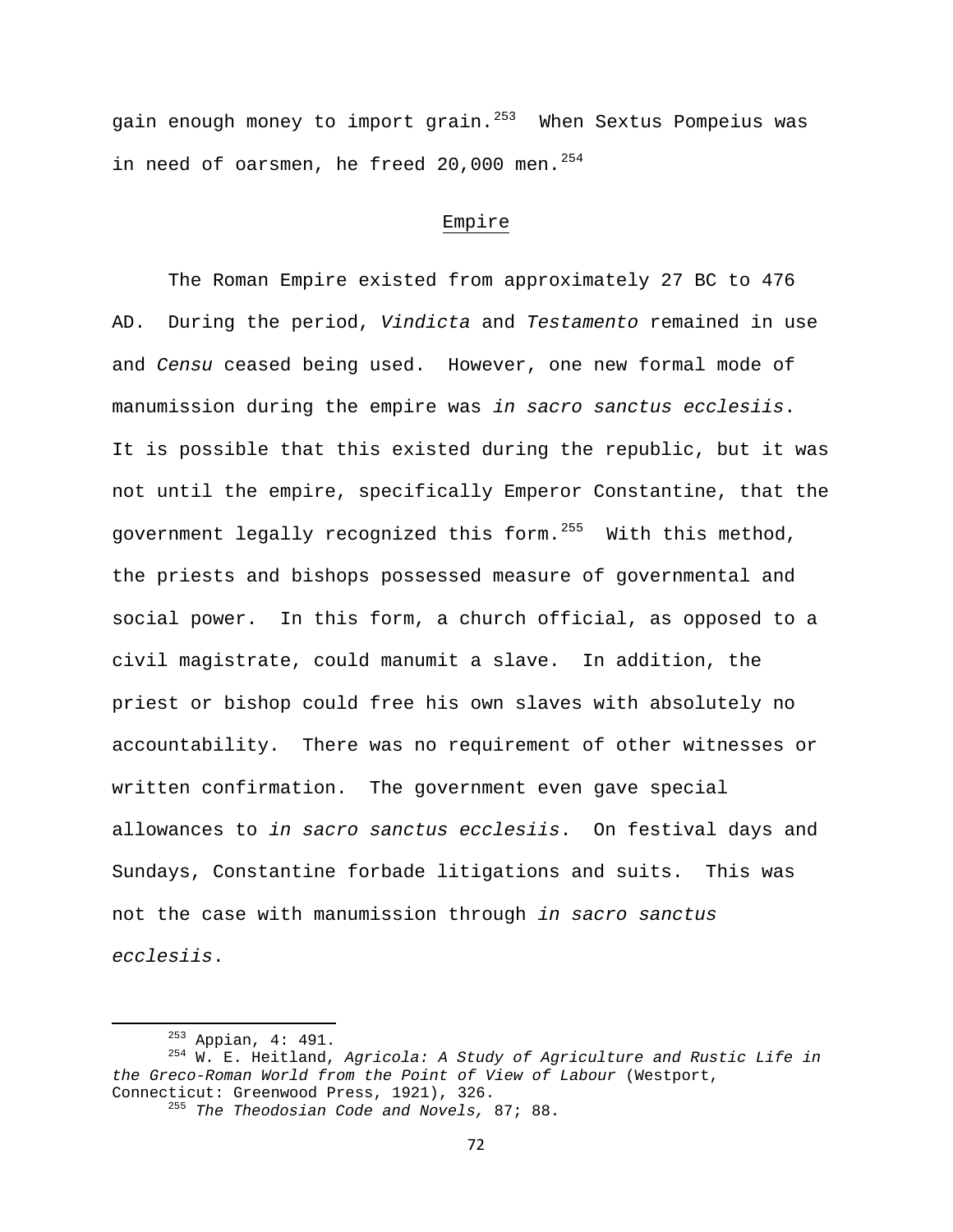gain enough money to import grain.[253] When Sextus Pompeius was in need of oarsmen, he freed 20,000 men.[254]

## Empire

The Roman Empire existed from approximately 27 BC to 476 AD. During the period, *Vindicta* and *Testamento* remained in use and *Censu* ceased being used. However, one new formal mode of manumission during the empire was *in sacro sanctus ecclesiis*. It is possible that this existed during the republic, but it was not until the empire, specifically Emperor Constantine, that the government legally recognized this form.[255] With this method, the priests and bishops possessed measure of governmental and social power. In this form, a church official, as opposed to a civil magistrate, could manumit a slave. In addition, the priest or bishop could free his own slaves with absolutely no accountability. There was no requirement of other witnesses or written confirmation. The government even gave special allowances to *in sacro sanctus ecclesiis*. On festival days and Sundays, Constantine forbade litigations and suits. This was not the case with manumission through *in sacro sanctus ecclesiis*.

---

[253] Appian, 4: 491.

[254] W. E. Heitland, *Agricola: A Study of Agriculture and Rustic Life in the Greco-Roman World from the Point of View of Labour* (Westport, Connecticut: Greenwood Press, 1921), 326.

[255] *The Theodosian Code and Novels,* 87; 88.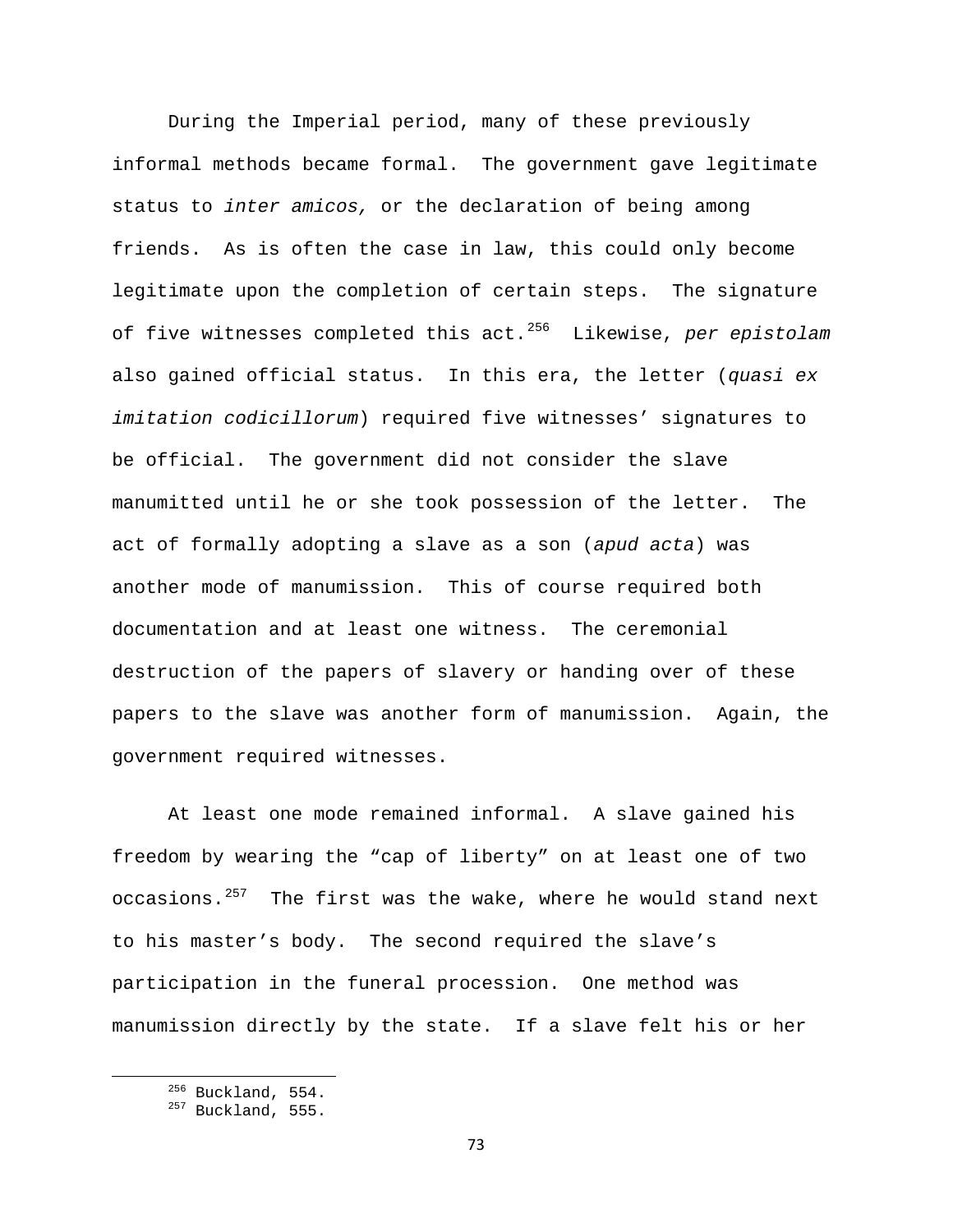During the Imperial period, many of these previously informal methods became formal. The government gave legitimate status to *inter amicos,* or the declaration of being among friends. As is often the case in law, this could only become legitimate upon the completion of certain steps. The signature of five witnesses completed this act.[256] Likewise, *per epistolam* also gained official status. In this era, the letter (*quasi ex imitation codicillorum*) required five witnesses' signatures to be official. The government did not consider the slave manumitted until he or she took possession of the letter. The act of formally adopting a slave as a son (*apud acta*) was another mode of manumission. This of course required both documentation and at least one witness. The ceremonial destruction of the papers of slavery or handing over of these papers to the slave was another form of manumission. Again, the government required witnesses.

At least one mode remained informal. A slave gained his freedom by wearing the "cap of liberty" on at least one of two occasions.[257] The first was the wake, where he would stand next to his master's body. The second required the slave's participation in the funeral procession. One method was manumission directly by the state. If a slave felt his or her

[256] Buckland, 554.
[257] Buckland, 555.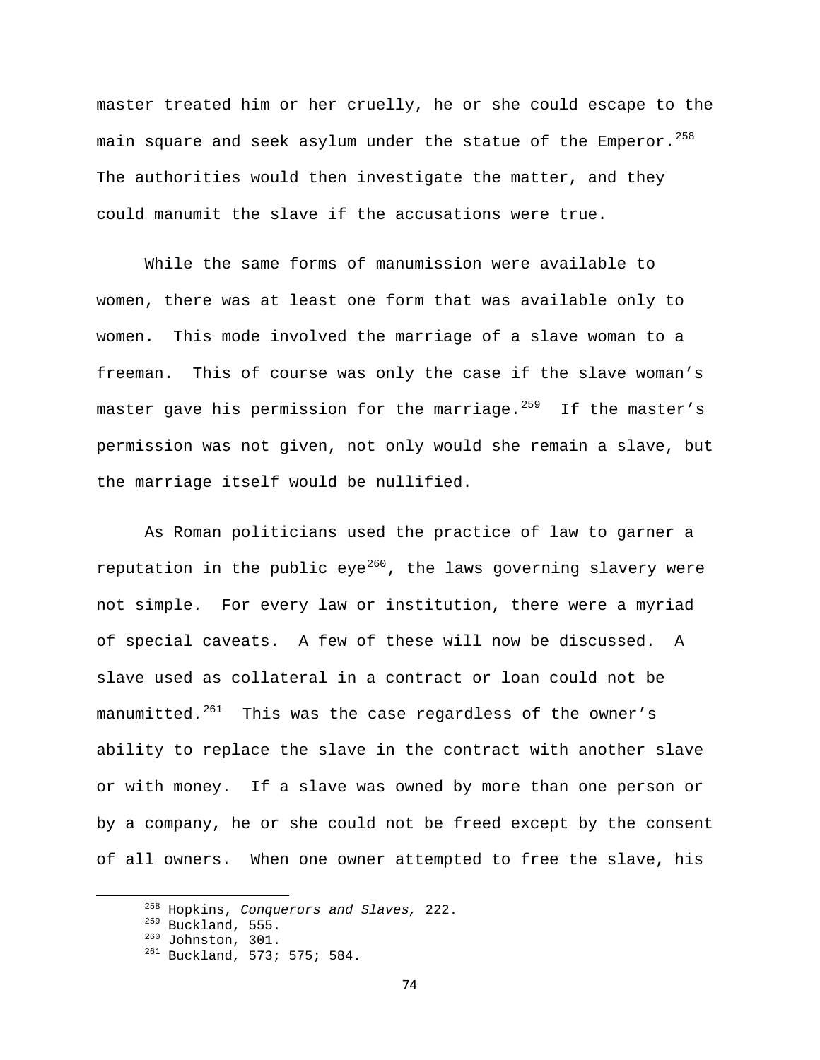master treated him or her cruelly, he or she could escape to the main square and seek asylum under the statue of the Emperor.[258] The authorities would then investigate the matter, and they could manumit the slave if the accusations were true.

While the same forms of manumission were available to women, there was at least one form that was available only to women. This mode involved the marriage of a slave woman to a freeman. This of course was only the case if the slave woman's master gave his permission for the marriage.[259] If the master's permission was not given, not only would she remain a slave, but the marriage itself would be nullified.

As Roman politicians used the practice of law to garner a reputation in the public eye[260], the laws governing slavery were not simple. For every law or institution, there were a myriad of special caveats. A few of these will now be discussed. A slave used as collateral in a contract or loan could not be manumitted.[261] This was the case regardless of the owner's ability to replace the slave in the contract with another slave or with money. If a slave was owned by more than one person or by a company, he or she could not be freed except by the consent of all owners. When one owner attempted to free the slave, his

---

[258] Hopkins, *Conquerors and Slaves,* 222.

[259] Buckland, 555.

[260] Johnston, 301.

[261] Buckland, 573; 575; 584.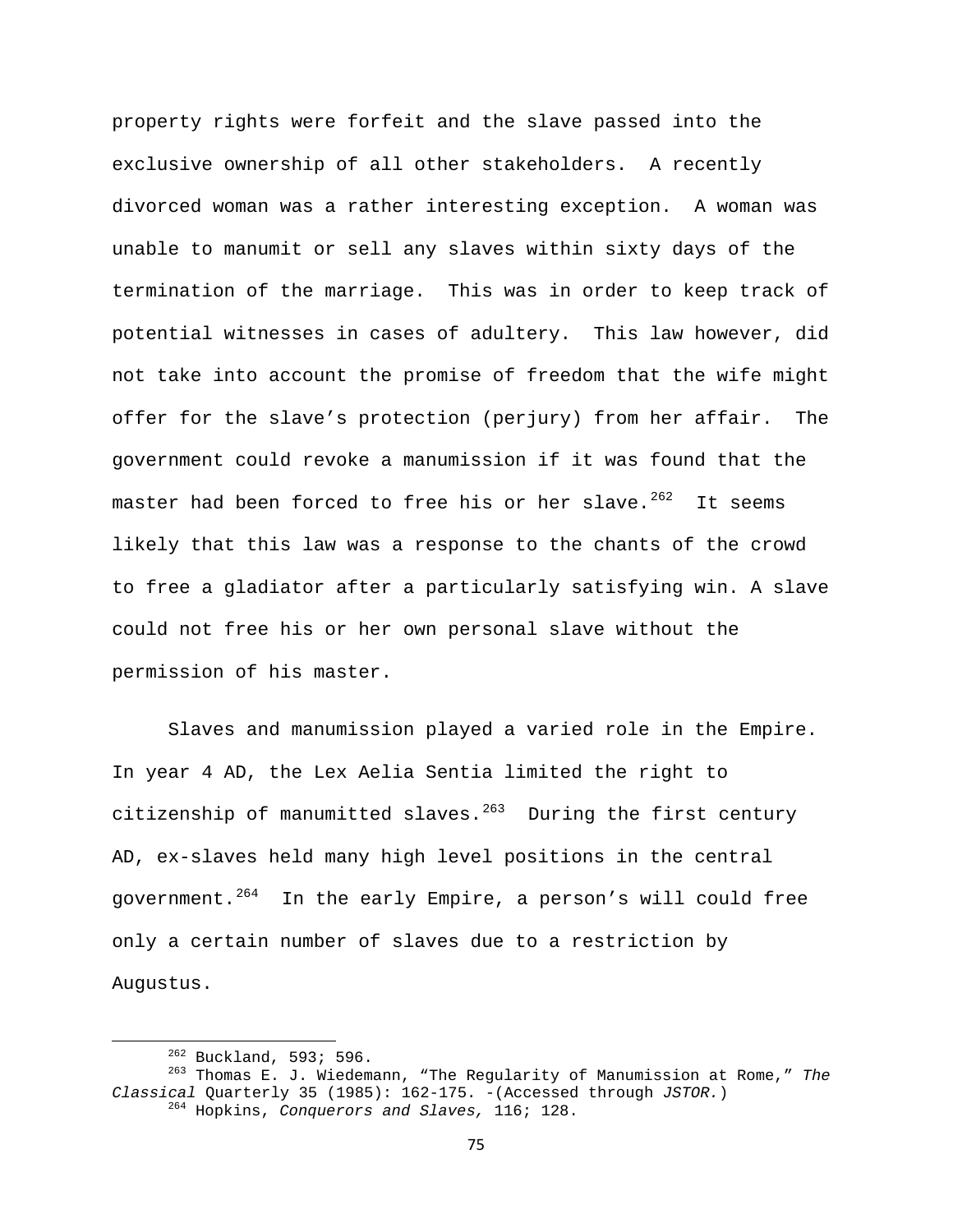property rights were forfeit and the slave passed into the exclusive ownership of all other stakeholders. A recently divorced woman was a rather interesting exception. A woman was unable to manumit or sell any slaves within sixty days of the termination of the marriage. This was in order to keep track of potential witnesses in cases of adultery. This law however, did not take into account the promise of freedom that the wife might offer for the slave's protection (perjury) from her affair. The government could revoke a manumission if it was found that the master had been forced to free his or her slave.[262] It seems likely that this law was a response to the chants of the crowd to free a gladiator after a particularly satisfying win. A slave could not free his or her own personal slave without the permission of his master.

Slaves and manumission played a varied role in the Empire. In year 4 AD, the Lex Aelia Sentia limited the right to citizenship of manumitted slaves.[263] During the first century AD, ex-slaves held many high level positions in the central government.[264] In the early Empire, a person's will could free only a certain number of slaves due to a restriction by Augustus.

---

[262] Buckland, 593; 596.

[263] Thomas E. J. Wiedemann, "The Regularity of Manumission at Rome," *The Classical* Quarterly 35 (1985): 162-175. -(Accessed through *JSTOR.*)

[264] Hopkins, *Conquerors and Slaves,* 116; 128.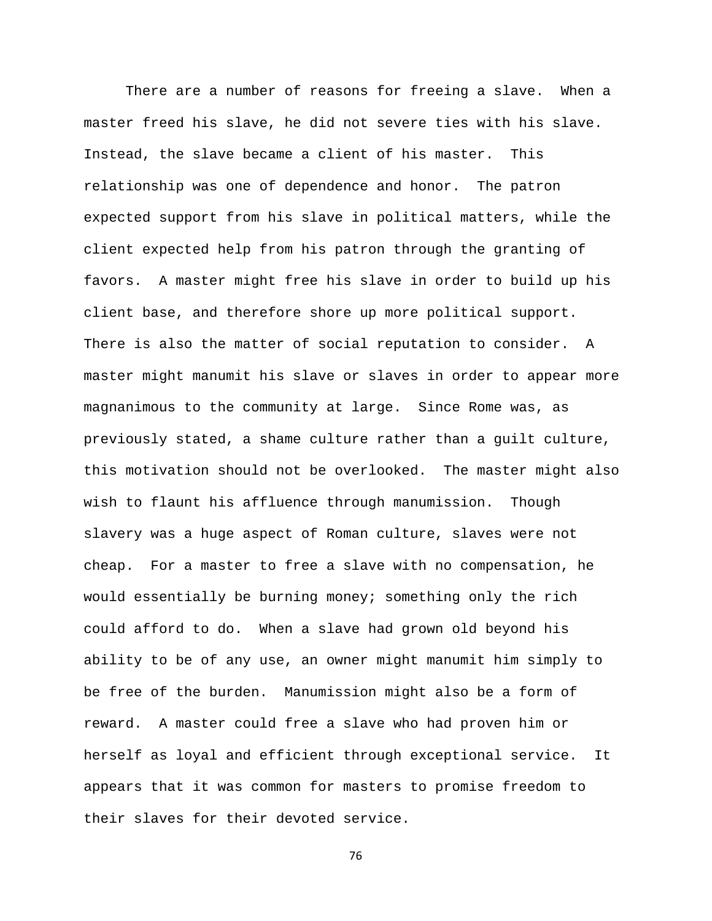There are a number of reasons for freeing a slave. When a master freed his slave, he did not severe ties with his slave. Instead, the slave became a client of his master. This relationship was one of dependence and honor. The patron expected support from his slave in political matters, while the client expected help from his patron through the granting of favors. A master might free his slave in order to build up his client base, and therefore shore up more political support. There is also the matter of social reputation to consider. A master might manumit his slave or slaves in order to appear more magnanimous to the community at large. Since Rome was, as previously stated, a shame culture rather than a guilt culture, this motivation should not be overlooked. The master might also wish to flaunt his affluence through manumission. Though slavery was a huge aspect of Roman culture, slaves were not cheap. For a master to free a slave with no compensation, he would essentially be burning money; something only the rich could afford to do. When a slave had grown old beyond his ability to be of any use, an owner might manumit him simply to be free of the burden. Manumission might also be a form of reward. A master could free a slave who had proven him or herself as loyal and efficient through exceptional service. It appears that it was common for masters to promise freedom to their slaves for their devoted service.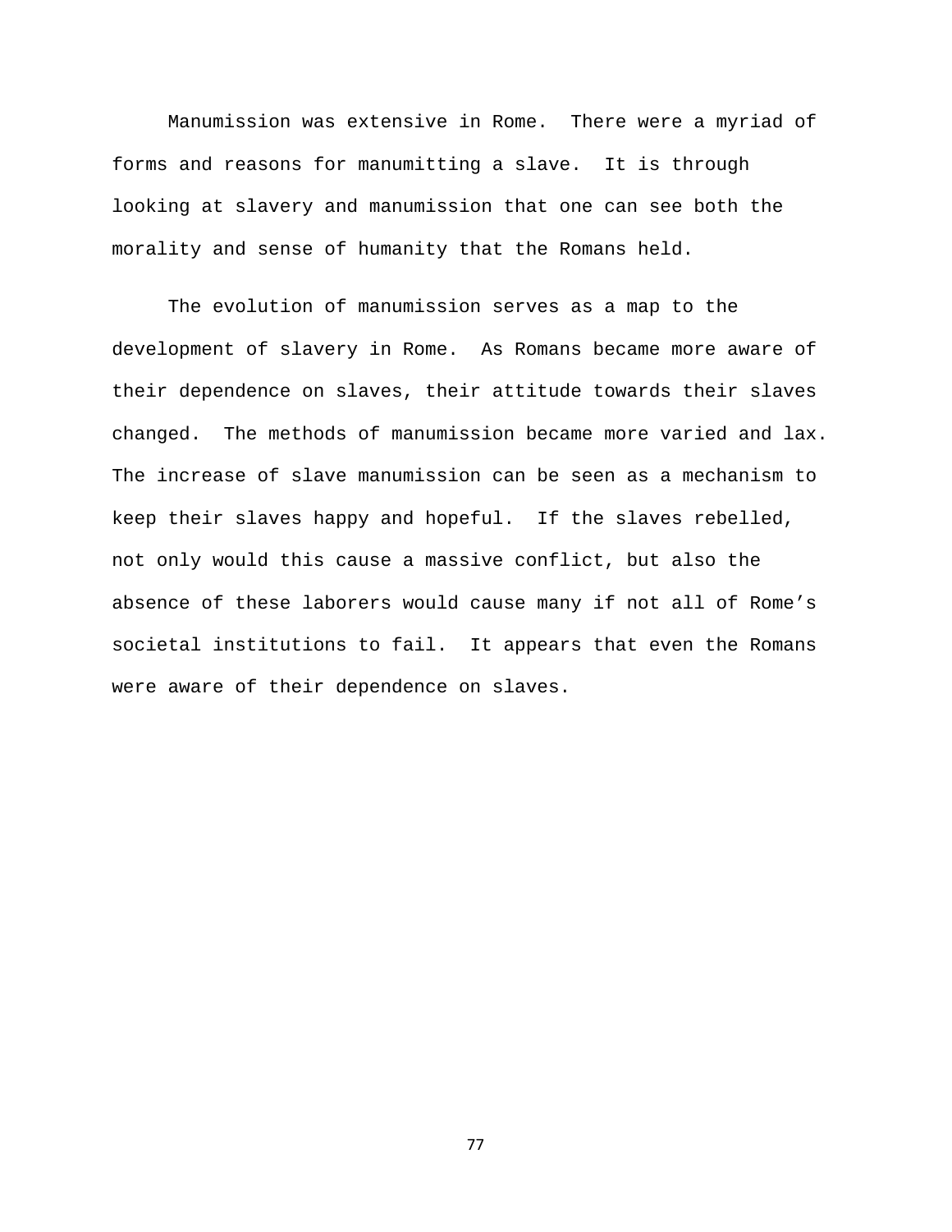Manumission was extensive in Rome. There were a myriad of forms and reasons for manumitting a slave. It is through looking at slavery and manumission that one can see both the morality and sense of humanity that the Romans held.

The evolution of manumission serves as a map to the development of slavery in Rome. As Romans became more aware of their dependence on slaves, their attitude towards their slaves changed. The methods of manumission became more varied and lax. The increase of slave manumission can be seen as a mechanism to keep their slaves happy and hopeful. If the slaves rebelled, not only would this cause a massive conflict, but also the absence of these laborers would cause many if not all of Rome's societal institutions to fail. It appears that even the Romans were aware of their dependence on slaves.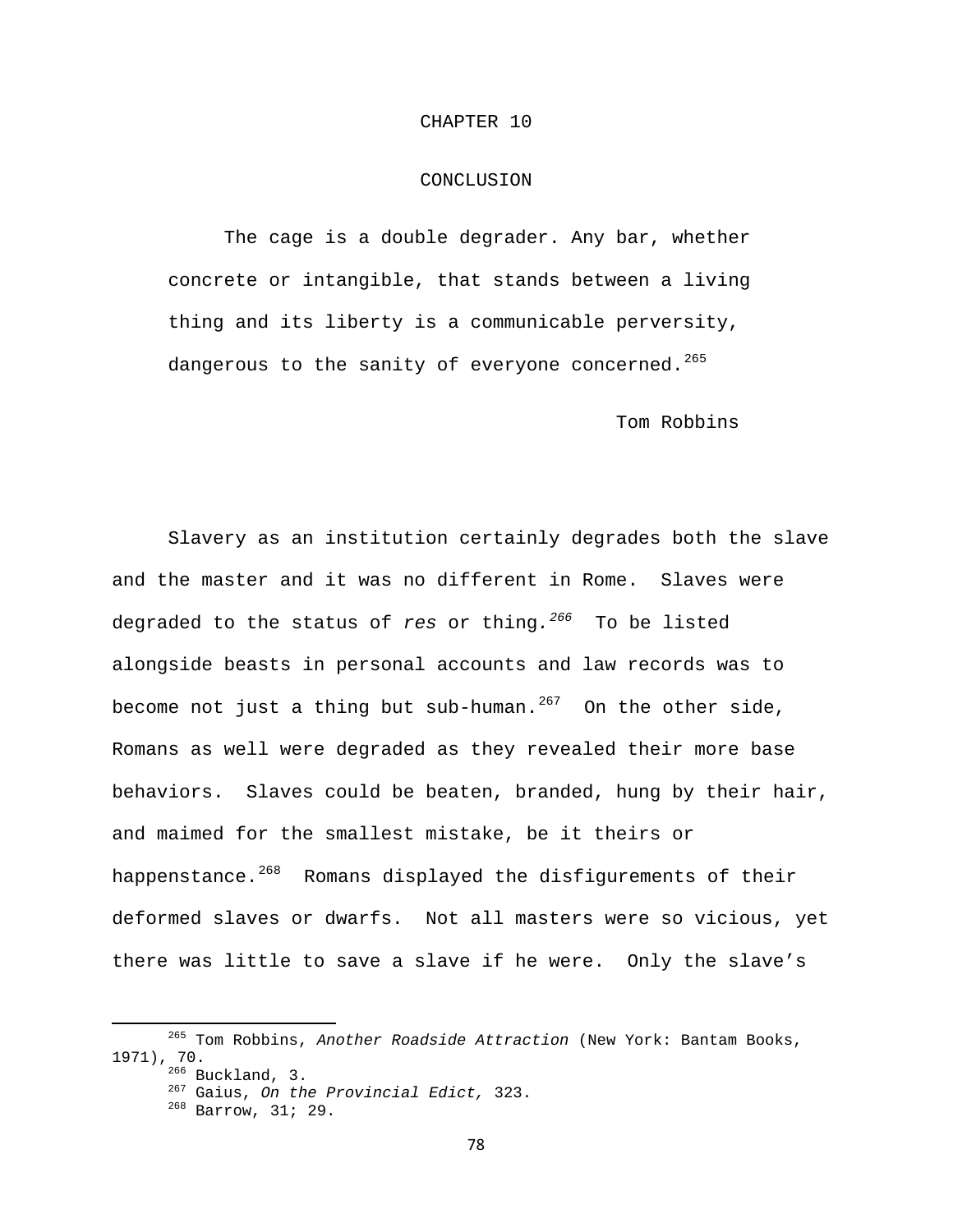# CHAPTER 10

# CONCLUSION

> The cage is a double degrader. Any bar, whether concrete or intangible, that stands between a living thing and its liberty is a communicable perversity, dangerous to the sanity of everyone concerned.[265]
>
> Tom Robbins

Slavery as an institution certainly degrades both the slave and the master and it was no different in Rome. Slaves were degraded to the status of *res* or thing.[266] To be listed alongside beasts in personal accounts and law records was to become not just a thing but sub-human.[267] On the other side, Romans as well were degraded as they revealed their more base behaviors. Slaves could be beaten, branded, hung by their hair, and maimed for the smallest mistake, be it theirs or happenstance.[268] Romans displayed the disfigurements of their deformed slaves or dwarfs. Not all masters were so vicious, yet there was little to save a slave if he were. Only the slave's

---

[265] Tom Robbins, *Another Roadside Attraction* (New York: Bantam Books, 1971), 70.

[266] Buckland, 3.

[267] Gaius, *On the Provincial Edict,* 323.

[268] Barrow, 31; 29.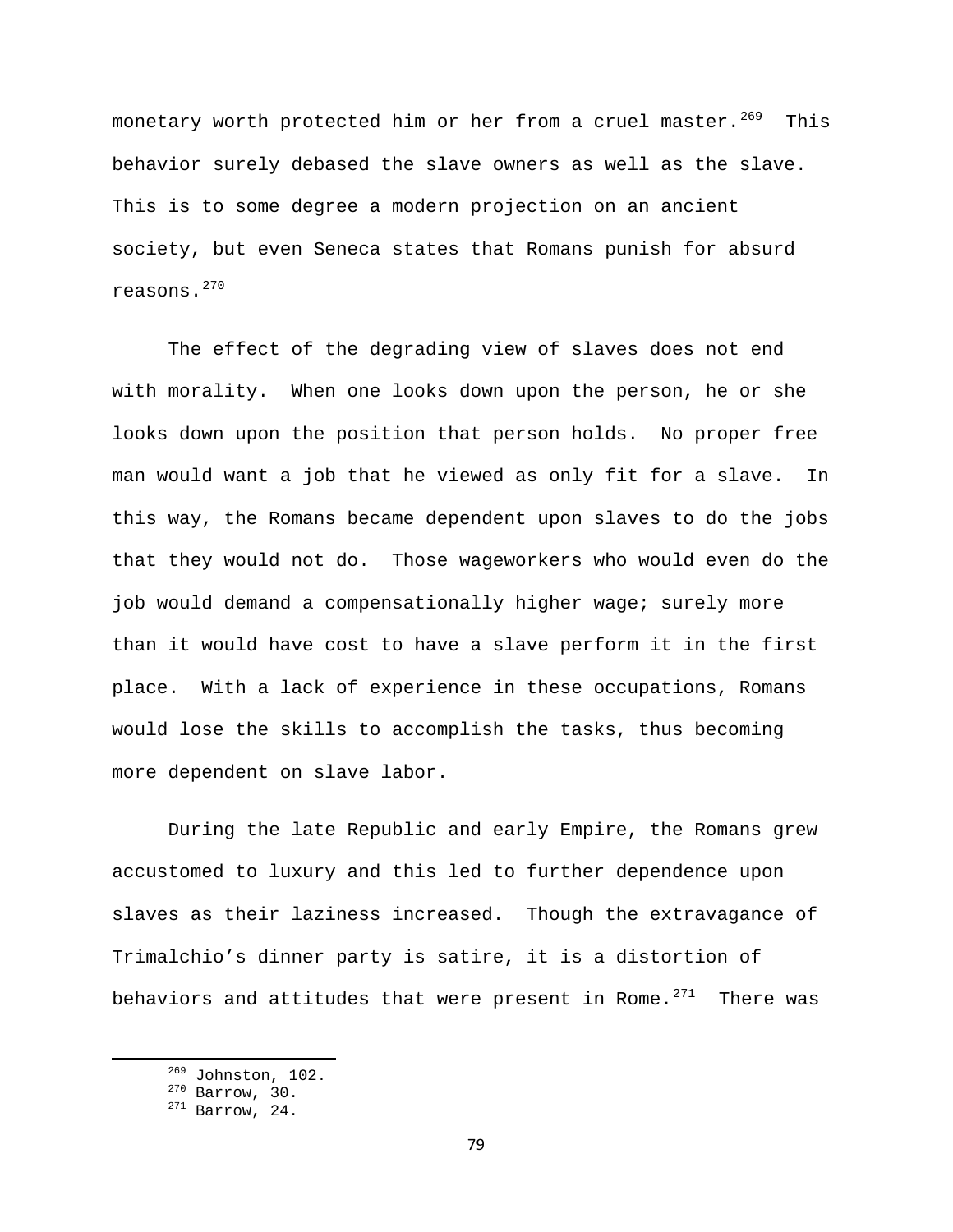monetary worth protected him or her from a cruel master.[269] This behavior surely debased the slave owners as well as the slave. This is to some degree a modern projection on an ancient society, but even Seneca states that Romans punish for absurd reasons.[270]

The effect of the degrading view of slaves does not end with morality. When one looks down upon the person, he or she looks down upon the position that person holds. No proper free man would want a job that he viewed as only fit for a slave. In this way, the Romans became dependent upon slaves to do the jobs that they would not do. Those wageworkers who would even do the job would demand a compensationally higher wage; surely more than it would have cost to have a slave perform it in the first place. With a lack of experience in these occupations, Romans would lose the skills to accomplish the tasks, thus becoming more dependent on slave labor.

During the late Republic and early Empire, the Romans grew accustomed to luxury and this led to further dependence upon slaves as their laziness increased. Though the extravagance of Trimalchio's dinner party is satire, it is a distortion of behaviors and attitudes that were present in Rome.[271] There was

---

[269] Johnston, 102.

[270] Barrow, 30.

[271] Barrow, 24.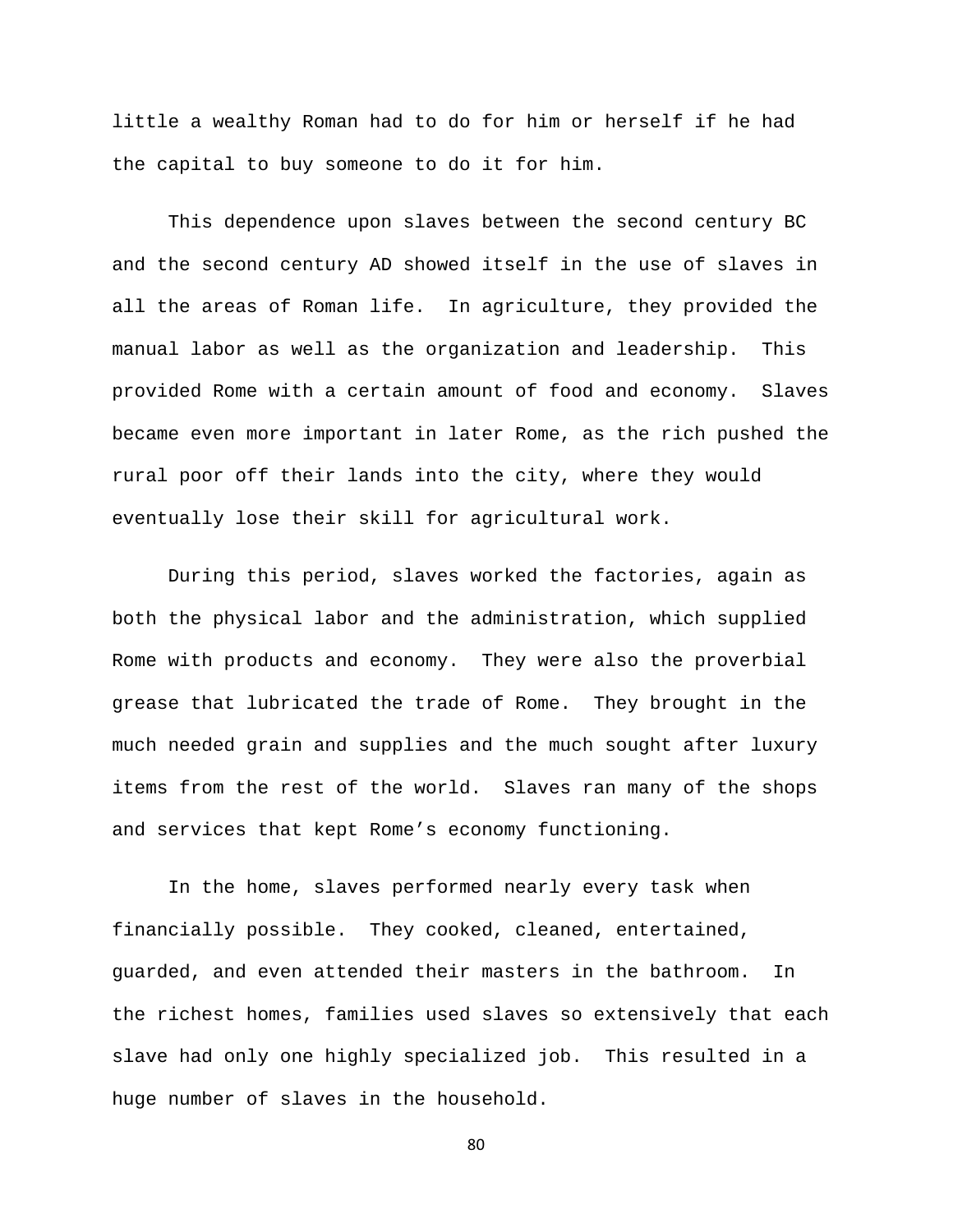little a wealthy Roman had to do for him or herself if he had the capital to buy someone to do it for him.

This dependence upon slaves between the second century BC and the second century AD showed itself in the use of slaves in all the areas of Roman life. In agriculture, they provided the manual labor as well as the organization and leadership. This provided Rome with a certain amount of food and economy. Slaves became even more important in later Rome, as the rich pushed the rural poor off their lands into the city, where they would eventually lose their skill for agricultural work.

During this period, slaves worked the factories, again as both the physical labor and the administration, which supplied Rome with products and economy. They were also the proverbial grease that lubricated the trade of Rome. They brought in the much needed grain and supplies and the much sought after luxury items from the rest of the world. Slaves ran many of the shops and services that kept Rome's economy functioning.

In the home, slaves performed nearly every task when financially possible. They cooked, cleaned, entertained, guarded, and even attended their masters in the bathroom. In the richest homes, families used slaves so extensively that each slave had only one highly specialized job. This resulted in a huge number of slaves in the household.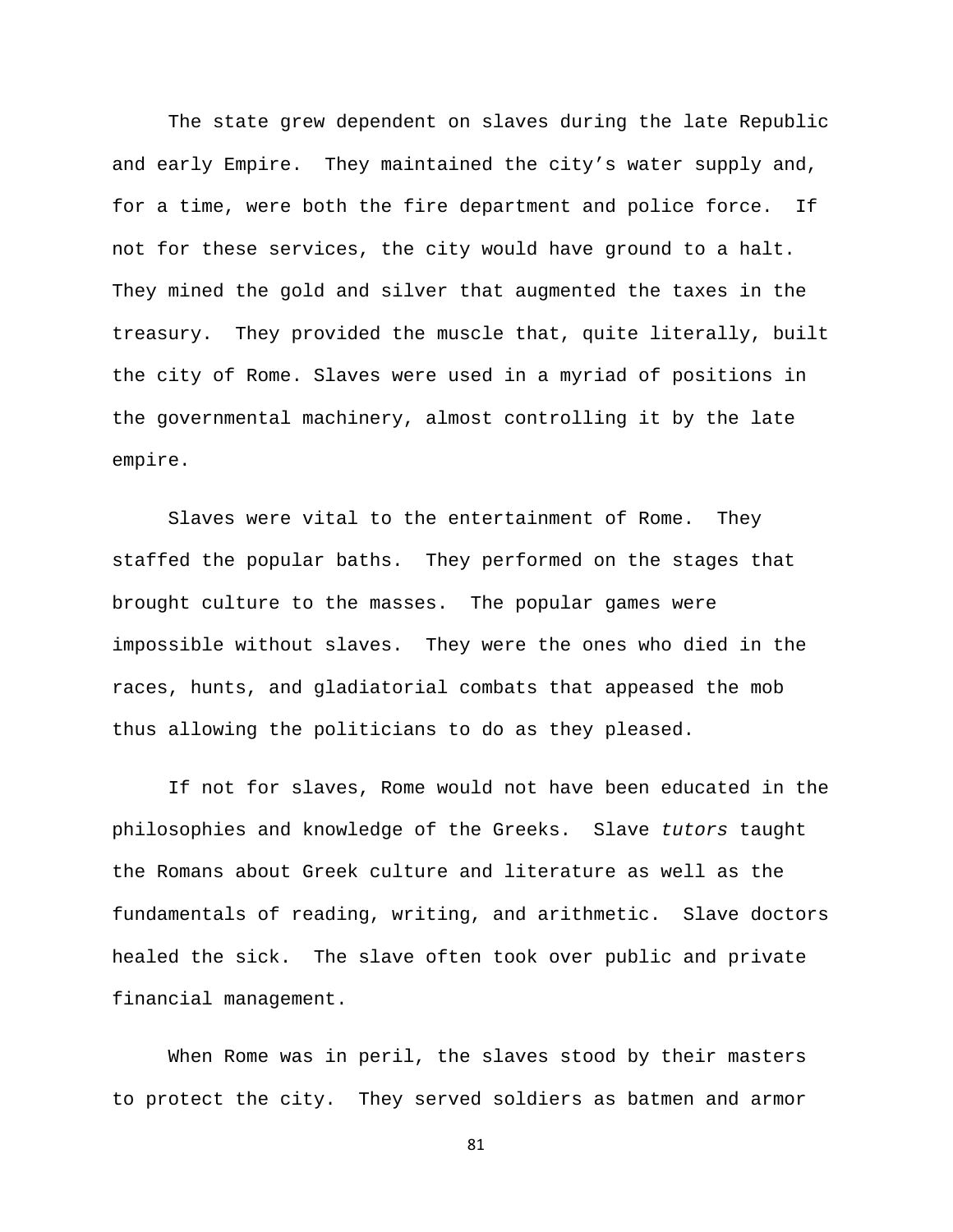The state grew dependent on slaves during the late Republic and early Empire. They maintained the city's water supply and, for a time, were both the fire department and police force. If not for these services, the city would have ground to a halt. They mined the gold and silver that augmented the taxes in the treasury. They provided the muscle that, quite literally, built the city of Rome. Slaves were used in a myriad of positions in the governmental machinery, almost controlling it by the late empire.

Slaves were vital to the entertainment of Rome. They staffed the popular baths. They performed on the stages that brought culture to the masses. The popular games were impossible without slaves. They were the ones who died in the races, hunts, and gladiatorial combats that appeased the mob thus allowing the politicians to do as they pleased.

If not for slaves, Rome would not have been educated in the philosophies and knowledge of the Greeks. Slave *tutors* taught the Romans about Greek culture and literature as well as the fundamentals of reading, writing, and arithmetic. Slave doctors healed the sick. The slave often took over public and private financial management.

When Rome was in peril, the slaves stood by their masters to protect the city. They served soldiers as batmen and armor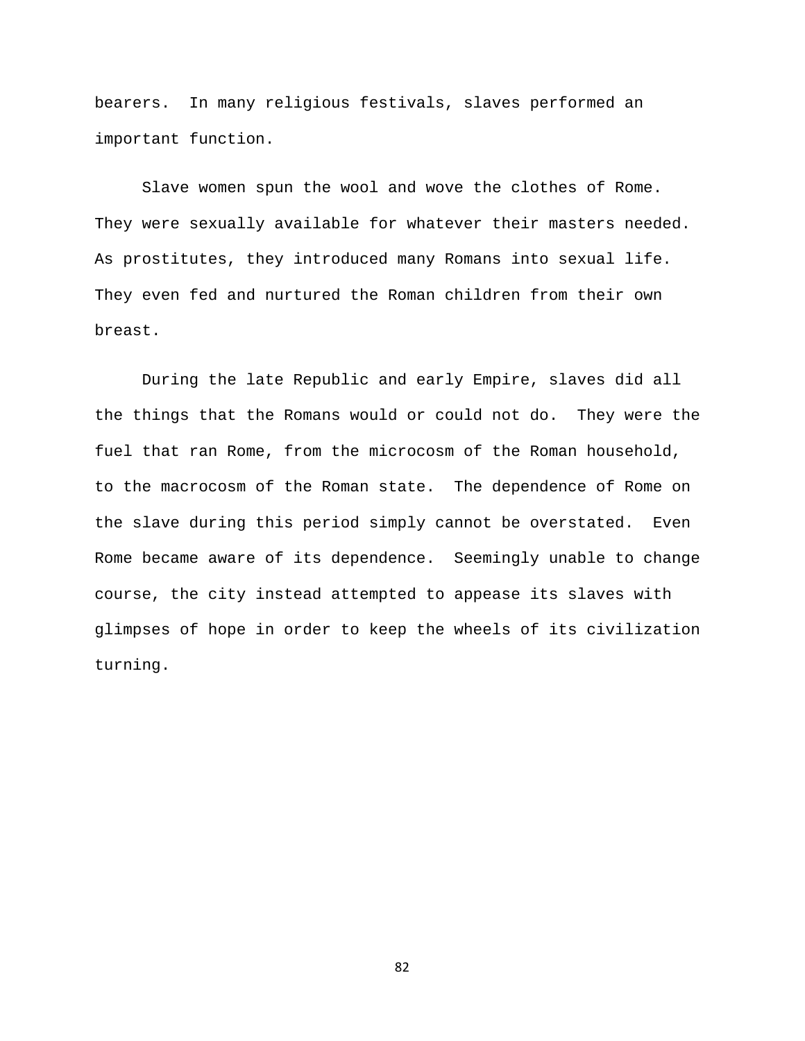bearers.  In many religious festivals, slaves performed an important function.

Slave women spun the wool and wove the clothes of Rome. They were sexually available for whatever their masters needed. As prostitutes, they introduced many Romans into sexual life. They even fed and nurtured the Roman children from their own breast.

During the late Republic and early Empire, slaves did all the things that the Romans would or could not do.  They were the fuel that ran Rome, from the microcosm of the Roman household, to the macrocosm of the Roman state.  The dependence of Rome on the slave during this period simply cannot be overstated.  Even Rome became aware of its dependence.  Seemingly unable to change course, the city instead attempted to appease its slaves with glimpses of hope in order to keep the wheels of its civilization turning.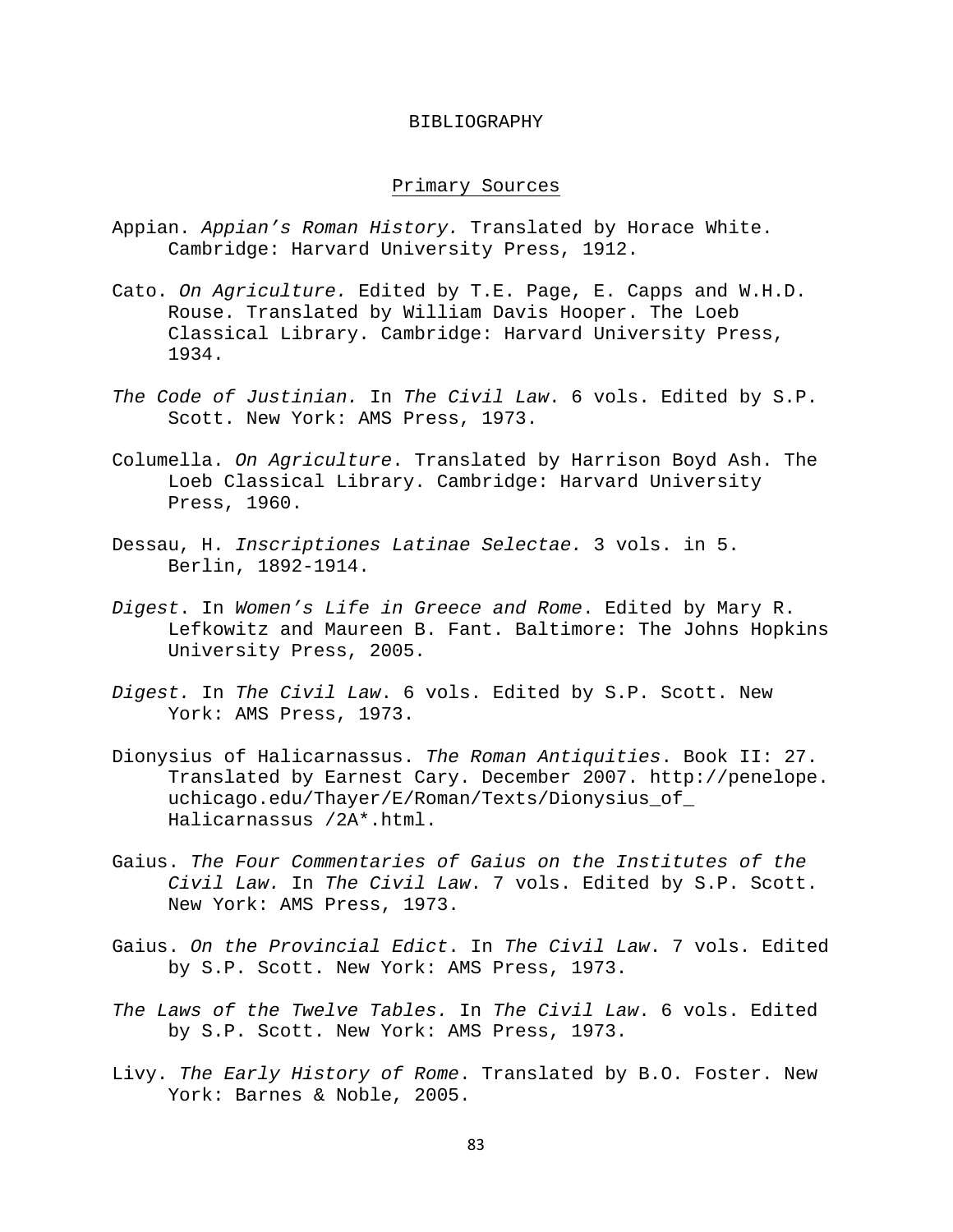# BIBLIOGRAPHY

## Primary Sources

Appian. *Appian's Roman History.* Translated by Horace White. Cambridge: Harvard University Press, 1912.

Cato. *On Agriculture.* Edited by T.E. Page, E. Capps and W.H.D. Rouse. Translated by William Davis Hooper. The Loeb Classical Library. Cambridge: Harvard University Press, 1934.

*The Code of Justinian.* In *The Civil Law*. 6 vols. Edited by S.P. Scott. New York: AMS Press, 1973.

Columella. *On Agriculture*. Translated by Harrison Boyd Ash. The Loeb Classical Library. Cambridge: Harvard University Press, 1960.

Dessau, H. *Inscriptiones Latinae Selectae.* 3 vols. in 5. Berlin, 1892-1914.

*Digest*. In *Women's Life in Greece and Rome*. Edited by Mary R. Lefkowitz and Maureen B. Fant. Baltimore: The Johns Hopkins University Press, 2005.

*Digest.* In *The Civil Law*. 6 vols. Edited by S.P. Scott. New York: AMS Press, 1973.

Dionysius of Halicarnassus. *The Roman Antiquities*. Book II: 27. Translated by Earnest Cary. December 2007. http://penelope.uchicago.edu/Thayer/E/Roman/Texts/Dionysius_of_Halicarnassus /2A*.html.

Gaius. *The Four Commentaries of Gaius on the Institutes of the Civil Law.* In *The Civil Law*. 7 vols. Edited by S.P. Scott. New York: AMS Press, 1973.

Gaius. *On the Provincial Edict*. In *The Civil Law*. 7 vols. Edited by S.P. Scott. New York: AMS Press, 1973.

*The Laws of the Twelve Tables.* In *The Civil Law*. 6 vols. Edited by S.P. Scott. New York: AMS Press, 1973.

Livy. *The Early History of Rome*. Translated by B.O. Foster. New York: Barnes & Noble, 2005.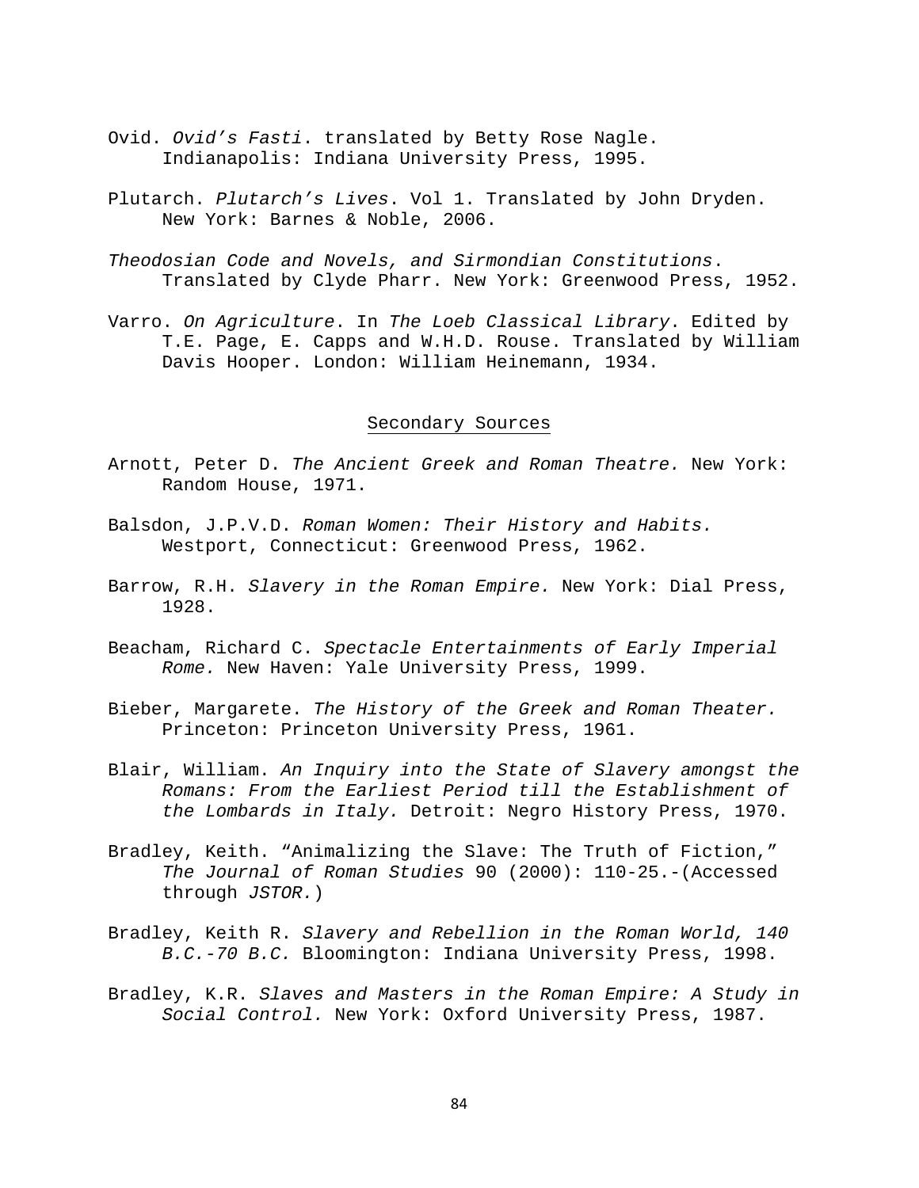Ovid. *Ovid's Fasti*. translated by Betty Rose Nagle. Indianapolis: Indiana University Press, 1995.

Plutarch. *Plutarch's Lives*. Vol 1. Translated by John Dryden. New York: Barnes & Noble, 2006.

*Theodosian Code and Novels, and Sirmondian Constitutions*. Translated by Clyde Pharr. New York: Greenwood Press, 1952.

Varro. *On Agriculture*. In *The Loeb Classical Library*. Edited by T.E. Page, E. Capps and W.H.D. Rouse. Translated by William Davis Hooper. London: William Heinemann, 1934.

## Secondary Sources

Arnott, Peter D. *The Ancient Greek and Roman Theatre.* New York: Random House, 1971.

Balsdon, J.P.V.D. *Roman Women: Their History and Habits.* Westport, Connecticut: Greenwood Press, 1962.

Barrow, R.H. *Slavery in the Roman Empire.* New York: Dial Press, 1928.

Beacham, Richard C. *Spectacle Entertainments of Early Imperial Rome.* New Haven: Yale University Press, 1999.

Bieber, Margarete. *The History of the Greek and Roman Theater.* Princeton: Princeton University Press, 1961.

Blair, William. *An Inquiry into the State of Slavery amongst the Romans: From the Earliest Period till the Establishment of the Lombards in Italy.* Detroit: Negro History Press, 1970.

Bradley, Keith. "Animalizing the Slave: The Truth of Fiction," *The Journal of Roman Studies* 90 (2000): 110-25.-(Accessed through *JSTOR.*)

Bradley, Keith R. *Slavery and Rebellion in the Roman World, 140 B.C.-70 B.C.* Bloomington: Indiana University Press, 1998.

Bradley, K.R. *Slaves and Masters in the Roman Empire: A Study in Social Control.* New York: Oxford University Press, 1987.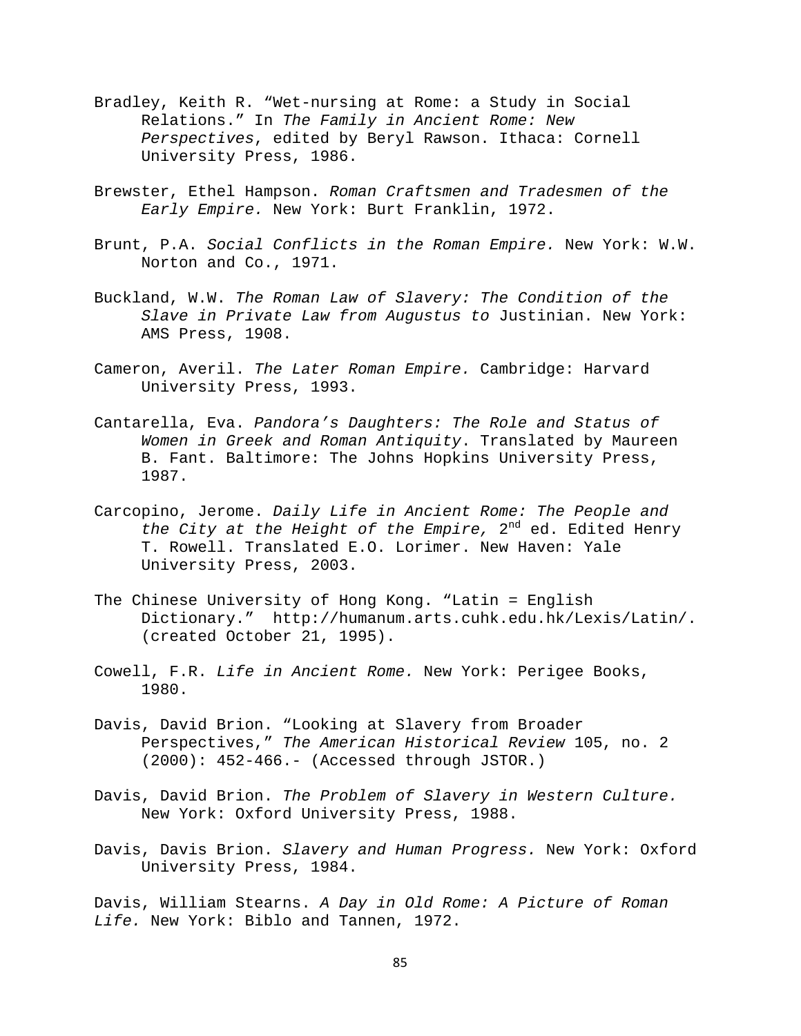Bradley, Keith R. “Wet-nursing at Rome: a Study in Social Relations.” In *The Family in Ancient Rome: New Perspectives*, edited by Beryl Rawson. Ithaca: Cornell University Press, 1986.

Brewster, Ethel Hampson. *Roman Craftsmen and Tradesmen of the Early Empire.* New York: Burt Franklin, 1972.

Brunt, P.A. *Social Conflicts in the Roman Empire.* New York: W.W. Norton and Co., 1971.

Buckland, W.W. *The Roman Law of Slavery: The Condition of the Slave in Private Law from Augustus to* Justinian. New York: AMS Press, 1908.

Cameron, Averil. *The Later Roman Empire.* Cambridge: Harvard University Press, 1993.

Cantarella, Eva. *Pandora’s Daughters: The Role and Status of Women in Greek and Roman Antiquity*. Translated by Maureen B. Fant. Baltimore: The Johns Hopkins University Press, 1987.

Carcopino, Jerome. *Daily Life in Ancient Rome: The People and the City at the Height of the Empire,* 2nd ed. Edited Henry T. Rowell. Translated E.O. Lorimer. New Haven: Yale University Press, 2003.

The Chinese University of Hong Kong. “Latin = English Dictionary.” http://humanum.arts.cuhk.edu.hk/Lexis/Latin/. (created October 21, 1995).

Cowell, F.R. *Life in Ancient Rome.* New York: Perigee Books, 1980.

Davis, David Brion. “Looking at Slavery from Broader Perspectives,” *The American Historical Review* 105, no. 2 (2000): 452-466.- (Accessed through JSTOR.)

Davis, David Brion. *The Problem of Slavery in Western Culture.* New York: Oxford University Press, 1988.

Davis, Davis Brion. *Slavery and Human Progress.* New York: Oxford University Press, 1984.

Davis, William Stearns. *A Day in Old Rome: A Picture of Roman Life.* New York: Biblo and Tannen, 1972.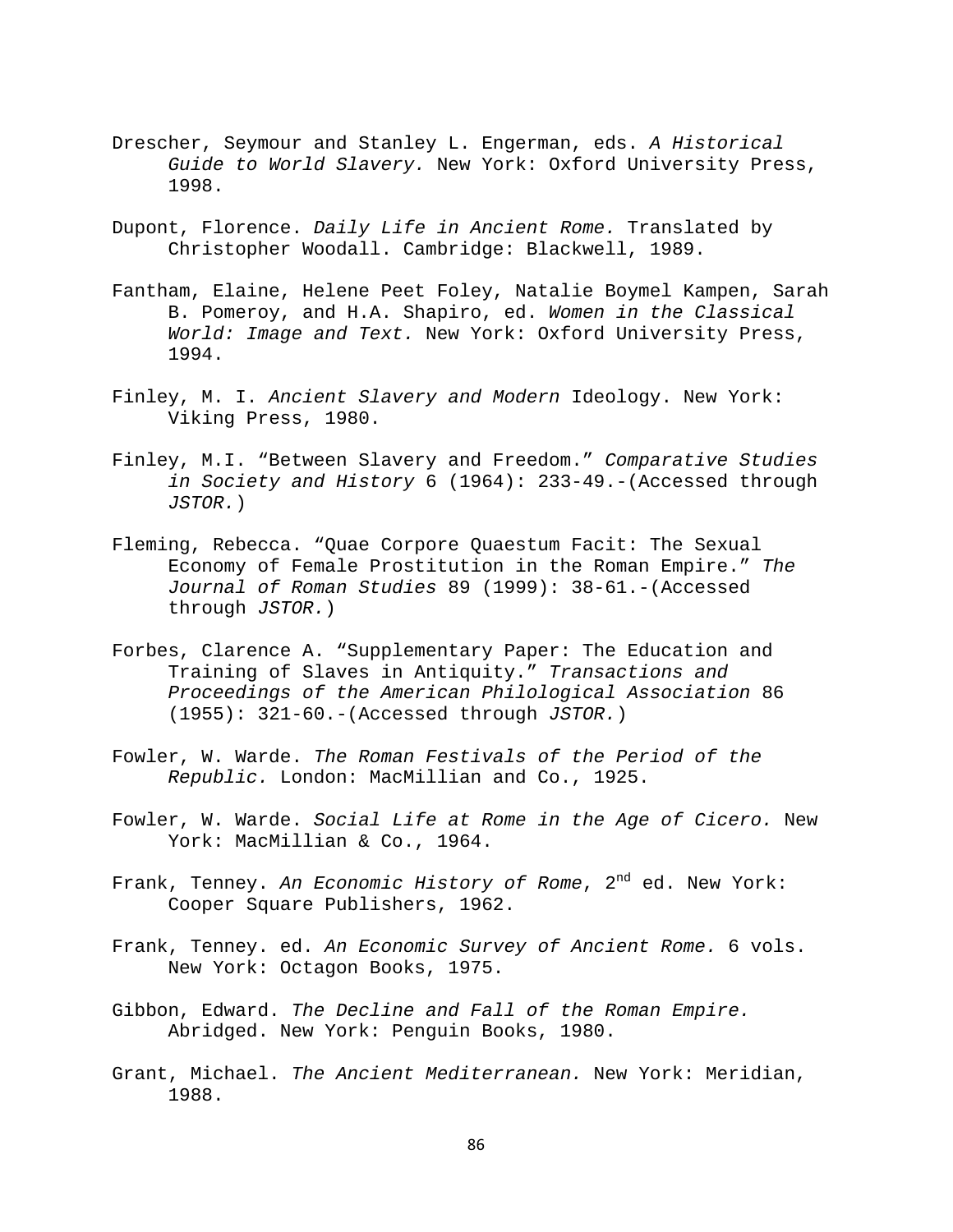Drescher, Seymour and Stanley L. Engerman, eds. *A Historical Guide to World Slavery.* New York: Oxford University Press, 1998.

Dupont, Florence. *Daily Life in Ancient Rome.* Translated by Christopher Woodall. Cambridge: Blackwell, 1989.

Fantham, Elaine, Helene Peet Foley, Natalie Boymel Kampen, Sarah B. Pomeroy, and H.A. Shapiro, ed. *Women in the Classical World: Image and Text.* New York: Oxford University Press, 1994.

Finley, M. I. *Ancient Slavery and Modern* Ideology. New York: Viking Press, 1980.

Finley, M.I. "Between Slavery and Freedom." *Comparative Studies in Society and History* 6 (1964): 233-49.-(Accessed through *JSTOR.*)

Fleming, Rebecca. "Quae Corpore Quaestum Facit: The Sexual Economy of Female Prostitution in the Roman Empire." *The Journal of Roman Studies* 89 (1999): 38-61.-(Accessed through *JSTOR.*)

Forbes, Clarence A. "Supplementary Paper: The Education and Training of Slaves in Antiquity." *Transactions and Proceedings of the American Philological Association* 86 (1955): 321-60.-(Accessed through *JSTOR.*)

Fowler, W. Warde. *The Roman Festivals of the Period of the Republic.* London: MacMillian and Co., 1925.

Fowler, W. Warde. *Social Life at Rome in the Age of Cicero.* New York: MacMillian & Co., 1964.

Frank, Tenney. *An Economic History of Rome*, 2nd ed. New York: Cooper Square Publishers, 1962.

Frank, Tenney. ed. *An Economic Survey of Ancient Rome.* 6 vols. New York: Octagon Books, 1975.

Gibbon, Edward. *The Decline and Fall of the Roman Empire.* Abridged. New York: Penguin Books, 1980.

Grant, Michael. *The Ancient Mediterranean.* New York: Meridian, 1988.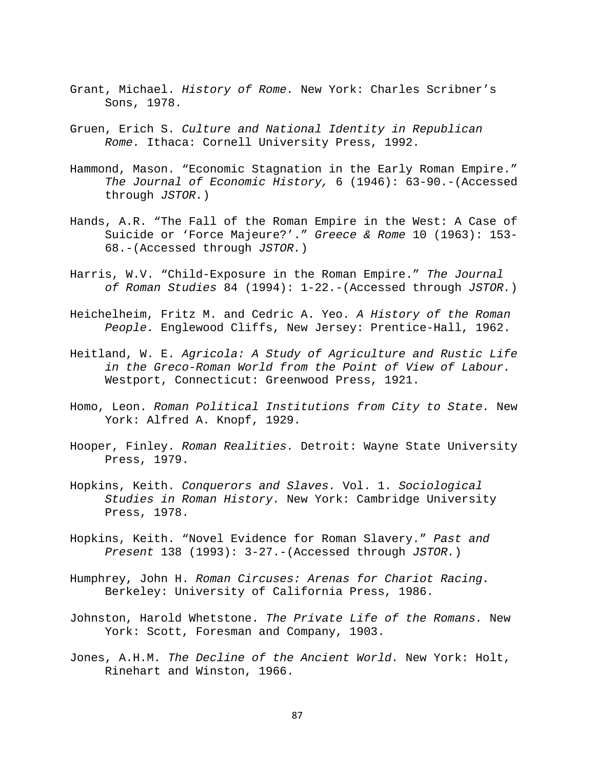Grant, Michael. *History of Rome.* New York: Charles Scribner's Sons, 1978.

Gruen, Erich S. *Culture and National Identity in Republican Rome.* Ithaca: Cornell University Press, 1992.

Hammond, Mason. "Economic Stagnation in the Early Roman Empire." *The Journal of Economic History,* 6 (1946): 63-90.-(Accessed through *JSTOR.*)

Hands, A.R. "The Fall of the Roman Empire in the West: A Case of Suicide or 'Force Majeure?'." *Greece & Rome* 10 (1963): 153-68.-(Accessed through *JSTOR.*)

Harris, W.V. "Child-Exposure in the Roman Empire." *The Journal of Roman Studies* 84 (1994): 1-22.-(Accessed through *JSTOR.*)

Heichelheim, Fritz M. and Cedric A. Yeo. *A History of the Roman People.* Englewood Cliffs, New Jersey: Prentice-Hall, 1962.

Heitland, W. E. *Agricola: A Study of Agriculture and Rustic Life in the Greco-Roman World from the Point of View of Labour.* Westport, Connecticut: Greenwood Press, 1921.

Homo, Leon. *Roman Political Institutions from City to State.* New York: Alfred A. Knopf, 1929.

Hooper, Finley. *Roman Realities.* Detroit: Wayne State University Press, 1979.

Hopkins, Keith. *Conquerors and Slaves.* Vol. 1. *Sociological Studies in Roman History.* New York: Cambridge University Press, 1978.

Hopkins, Keith. "Novel Evidence for Roman Slavery." *Past and Present* 138 (1993): 3-27.-(Accessed through *JSTOR.*)

Humphrey, John H. *Roman Circuses: Arenas for Chariot Racing.* Berkeley: University of California Press, 1986.

Johnston, Harold Whetstone. *The Private Life of the Romans.* New York: Scott, Foresman and Company, 1903.

Jones, A.H.M. *The Decline of the Ancient World.* New York: Holt, Rinehart and Winston, 1966.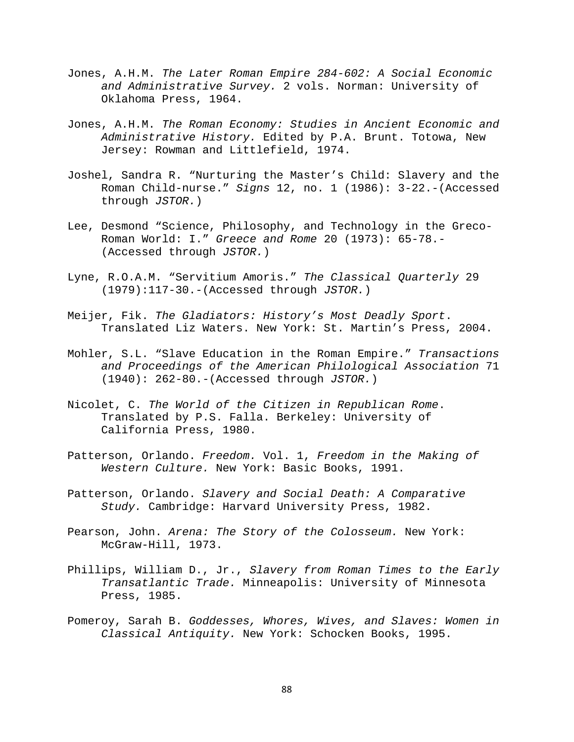Jones, A.H.M. *The Later Roman Empire 284-602: A Social Economic and Administrative Survey.* 2 vols. Norman: University of Oklahoma Press, 1964.

Jones, A.H.M. *The Roman Economy: Studies in Ancient Economic and Administrative History.* Edited by P.A. Brunt. Totowa, New Jersey: Rowman and Littlefield, 1974.

Joshel, Sandra R. "Nurturing the Master's Child: Slavery and the Roman Child-nurse." *Signs* 12, no. 1 (1986): 3-22.-(Accessed through *JSTOR.*)

Lee, Desmond "Science, Philosophy, and Technology in the Greco-Roman World: I." *Greece and Rome* 20 (1973): 65-78.-(Accessed through *JSTOR.*)

Lyne, R.O.A.M. "Servitium Amoris." *The Classical Quarterly* 29 (1979):117-30.-(Accessed through *JSTOR.*)

Meijer, Fik. *The Gladiators: History's Most Deadly Sport*. Translated Liz Waters. New York: St. Martin's Press, 2004.

Mohler, S.L. "Slave Education in the Roman Empire." *Transactions and Proceedings of the American Philological Association* 71 (1940): 262-80.-(Accessed through *JSTOR.*)

Nicolet, C. *The World of the Citizen in Republican Rome*. Translated by P.S. Falla. Berkeley: University of California Press, 1980.

Patterson, Orlando. *Freedom.* Vol. 1, *Freedom in the Making of Western Culture.* New York: Basic Books, 1991.

Patterson, Orlando. *Slavery and Social Death: A Comparative Study.* Cambridge: Harvard University Press, 1982.

Pearson, John. *Arena: The Story of the Colosseum.* New York: McGraw-Hill, 1973.

Phillips, William D., Jr., *Slavery from Roman Times to the Early Transatlantic Trade.* Minneapolis: University of Minnesota Press, 1985.

Pomeroy, Sarah B. *Goddesses, Whores, Wives, and Slaves: Women in Classical Antiquity.* New York: Schocken Books, 1995.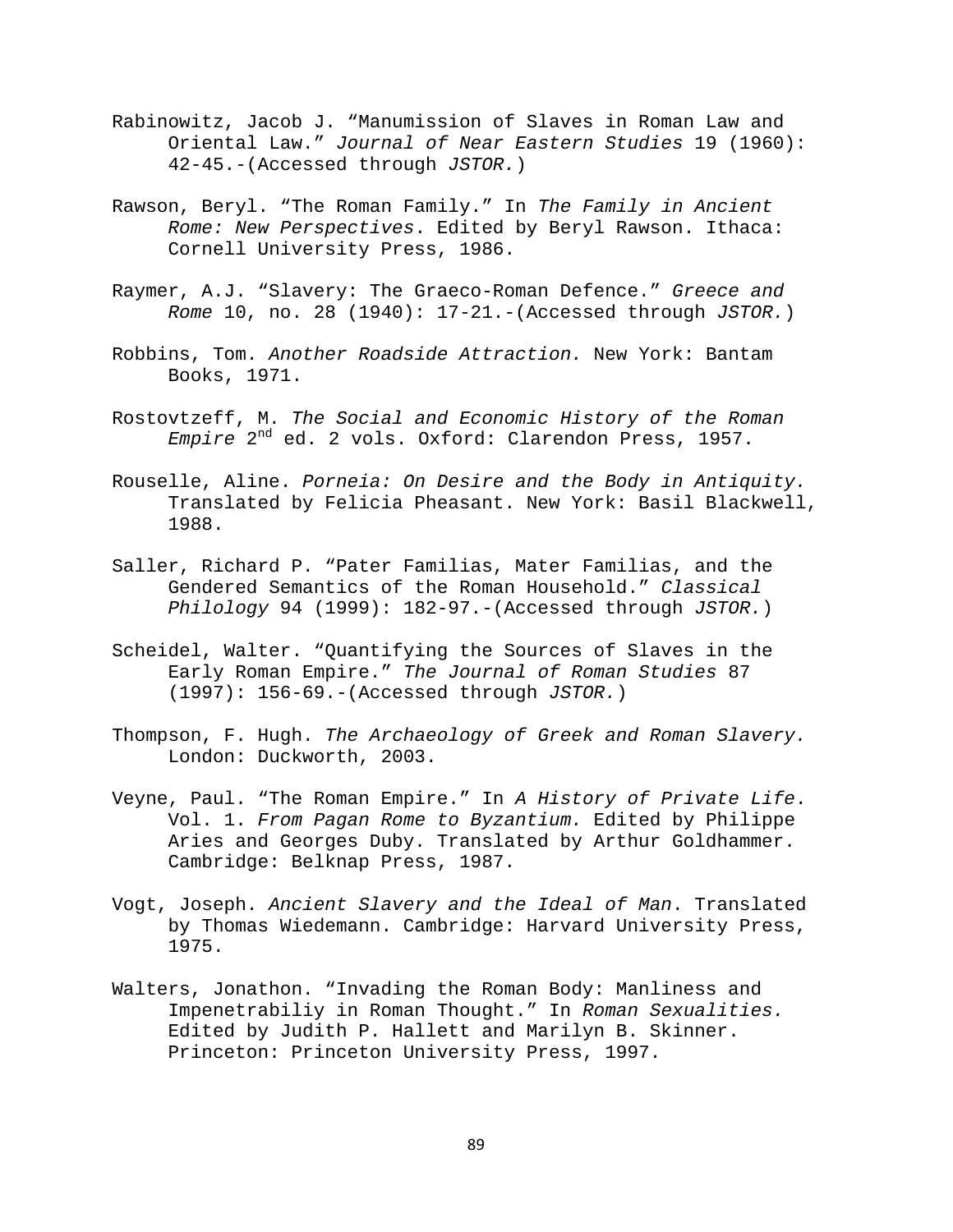Rabinowitz, Jacob J. "Manumission of Slaves in Roman Law and Oriental Law." *Journal of Near Eastern Studies* 19 (1960): 42-45.-(Accessed through *JSTOR.*)

Rawson, Beryl. "The Roman Family." In *The Family in Ancient Rome: New Perspectives*. Edited by Beryl Rawson. Ithaca: Cornell University Press, 1986.

Raymer, A.J. "Slavery: The Graeco-Roman Defence." *Greece and Rome* 10, no. 28 (1940): 17-21.-(Accessed through *JSTOR.*)

Robbins, Tom. *Another Roadside Attraction.* New York: Bantam Books, 1971.

Rostovtzeff, M. *The Social and Economic History of the Roman Empire* 2nd ed. 2 vols. Oxford: Clarendon Press, 1957.

Rouselle, Aline. *Porneia: On Desire and the Body in Antiquity.* Translated by Felicia Pheasant. New York: Basil Blackwell, 1988.

Saller, Richard P. "Pater Familias, Mater Familias, and the Gendered Semantics of the Roman Household." *Classical Philology* 94 (1999): 182-97.-(Accessed through *JSTOR.*)

Scheidel, Walter. "Quantifying the Sources of Slaves in the Early Roman Empire." *The Journal of Roman Studies* 87 (1997): 156-69.-(Accessed through *JSTOR.*)

Thompson, F. Hugh. *The Archaeology of Greek and Roman Slavery.* London: Duckworth, 2003.

Veyne, Paul. "The Roman Empire." In *A History of Private Life*. Vol. 1. *From Pagan Rome to Byzantium.* Edited by Philippe Aries and Georges Duby. Translated by Arthur Goldhammer. Cambridge: Belknap Press, 1987.

Vogt, Joseph. *Ancient Slavery and the Ideal of Man*. Translated by Thomas Wiedemann. Cambridge: Harvard University Press, 1975.

Walters, Jonathon. "Invading the Roman Body: Manliness and Impenetrabiliy in Roman Thought." In *Roman Sexualities.* Edited by Judith P. Hallett and Marilyn B. Skinner. Princeton: Princeton University Press, 1997.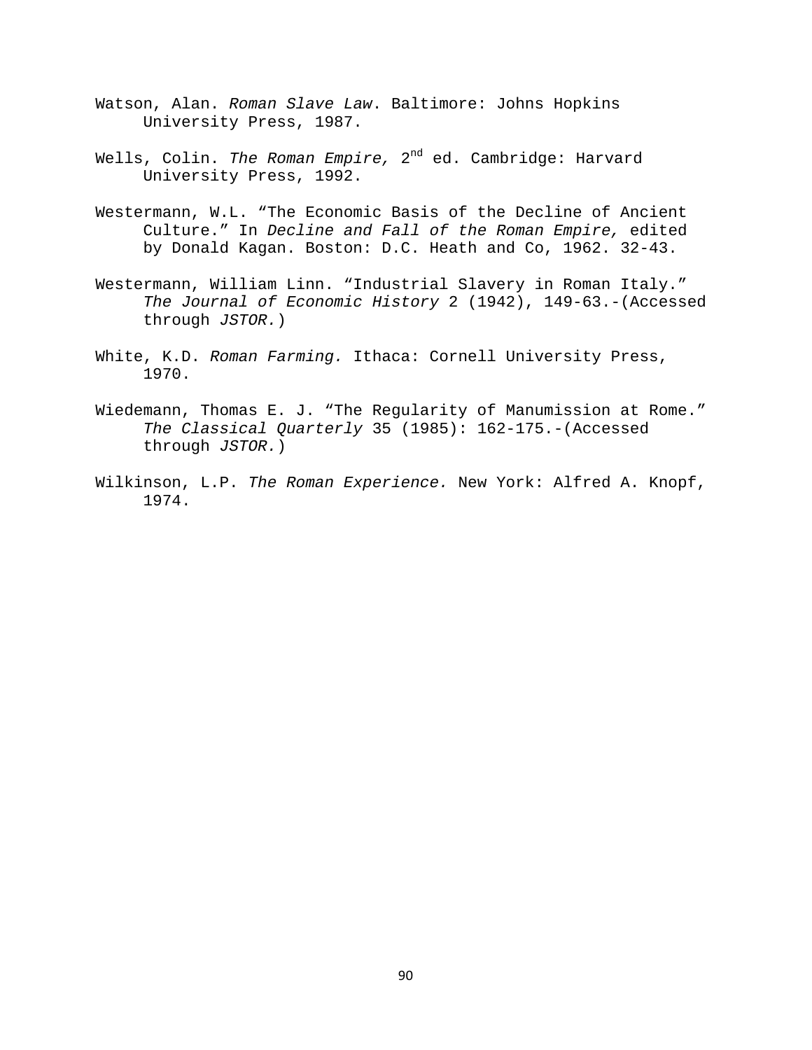Watson, Alan. *Roman Slave Law*. Baltimore: Johns Hopkins University Press, 1987.

Wells, Colin. *The Roman Empire,* 2nd ed. Cambridge: Harvard University Press, 1992.

Westermann, W.L. "The Economic Basis of the Decline of Ancient Culture." In *Decline and Fall of the Roman Empire,* edited by Donald Kagan. Boston: D.C. Heath and Co, 1962. 32-43.

Westermann, William Linn. "Industrial Slavery in Roman Italy." *The Journal of Economic History* 2 (1942), 149-63.-(Accessed through *JSTOR.*)

White, K.D. *Roman Farming.* Ithaca: Cornell University Press, 1970.

Wiedemann, Thomas E. J. "The Regularity of Manumission at Rome." *The Classical Quarterly* 35 (1985): 162-175.-(Accessed through *JSTOR.*)

Wilkinson, L.P. *The Roman Experience.* New York: Alfred A. Knopf, 1974.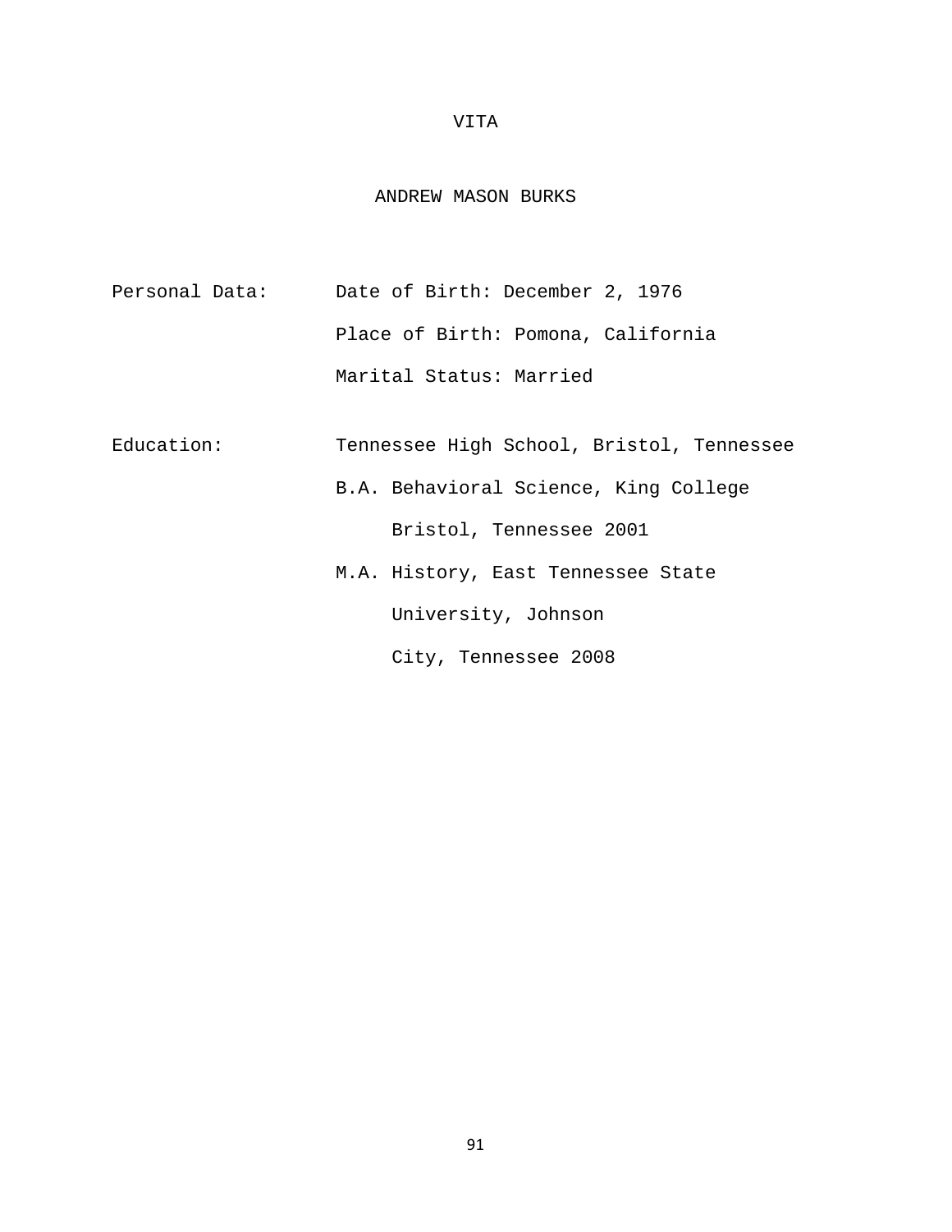# VITA

## ANDREW MASON BURKS

| | |
|---|---|
| Personal Data: | Date of Birth: December 2, 1976 |
| | Place of Birth: Pomona, California |
| | Marital Status: Married |
| Education: | Tennessee High School, Bristol, Tennessee |
| | B.A. Behavioral Science, King College Bristol, Tennessee 2001 |
| | M.A. History, East Tennessee State University, Johnson City, Tennessee 2008 |